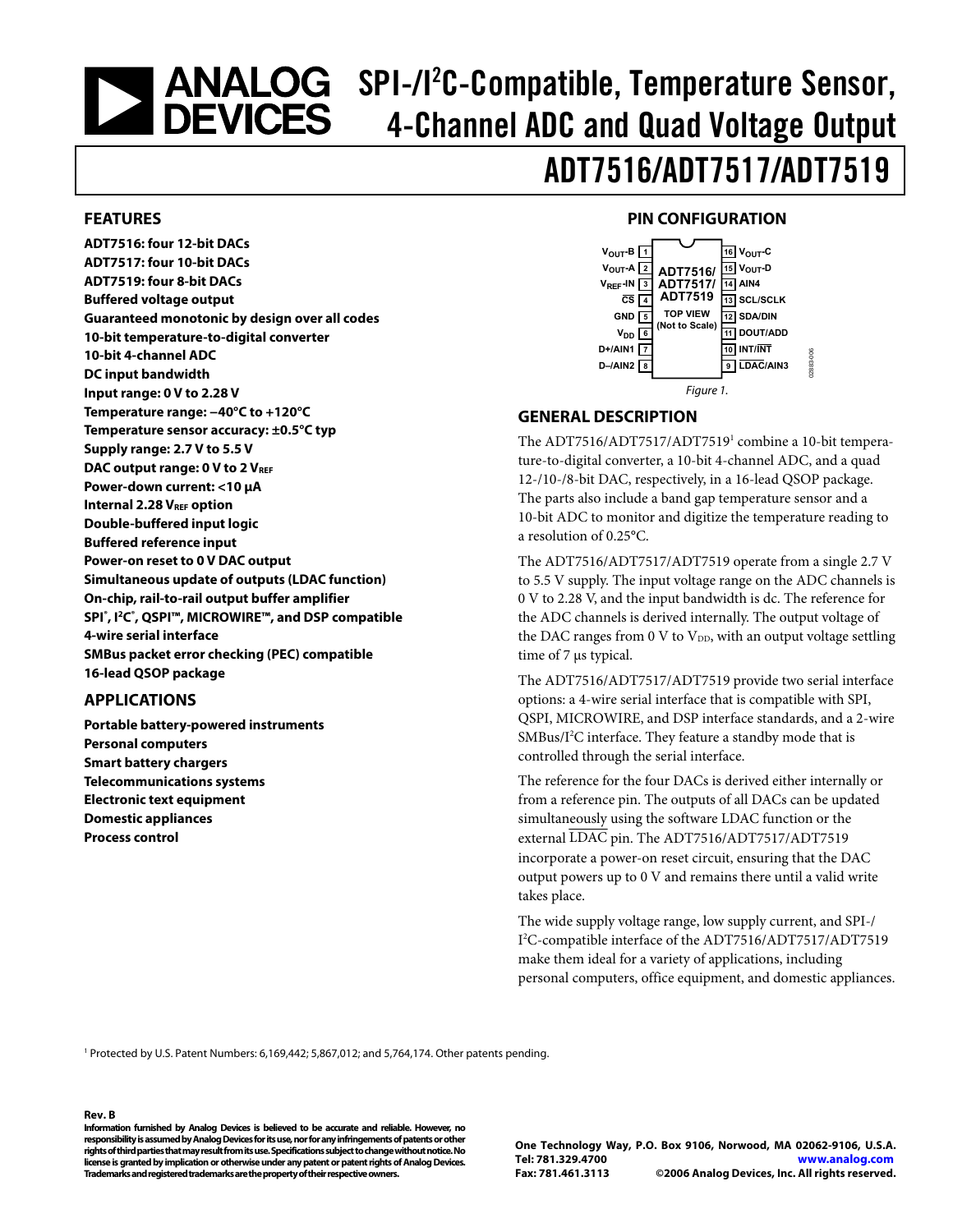# SPI-/I²C-Compatible, Temperature Sensor, 4-Channel ADC and Quad Voltage Output

# ADT7516/ADT7517/ADT7519

## FEATURES

- ADT7516: four 12-bit DACs
- ADT7517: four 10-bit DACs
- ADT7519: four 8-bit DACs
- Buffered voltage output
- Guaranteed monotonic by design over all codes
- 10-bit temperature-to-digital converter
- 10-bit 4-channel ADC
- DC input bandwidth
- Input range: 0 V to 2.28 V
- Temperature range: −40°C to +120°C
- Temperature sensor accuracy: ±0.5°C typ
- Supply range: 2.7 V to 5.5 V
- DAC output range: 0 V to 2 $V_{REF}$
- Power-down current: <10 μA
- Internal 2.28 $V_{REF}$ option
- Double-buffered input logic
- Buffered reference input
- Power-on reset to 0 V DAC output
- Simultaneous update of outputs (LDAC function)
- On-chip, rail-to-rail output buffer amplifier
- SPI®, I²C®, QSPI™, MICROWIRE™, and DSP compatible
- 4-wire serial interface
- SMBus packet error checking (PEC) compatible
- 16-lead QSOP package

## APPLICATIONS

- Portable battery-powered instruments
- Personal computers
- Smart battery chargers
- Telecommunications systems
- Electronic text equipment
- Domestic appliances
- Process control

## PIN CONFIGURATION

| Pin | Name | Pin | Name |
|---|---|---|---|
| 1 | $V_{OUT}$-B | 16 | $V_{OUT}$-C |
| 2 | $V_{OUT}$-A | 15 | $V_{OUT}$-D |
| 3 | $V_{REF}$-IN | 14 | AIN4 |
| 4 | CS (active low) | 13 | SCL/SCLK |
| 5 | GND | 12 | SDA/DIN |
| 6 | $V_{DD}$ | 11 | DOUT/ADD |
| 7 | D+/AIN1 | 10 | INT/INT (active low) |
| 8 | D–/AIN2 | 9 | LDAC (active low)/AIN3 |

ADT7516/ADT7517/ADT7519 TOP VIEW (Not to Scale)

*Figure 1.*

## GENERAL DESCRIPTION

The ADT7516/ADT7517/ADT7519[1] combine a 10-bit temperature-to-digital converter, a 10-bit 4-channel ADC, and a quad 12-/10-/8-bit DAC, respectively, in a 16-lead QSOP package. The parts also include a band gap temperature sensor and a 10-bit ADC to monitor and digitize the temperature reading to a resolution of 0.25°C.

The ADT7516/ADT7517/ADT7519 operate from a single 2.7 V to 5.5 V supply. The input voltage range on the ADC channels is 0 V to 2.28 V, and the input bandwidth is dc. The reference for the ADC channels is derived internally. The output voltage of the DAC ranges from 0 V to $V_{DD}$, with an output voltage settling time of 7 μs typical.

The ADT7516/ADT7517/ADT7519 provide two serial interface options: a 4-wire serial interface that is compatible with SPI, QSPI, MICROWIRE, and DSP interface standards, and a 2-wire SMBus/I²C interface. They feature a standby mode that is controlled through the serial interface.

The reference for the four DACs is derived either internally or from a reference pin. The outputs of all DACs can be updated simultaneously using the software LDAC function or the external $\overline{\text{LDAC}}$ pin. The ADT7516/ADT7517/ADT7519 incorporate a power-on reset circuit, ensuring that the DAC output powers up to 0 V and remains there until a valid write takes place.

The wide supply voltage range, low supply current, and SPI-/I²C-compatible interface of the ADT7516/ADT7517/ADT7519 make them ideal for a variety of applications, including personal computers, office equipment, and domestic appliances.

[1] Protected by U.S. Patent Numbers: 6,169,442; 5,867,012; and 5,764,174. Other patents pending.

**Rev. B**

**Information furnished by Analog Devices is believed to be accurate and reliable. However, no responsibility is assumed by Analog Devices for its use, nor for any infringements of patents or other rights of third parties that may result from its use. Specifications subject to change without notice. No license is granted by implication or otherwise under any patent or patent rights of Analog Devices. Trademarks and registered trademarks are the property of their respective owners.**

One Technology Way, P.O. Box 9106, Norwood, MA 02062-9106, U.S.A.
Tel: 781.329.4700 www.analog.com
Fax: 781.461.3113 ©2006 Analog Devices, Inc. All rights reserved.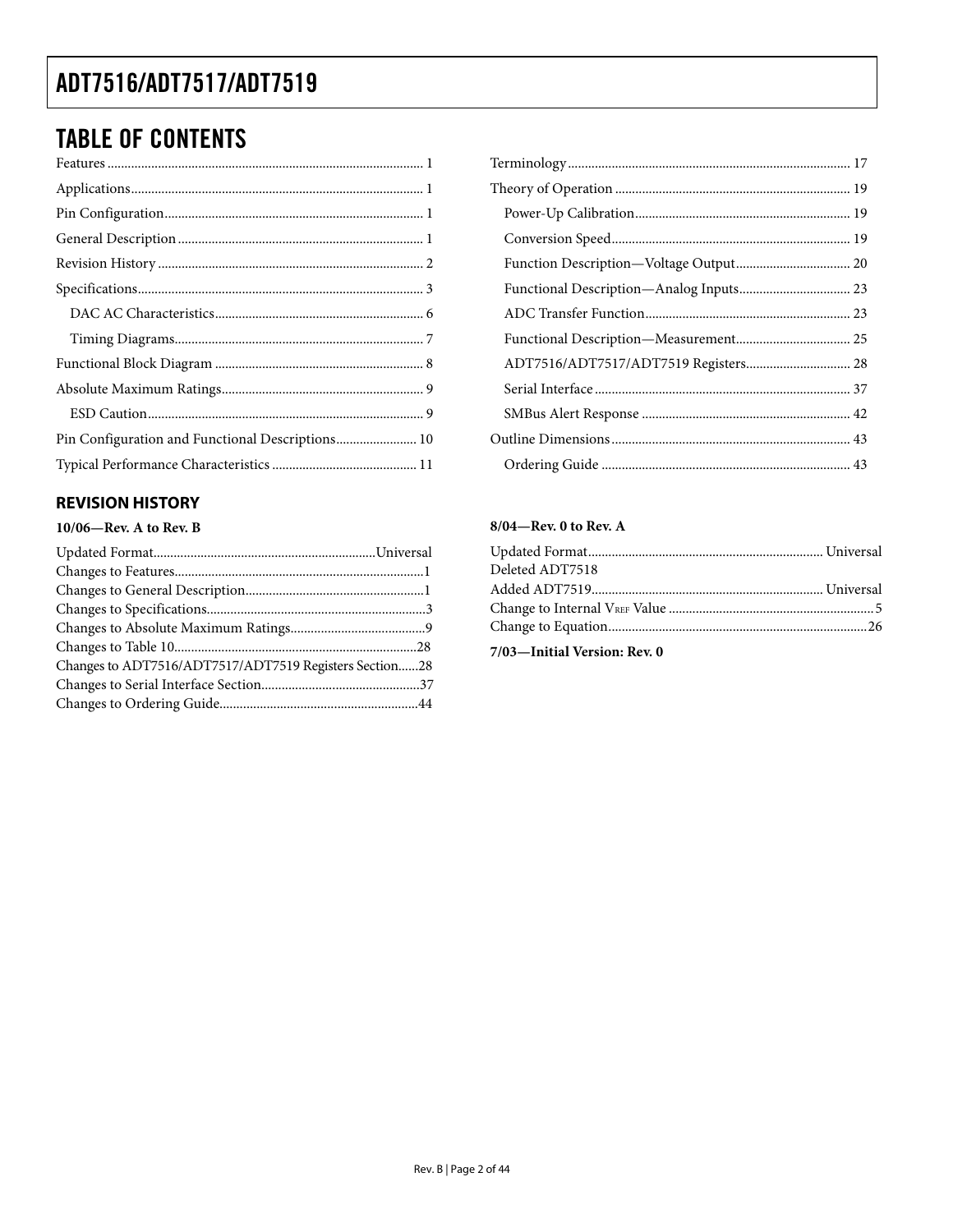## TABLE OF CONTENTS

Features ... 1
Applications ... 1
Pin Configuration ... 1
General Description ... 1
Revision History ... 2
Specifications ... 3
  DAC AC Characteristics ... 6
  Timing Diagrams ... 7
Functional Block Diagram ... 8
Absolute Maximum Ratings ... 9
  ESD Caution ... 9
Pin Configuration and Functional Descriptions ... 10
Typical Performance Characteristics ... 11
Terminology ... 17
Theory of Operation ... 19
  Power-Up Calibration ... 19
  Conversion Speed ... 19
  Function Description—Voltage Output ... 20
  Functional Description—Analog Inputs ... 23
  ADC Transfer Function ... 23
  Functional Description—Measurement ... 25
  ADT7516/ADT7517/ADT7519 Registers ... 28
  Serial Interface ... 37
  SMBus Alert Response ... 42
Outline Dimensions ... 43
  Ordering Guide ... 43

### REVISION HISTORY

**10/06—Rev. A to Rev. B**

Updated Format ... Universal
Changes to Features ... 1
Changes to General Description ... 1
Changes to Specifications ... 3
Changes to Absolute Maximum Ratings ... 9
Changes to Table 10 ... 28
Changes to ADT7516/ADT7517/ADT7519 Registers Section ... 28
Changes to Serial Interface Section ... 37
Changes to Ordering Guide ... 44

**8/04—Rev. 0 to Rev. A**

Updated Format ... Universal
Deleted ADT7518
Added ADT7519 ... Universal
Change to Internal $V_{REF}$ Value ... 5
Change to Equation ... 26

**7/03—Initial Version: Rev. 0**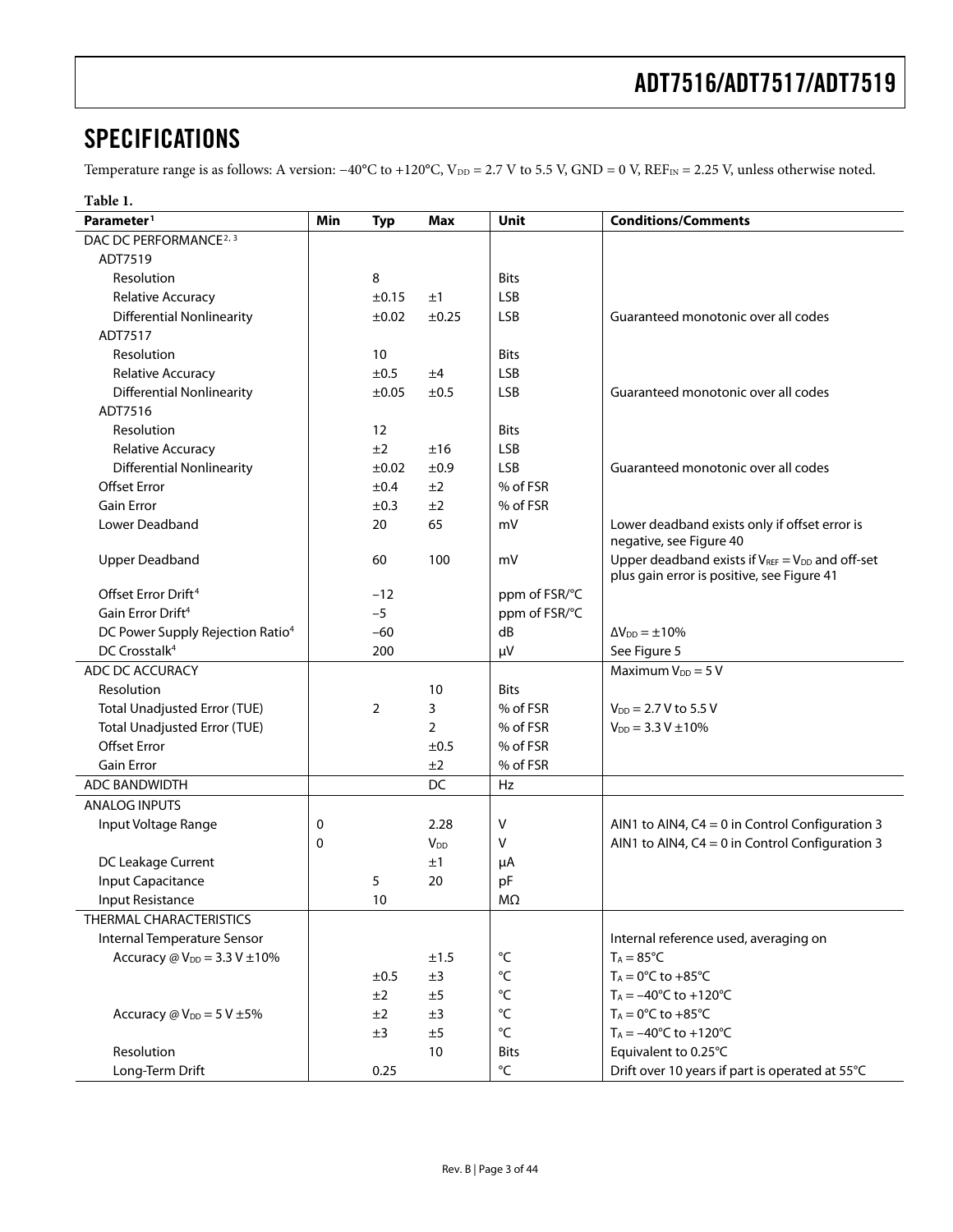# SPECIFICATIONS

Temperature range is as follows: A version: −40°C to +120°C, $V_{DD}$ = 2.7 V to 5.5 V, GND = 0 V, $REF_{IN}$ = 2.25 V, unless otherwise noted.

**Table 1.**

| Parameter[1] | Min | Typ | Max | Unit | Conditions/Comments |
|---|---|---|---|---|---|
| DAC DC PERFORMANCE[2,3] | | | | | |
| ADT7519 | | | | | |
| Resolution | | 8 | | Bits | |
| Relative Accuracy | | ±0.15 | ±1 | LSB | |
| Differential Nonlinearity | | ±0.02 | ±0.25 | LSB | Guaranteed monotonic over all codes |
| ADT7517 | | | | | |
| Resolution | | 10 | | Bits | |
| Relative Accuracy | | ±0.5 | ±4 | LSB | |
| Differential Nonlinearity | | ±0.05 | ±0.5 | LSB | Guaranteed monotonic over all codes |
| ADT7516 | | | | | |
| Resolution | | 12 | | Bits | |
| Relative Accuracy | | ±2 | ±16 | LSB | |
| Differential Nonlinearity | | ±0.02 | ±0.9 | LSB | Guaranteed monotonic over all codes |
| Offset Error | | ±0.4 | ±2 | % of FSR | |
| Gain Error | | ±0.3 | ±2 | % of FSR | |
| Lower Deadband | | 20 | 65 | mV | Lower deadband exists only if offset error is negative, see Figure 40 |
| Upper Deadband | | 60 | 100 | mV | Upper deadband exists if $V_{REF}$ = $V_{DD}$ and off-set plus gain error is positive, see Figure 41 |
| Offset Error Drift[4] | | −12 | | ppm of FSR/°C | |
| Gain Error Drift[4] | | −5 | | ppm of FSR/°C | |
| DC Power Supply Rejection Ratio[4] | | −60 | | dB | $\Delta V_{DD}$ = ±10% |
| DC Crosstalk[4] | | 200 | | μV | See Figure 5 |
| ADC DC ACCURACY | | | | | Maximum $V_{DD}$ = 5 V |
| Resolution | | | 10 | Bits | |
| Total Unadjusted Error (TUE) | | 2 | 3 | % of FSR | $V_{DD}$ = 2.7 V to 5.5 V |
| Total Unadjusted Error (TUE) | | | 2 | % of FSR | $V_{DD}$ = 3.3 V ±10% |
| Offset Error | | | ±0.5 | % of FSR | |
| Gain Error | | | ±2 | % of FSR | |
| ADC BANDWIDTH | | | DC | Hz | |
| ANALOG INPUTS | | | | | |
| Input Voltage Range | 0 | | 2.28 | V | AIN1 to AIN4, C4 = 0 in Control Configuration 3 |
| | 0 | | $V_{DD}$ | V | AIN1 to AIN4, C4 = 0 in Control Configuration 3 |
| DC Leakage Current | | | ±1 | μA | |
| Input Capacitance | | 5 | 20 | pF | |
| Input Resistance | | 10 | | MΩ | |
| THERMAL CHARACTERISTICS | | | | | |
| Internal Temperature Sensor | | | | | Internal reference used, averaging on |
| Accuracy @ $V_{DD}$ = 3.3 V ±10% | | | ±1.5 | °C | $T_A$ = 85°C |
| | | ±0.5 | ±3 | °C | $T_A$ = 0°C to +85°C |
| | | ±2 | ±5 | °C | $T_A$ = −40°C to +120°C |
| Accuracy @ $V_{DD}$ = 5 V ±5% | | ±2 | ±3 | °C | $T_A$ = 0°C to +85°C |
| | | ±3 | ±5 | °C | $T_A$ = −40°C to +120°C |
| Resolution | | | 10 | Bits | Equivalent to 0.25°C |
| Long-Term Drift | | 0.25 | | °C | Drift over 10 years if part is operated at 55°C |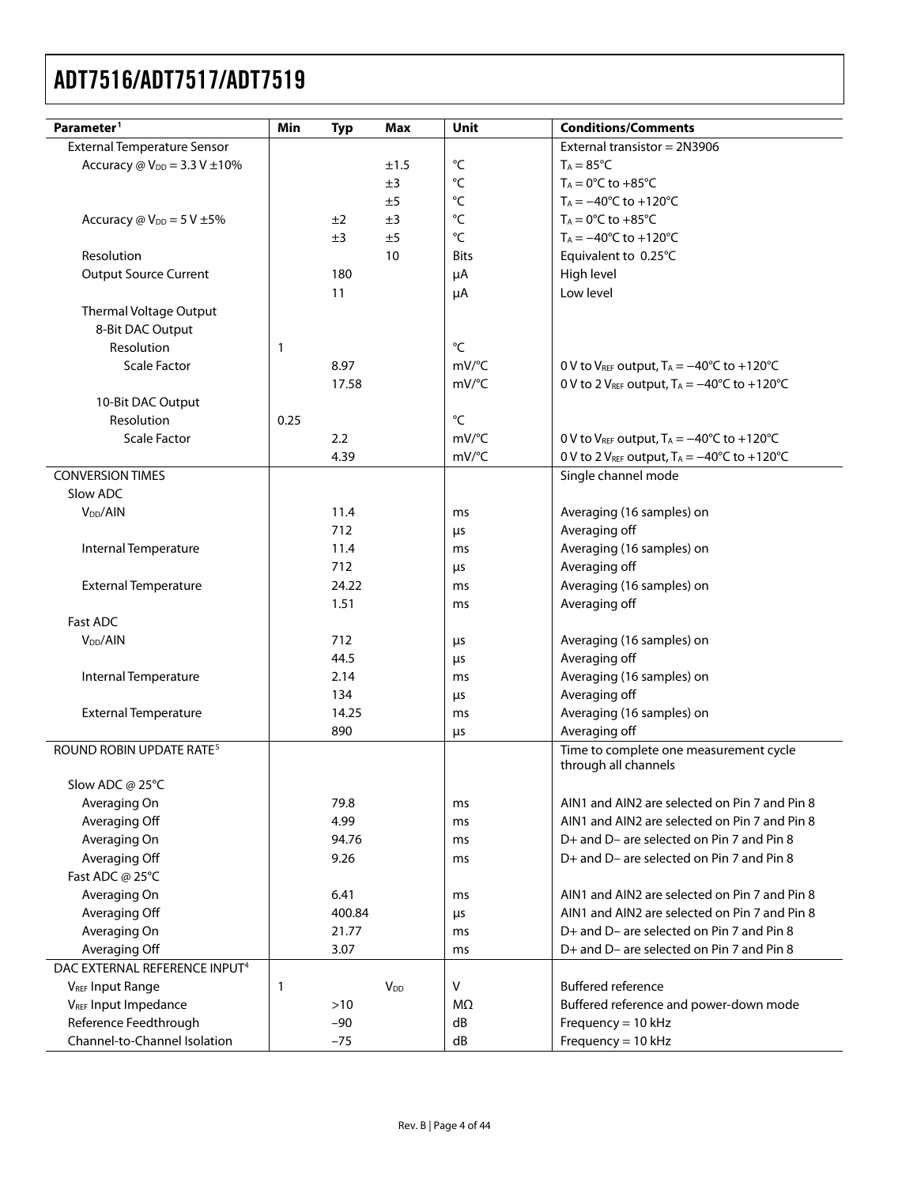| Parameter[1] | Min | Typ | Max | Unit | Conditions/Comments |
|---|---|---|---|---|---|
| External Temperature Sensor | | | | | External transistor = 2N3906 |
| Accuracy @ $V_{DD}$ = 3.3 V ±10% | | | ±1.5 | °C | $T_A$ = 85°C |
| | | | ±3 | °C | $T_A$ = 0°C to +85°C |
| | | | ±5 | °C | $T_A$ = −40°C to +120°C |
| Accuracy @ $V_{DD}$ = 5 V ±5% | | ±2 | ±3 | °C | $T_A$ = 0°C to +85°C |
| | | ±3 | ±5 | °C | $T_A$ = −40°C to +120°C |
| Resolution | | | 10 | Bits | Equivalent to 0.25°C |
| Output Source Current | | 180 | | μA | High level |
| | | 11 | | μA | Low level |
| Thermal Voltage Output | | | | | |
| 8-Bit DAC Output | | | | | |
| Resolution | 1 | | | °C | |
| Scale Factor | | 8.97 | | mV/°C | 0 V to $V_{REF}$ output, $T_A$ = −40°C to +120°C |
| | | 17.58 | | mV/°C | 0 V to 2 $V_{REF}$ output, $T_A$ = −40°C to +120°C |
| 10-Bit DAC Output | | | | | |
| Resolution | 0.25 | | | °C | |
| Scale Factor | | 2.2 | | mV/°C | 0 V to $V_{REF}$ output, $T_A$ = −40°C to +120°C |
| | | 4.39 | | mV/°C | 0 V to 2 $V_{REF}$ output, $T_A$ = −40°C to +120°C |
| CONVERSION TIMES | | | | | Single channel mode |
| Slow ADC | | | | | |
| $V_{DD}$/AIN | | 11.4 | | ms | Averaging (16 samples) on |
| | | 712 | | μs | Averaging off |
| Internal Temperature | | 11.4 | | ms | Averaging (16 samples) on |
| | | 712 | | μs | Averaging off |
| External Temperature | | 24.22 | | ms | Averaging (16 samples) on |
| | | 1.51 | | ms | Averaging off |
| Fast ADC | | | | | |
| $V_{DD}$/AIN | | 712 | | μs | Averaging (16 samples) on |
| | | 44.5 | | μs | Averaging off |
| Internal Temperature | | 2.14 | | ms | Averaging (16 samples) on |
| | | 134 | | μs | Averaging off |
| External Temperature | | 14.25 | | ms | Averaging (16 samples) on |
| | | 890 | | μs | Averaging off |
| ROUND ROBIN UPDATE RATE[5] | | | | | Time to complete one measurement cycle through all channels |
| Slow ADC @ 25°C | | | | | |
| Averaging On | | 79.8 | | ms | AIN1 and AIN2 are selected on Pin 7 and Pin 8 |
| Averaging Off | | 4.99 | | ms | AIN1 and AIN2 are selected on Pin 7 and Pin 8 |
| Averaging On | | 94.76 | | ms | D+ and D− are selected on Pin 7 and Pin 8 |
| Averaging Off | | 9.26 | | ms | D+ and D− are selected on Pin 7 and Pin 8 |
| Fast ADC @ 25°C | | | | | |
| Averaging On | | 6.41 | | ms | AIN1 and AIN2 are selected on Pin 7 and Pin 8 |
| Averaging Off | | 400.84 | | μs | AIN1 and AIN2 are selected on Pin 7 and Pin 8 |
| Averaging On | | 21.77 | | ms | D+ and D− are selected on Pin 7 and Pin 8 |
| Averaging Off | | 3.07 | | ms | D+ and D− are selected on Pin 7 and Pin 8 |
| DAC EXTERNAL REFERENCE INPUT[4] | | | | | |
| $V_{REF}$ Input Range | 1 | | $V_{DD}$ | V | Buffered reference |
| $V_{REF}$ Input Impedance | | >10 | | MΩ | Buffered reference and power-down mode |
| Reference Feedthrough | | −90 | | dB | Frequency = 10 kHz |
| Channel-to-Channel Isolation | | −75 | | dB | Frequency = 10 kHz |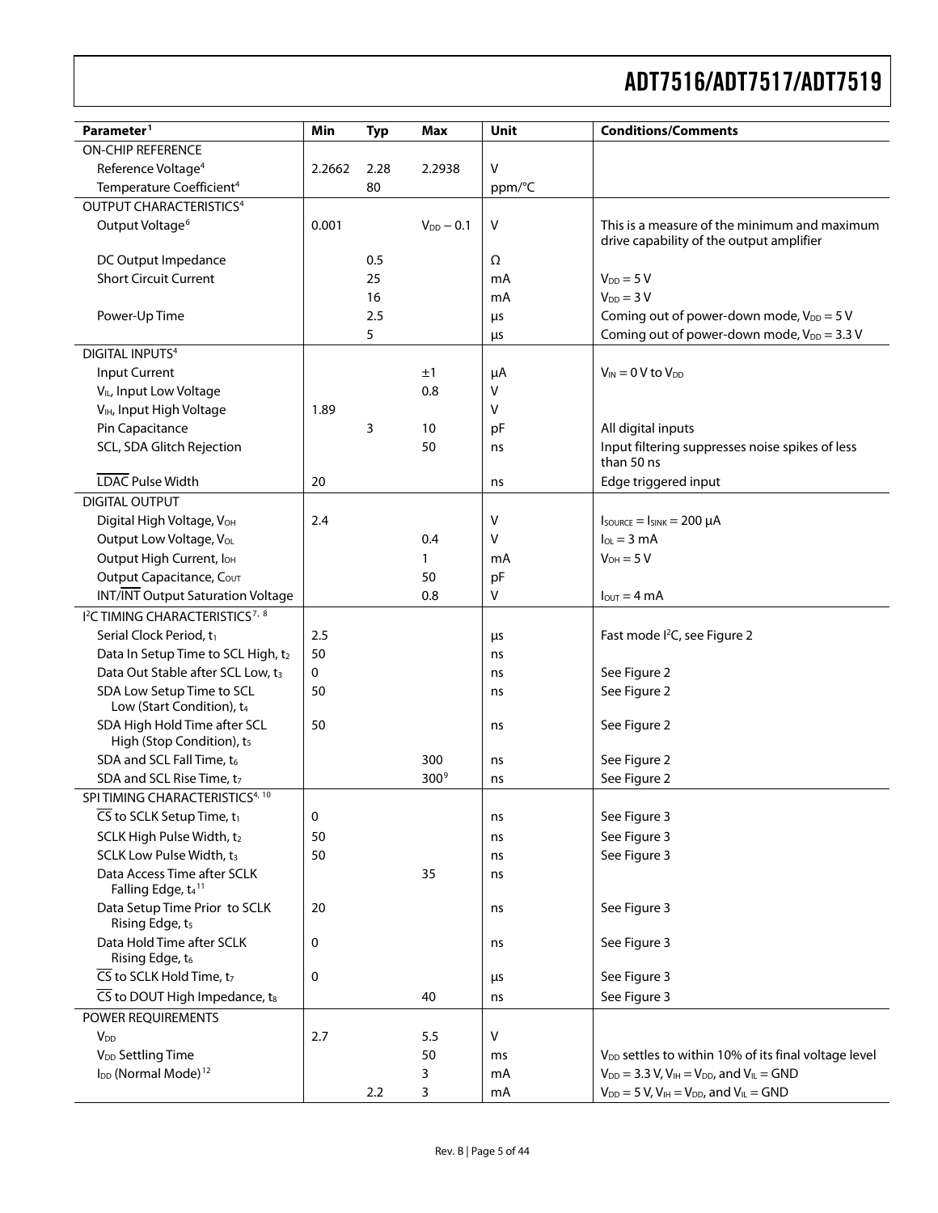| Parameter[1] | Min | Typ | Max | Unit | Conditions/Comments |
|---|---|---|---|---|---|
| ON-CHIP REFERENCE | | | | | |
| Reference Voltage[4] | 2.2662 | 2.28 | 2.2938 | V | |
| Temperature Coefficient[4] | | 80 | | ppm/°C | |
| OUTPUT CHARACTERISTICS[4] | | | | | |
| Output Voltage[6] | 0.001 | | $V_{DD} - 0.1$ | V | This is a measure of the minimum and maximum drive capability of the output amplifier |
| DC Output Impedance | | 0.5 | | Ω | |
| Short Circuit Current | | 25 | | mA | $V_{DD} = 5$ V |
| | | 16 | | mA | $V_{DD} = 3$ V |
| Power-Up Time | | 2.5 | | µs | Coming out of power-down mode, $V_{DD} = 5$ V |
| | | 5 | | µs | Coming out of power-down mode, $V_{DD} = 3.3$ V |
| DIGITAL INPUTS[4] | | | | | |
| Input Current | | | ±1 | µA | $V_{IN} = 0$ V to $V_{DD}$ |
| $V_{IL}$, Input Low Voltage | | | 0.8 | V | |
| $V_{IH}$, Input High Voltage | 1.89 | | | V | |
| Pin Capacitance | | 3 | 10 | pF | All digital inputs |
| SCL, SDA Glitch Rejection | | | 50 | ns | Input filtering suppresses noise spikes of less than 50 ns |
| $\overline{\text{LDAC}}$ Pulse Width | 20 | | | ns | Edge triggered input |
| DIGITAL OUTPUT | | | | | |
| Digital High Voltage, $V_{OH}$ | 2.4 | | | V | $I_{SOURCE} = I_{SINK} = 200$ µA |
| Output Low Voltage, $V_{OL}$ | | | 0.4 | V | $I_{OL} = 3$ mA |
| Output High Current, $I_{OH}$ | | | 1 | mA | $V_{OH} = 5$ V |
| Output Capacitance, $C_{OUT}$ | | | 50 | pF | |
| INT/$\overline{\text{INT}}$ Output Saturation Voltage | | | 0.8 | V | $I_{OUT} = 4$ mA |
| I²C TIMING CHARACTERISTICS[7, 8] | | | | | |
| Serial Clock Period, $t_1$ | 2.5 | | | µs | Fast mode I²C, see Figure 2 |
| Data In Setup Time to SCL High, $t_2$ | 50 | | | ns | |
| Data Out Stable after SCL Low, $t_3$ | 0 | | | ns | See Figure 2 |
| SDA Low Setup Time to SCL Low (Start Condition), $t_4$ | 50 | | | ns | See Figure 2 |
| SDA High Hold Time after SCL High (Stop Condition), $t_5$ | 50 | | | ns | See Figure 2 |
| SDA and SCL Fall Time, $t_6$ | | | 300 | ns | See Figure 2 |
| SDA and SCL Rise Time, $t_7$ | | | 300[9] | ns | See Figure 2 |
| SPI TIMING CHARACTERISTICS[4, 10] | | | | | |
| $\overline{\text{CS}}$ to SCLK Setup Time, $t_1$ | 0 | | | ns | See Figure 3 |
| SCLK High Pulse Width, $t_2$ | 50 | | | ns | See Figure 3 |
| SCLK Low Pulse Width, $t_3$ | 50 | | | ns | See Figure 3 |
| Data Access Time after SCLK Falling Edge, $t_4$[11] | | | 35 | ns | |
| Data Setup Time Prior to SCLK Rising Edge, $t_5$ | 20 | | | ns | See Figure 3 |
| Data Hold Time after SCLK Rising Edge, $t_6$ | 0 | | | ns | See Figure 3 |
| $\overline{\text{CS}}$ to SCLK Hold Time, $t_7$ | 0 | | | µs | See Figure 3 |
| $\overline{\text{CS}}$ to DOUT High Impedance, $t_8$ | | | 40 | ns | See Figure 3 |
| POWER REQUIREMENTS | | | | | |
| $V_{DD}$ | 2.7 | | 5.5 | V | |
| $V_{DD}$ Settling Time | | | 50 | ms | $V_{DD}$ settles to within 10% of its final voltage level |
| $I_{DD}$ (Normal Mode)[12] | | | 3 | mA | $V_{DD} = 3.3$ V, $V_{IH} = V_{DD}$, and $V_{IL}$ = GND |
| | | 2.2 | 3 | mA | $V_{DD} = 5$ V, $V_{IH} = V_{DD}$, and $V_{IL}$ = GND |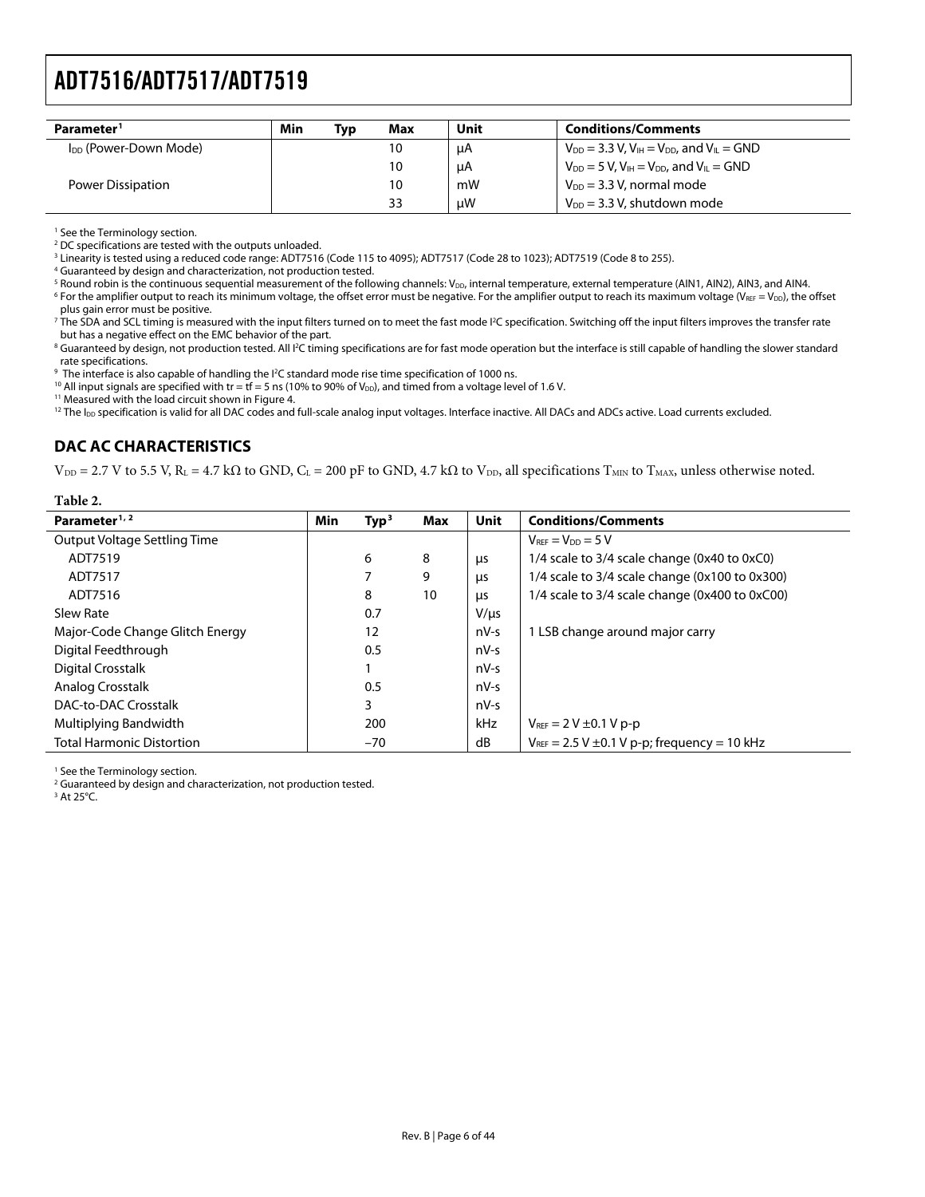| Parameter[1] | Min | Typ | Max | Unit | Conditions/Comments |
|---|---|---|---|---|---|
| $I_{DD}$ (Power-Down Mode) | | | 10 | μA | $V_{DD}$ = 3.3 V, $V_{IH}$ = $V_{DD}$, and $V_{IL}$ = GND |
| | | | 10 | μA | $V_{DD}$ = 5 V, $V_{IH}$ = $V_{DD}$, and $V_{IL}$ = GND |
| Power Dissipation | | | 10 | mW | $V_{DD}$ = 3.3 V, normal mode |
| | | | 33 | μW | $V_{DD}$ = 3.3 V, shutdown mode |

[1] See the Terminology section.
[2] DC specifications are tested with the outputs unloaded.
[3] Linearity is tested using a reduced code range: ADT7516 (Code 115 to 4095); ADT7517 (Code 28 to 1023); ADT7519 (Code 8 to 255).
[4] Guaranteed by design and characterization, not production tested.
[5] Round robin is the continuous sequential measurement of the following channels: $V_{DD}$, internal temperature, external temperature (AIN1, AIN2), AIN3, and AIN4.
[6] For the amplifier output to reach its minimum voltage, the offset error must be negative. For the amplifier output to reach its maximum voltage ($V_{REF}$ = $V_{DD}$), the offset plus gain error must be positive.
[7] The SDA and SCL timing is measured with the input filters turned on to meet the fast mode I²C specification. Switching off the input filters improves the transfer rate but has a negative effect on the EMC behavior of the part.
[8] Guaranteed by design, not production tested. All I²C timing specifications are for fast mode operation but the interface is still capable of handling the slower standard rate specifications.
[9] The interface is also capable of handling the I²C standard mode rise time specification of 1000 ns.
[10] All input signals are specified with tr = tf = 5 ns (10% to 90% of $V_{DD}$), and timed from a voltage level of 1.6 V.
[11] Measured with the load circuit shown in Figure 4.
[12] The $I_{DD}$ specification is valid for all DAC codes and full-scale analog input voltages. Interface inactive. All DACs and ADCs active. Load currents excluded.

## DAC AC CHARACTERISTICS

$V_{DD}$ = 2.7 V to 5.5 V, $R_L$ = 4.7 kΩ to GND, $C_L$ = 200 pF to GND, 4.7 kΩ to $V_{DD}$, all specifications $T_{MIN}$ to $T_{MAX}$, unless otherwise noted.

**Table 2.**

| Parameter[1,2] | Min | Typ[3] | Max | Unit | Conditions/Comments |
|---|---|---|---|---|---|
| Output Voltage Settling Time | | | | | $V_{REF}$ = $V_{DD}$ = 5 V |
| ADT7519 | | 6 | 8 | μs | 1/4 scale to 3/4 scale change (0x40 to 0xC0) |
| ADT7517 | | 7 | 9 | μs | 1/4 scale to 3/4 scale change (0x100 to 0x300) |
| ADT7516 | | 8 | 10 | μs | 1/4 scale to 3/4 scale change (0x400 to 0xC00) |
| Slew Rate | | 0.7 | | V/μs | |
| Major-Code Change Glitch Energy | | 12 | | nV-s | 1 LSB change around major carry |
| Digital Feedthrough | | 0.5 | | nV-s | |
| Digital Crosstalk | | 1 | | nV-s | |
| Analog Crosstalk | | 0.5 | | nV-s | |
| DAC-to-DAC Crosstalk | | 3 | | nV-s | |
| Multiplying Bandwidth | | 200 | | kHz | $V_{REF}$ = 2 V ±0.1 V p-p |
| Total Harmonic Distortion | | −70 | | dB | $V_{REF}$ = 2.5 V ±0.1 V p-p; frequency = 10 kHz |

[1] See the Terminology section.
[2] Guaranteed by design and characterization, not production tested.
[3] At 25°C.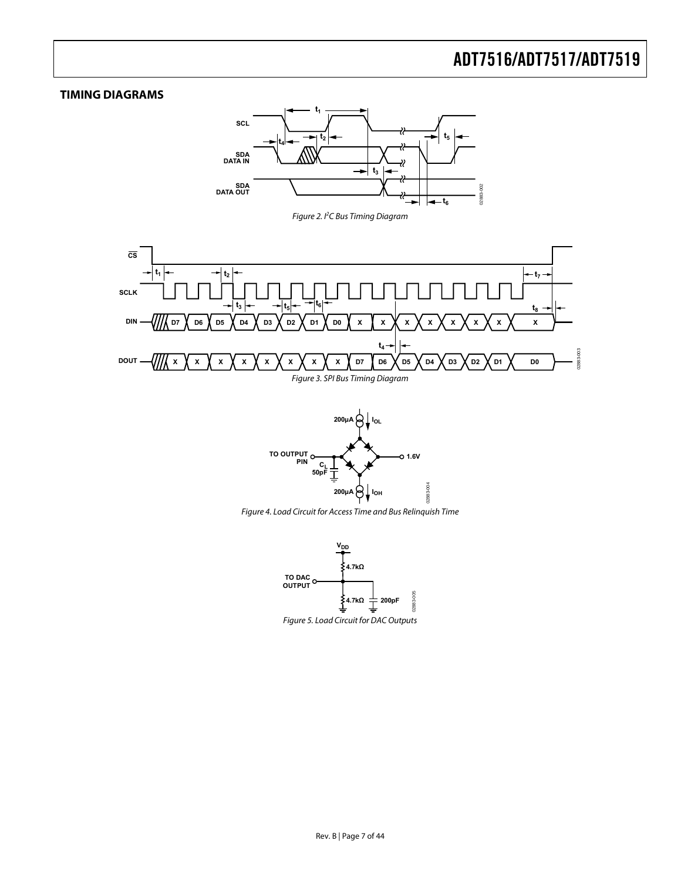## TIMING DIAGRAMS

*Figure 2. I²C Bus Timing Diagram*

*Figure 3. SPI Bus Timing Diagram*

*Figure 4. Load Circuit for Access Time and Bus Relinquish Time*

*Figure 5. Load Circuit for DAC Outputs*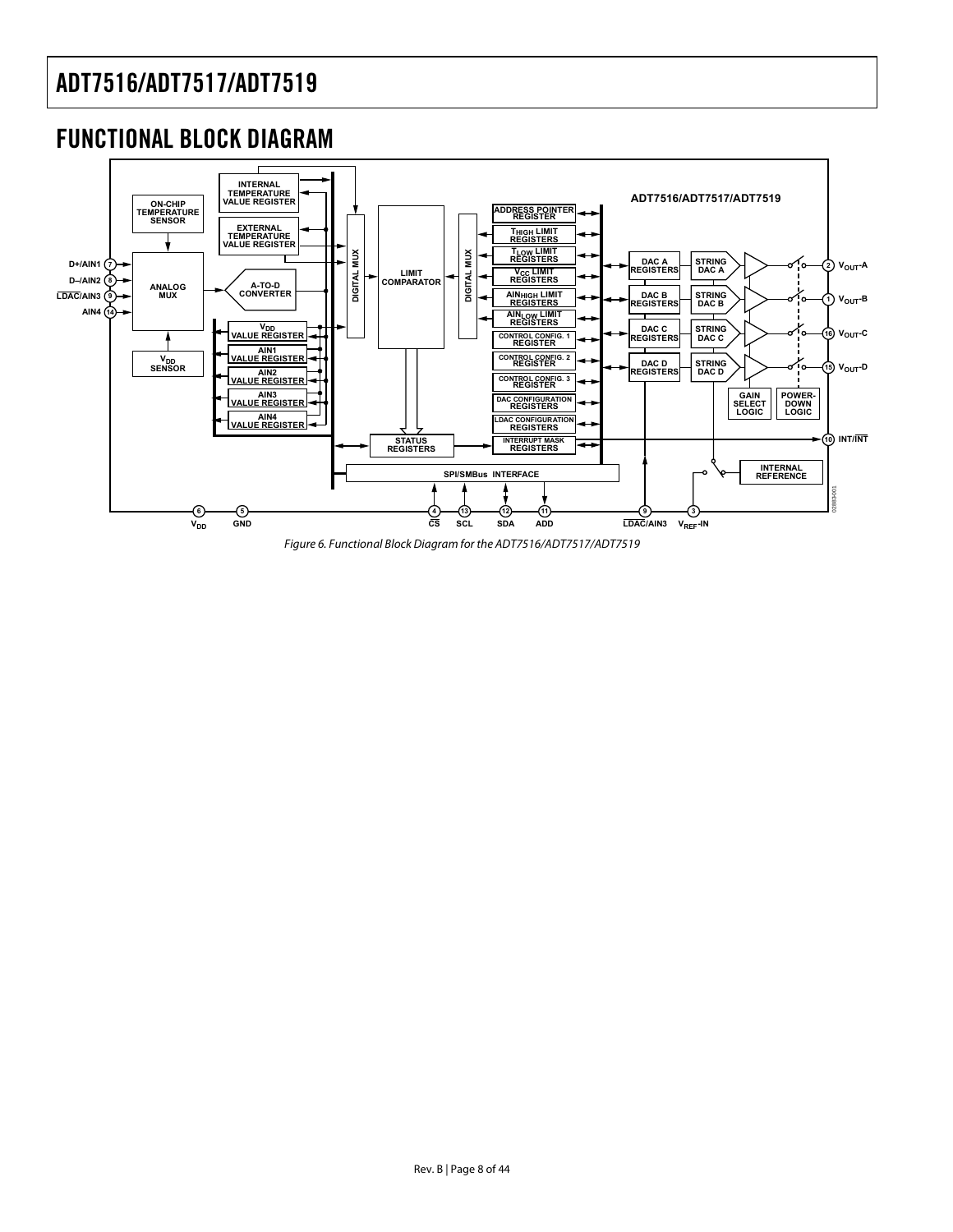## FUNCTIONAL BLOCK DIAGRAM

*Figure 6. Functional Block Diagram for the ADT7516/ADT7517/ADT7519*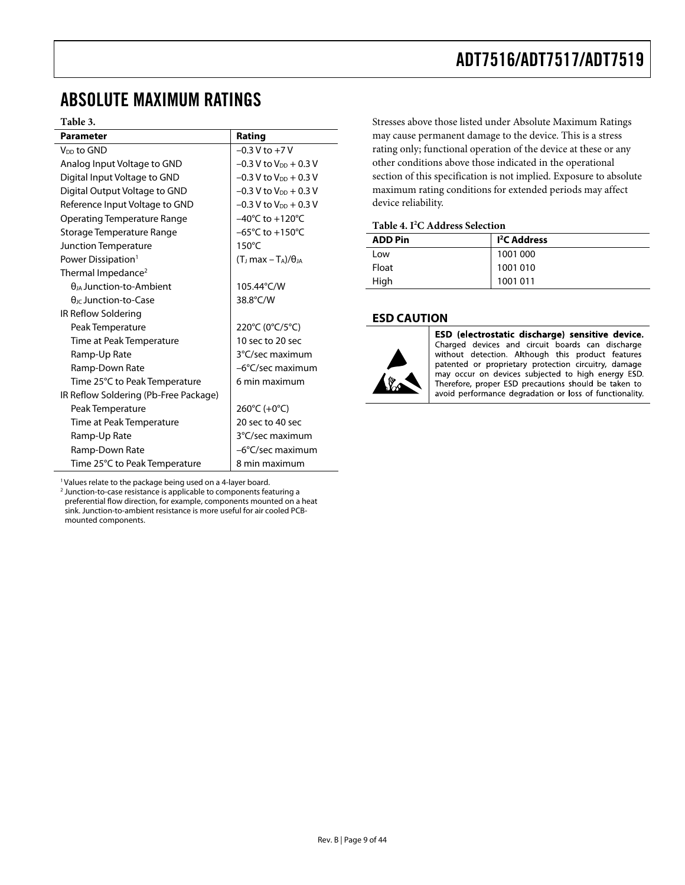## ABSOLUTE MAXIMUM RATINGS

**Table 3.**

| Parameter | Rating |
|---|---|
| $V_{DD}$ to GND | −0.3 V to +7 V |
| Analog Input Voltage to GND | −0.3 V to $V_{DD}$ + 0.3 V |
| Digital Input Voltage to GND | −0.3 V to $V_{DD}$ + 0.3 V |
| Digital Output Voltage to GND | −0.3 V to $V_{DD}$ + 0.3 V |
| Reference Input Voltage to GND | −0.3 V to $V_{DD}$ + 0.3 V |
| Operating Temperature Range | −40°C to +120°C |
| Storage Temperature Range | −65°C to +150°C |
| Junction Temperature | 150°C |
| Power Dissipation[1] | $(T_J \max - T_A)/\theta_{JA}$ |
| Thermal Impedance[2] | |
| $\theta_{JA}$ Junction-to-Ambient | 105.44°C/W |
| $\theta_{JC}$ Junction-to-Case | 38.8°C/W |
| IR Reflow Soldering | |
| Peak Temperature | 220°C (0°C/5°C) |
| Time at Peak Temperature | 10 sec to 20 sec |
| Ramp-Up Rate | 3°C/sec maximum |
| Ramp-Down Rate | −6°C/sec maximum |
| Time 25°C to Peak Temperature | 6 min maximum |
| IR Reflow Soldering (Pb-Free Package) | |
| Peak Temperature | 260°C (+0°C) |
| Time at Peak Temperature | 20 sec to 40 sec |
| Ramp-Up Rate | 3°C/sec maximum |
| Ramp-Down Rate | −6°C/sec maximum |
| Time 25°C to Peak Temperature | 8 min maximum |

[1] Values relate to the package being used on a 4-layer board.
[2] Junction-to-case resistance is applicable to components featuring a preferential flow direction, for example, components mounted on a heat sink. Junction-to-ambient resistance is more useful for air cooled PCB-mounted components.

Stresses above those listed under Absolute Maximum Ratings may cause permanent damage to the device. This is a stress rating only; functional operation of the device at these or any other conditions above those indicated in the operational section of this specification is not implied. Exposure to absolute maximum rating conditions for extended periods may affect device reliability.

**Table 4. I²C Address Selection**

| ADD Pin | I²C Address |
|---|---|
| Low | 1001 000 |
| Float | 1001 010 |
| High | 1001 011 |

### ESD CAUTION

**ESD (electrostatic discharge) sensitive device.** Charged devices and circuit boards can discharge without detection. Although this product features patented or proprietary protection circuitry, damage may occur on devices subjected to high energy ESD. Therefore, proper ESD precautions should be taken to avoid performance degradation or loss of functionality.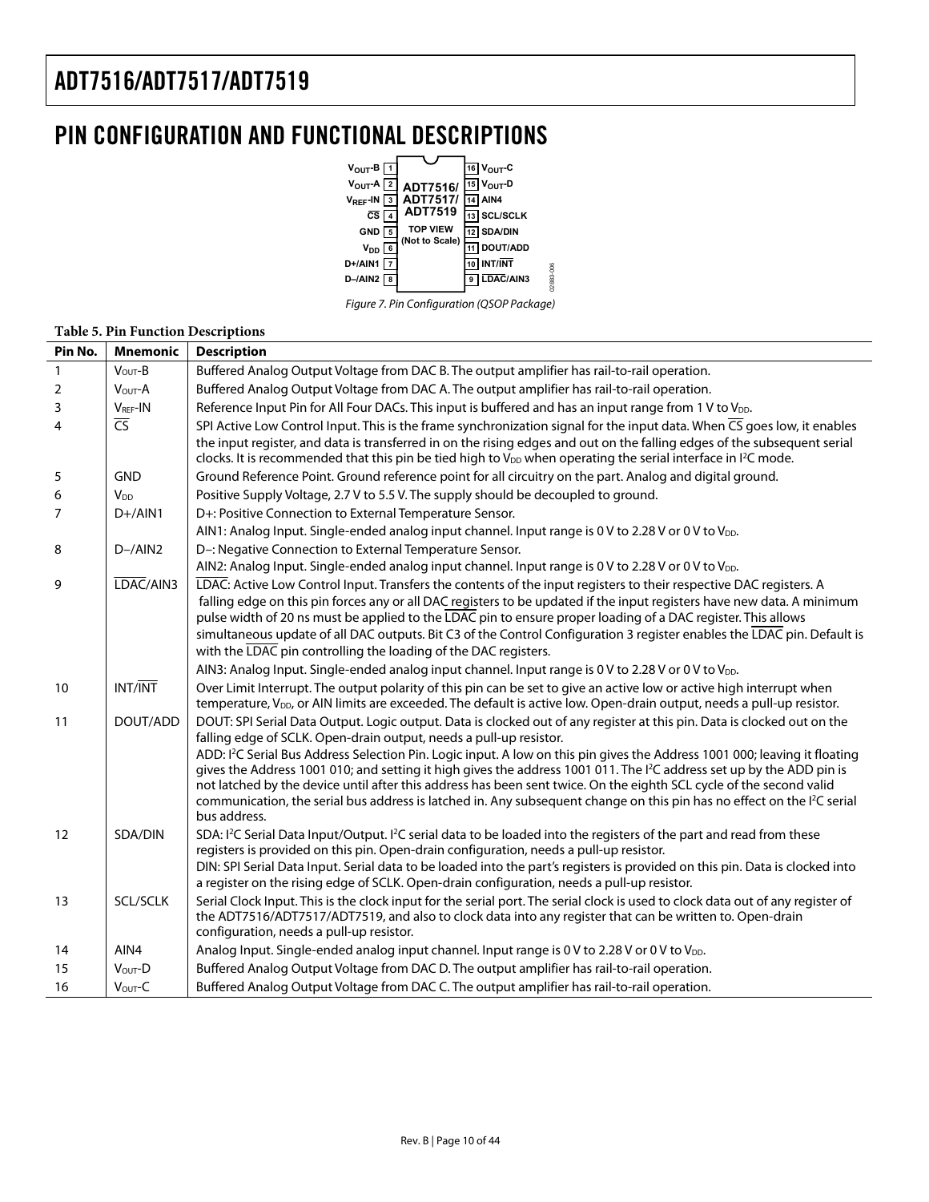# PIN CONFIGURATION AND FUNCTIONAL DESCRIPTIONS

| | | | |
|---|---|---|---|
| $V_{OUT}$-B | 1 | 16 | $V_{OUT}$-C |
| $V_{OUT}$-A | 2 | 15 | $V_{OUT}$-D |
| $V_{REF}$-IN | 3 | 14 | AIN4 |
| CS | 4 | 13 | SCL/SCLK |
| GND | 5 | 12 | SDA/DIN |
| $V_{DD}$ | 6 | 11 | DOUT/ADD |
| D+/AIN1 | 7 | 10 | INT/INT |
| D–/AIN2 | 8 | 9 | LDAC/AIN3 |

ADT7516/ADT7517/ADT7519 TOP VIEW (Not to Scale)

*Figure 7. Pin Configuration (QSOP Package)*

**Table 5. Pin Function Descriptions**

| Pin No. | Mnemonic | Description |
|---|---|---|
| 1 | $V_{OUT}$-B | Buffered Analog Output Voltage from DAC B. The output amplifier has rail-to-rail operation. |
| 2 | $V_{OUT}$-A | Buffered Analog Output Voltage from DAC A. The output amplifier has rail-to-rail operation. |
| 3 | $V_{REF}$-IN | Reference Input Pin for All Four DACs. This input is buffered and has an input range from 1 V to $V_{DD}$. |
| 4 | CS | SPI Active Low Control Input. This is the frame synchronization signal for the input data. When CS goes low, it enables the input register, and data is transferred in on the rising edges and out on the falling edges of the subsequent serial clocks. It is recommended that this pin be tied high to $V_{DD}$ when operating the serial interface in I²C mode. |
| 5 | GND | Ground Reference Point. Ground reference point for all circuitry on the part. Analog and digital ground. |
| 6 | $V_{DD}$ | Positive Supply Voltage, 2.7 V to 5.5 V. The supply should be decoupled to ground. |
| 7 | D+/AIN1 | D+: Positive Connection to External Temperature Sensor.<br>AIN1: Analog Input. Single-ended analog input channel. Input range is 0 V to 2.28 V or 0 V to $V_{DD}$. |
| 8 | D–/AIN2 | D–: Negative Connection to External Temperature Sensor.<br>AIN2: Analog Input. Single-ended analog input channel. Input range is 0 V to 2.28 V or 0 V to $V_{DD}$. |
| 9 | LDAC/AIN3 | LDAC: Active Low Control Input. Transfers the contents of the input registers to their respective DAC registers. A falling edge on this pin forces any or all DAC registers to be updated if the input registers have new data. A minimum pulse width of 20 ns must be applied to the LDAC pin to ensure proper loading of a DAC register. This allows simultaneous update of all DAC outputs. Bit C3 of the Control Configuration 3 register enables the LDAC pin. Default is with the LDAC pin controlling the loading of the DAC registers.<br>AIN3: Analog Input. Single-ended analog input channel. Input range is 0 V to 2.28 V or 0 V to $V_{DD}$. |
| 10 | INT/INT | Over Limit Interrupt. The output polarity of this pin can be set to give an active low or active high interrupt when temperature, $V_{DD}$, or AIN limits are exceeded. The default is active low. Open-drain output, needs a pull-up resistor. |
| 11 | DOUT/ADD | DOUT: SPI Serial Data Output. Logic output. Data is clocked out of any register at this pin. Data is clocked out on the falling edge of SCLK. Open-drain output, needs a pull-up resistor.<br>ADD: I²C Serial Bus Address Selection Pin. Logic input. A low on this pin gives the Address 1001 000; leaving it floating gives the Address 1001 010; and setting it high gives the address 1001 011. The I²C address set up by the ADD pin is not latched by the device until after this address has been sent twice. On the eighth SCL cycle of the second valid communication, the serial bus address is latched in. Any subsequent change on this pin has no effect on the I²C serial bus address. |
| 12 | SDA/DIN | SDA: I²C Serial Data Input/Output. I²C serial data to be loaded into the registers of the part and read from these registers is provided on this pin. Open-drain configuration, needs a pull-up resistor.<br>DIN: SPI Serial Data Input. Serial data to be loaded into the part's registers is provided on this pin. Data is clocked into a register on the rising edge of SCLK. Open-drain configuration, needs a pull-up resistor. |
| 13 | SCL/SCLK | Serial Clock Input. This is the clock input for the serial port. The serial clock is used to clock data out of any register of the ADT7516/ADT7517/ADT7519, and also to clock data into any register that can be written to. Open-drain configuration, needs a pull-up resistor. |
| 14 | AIN4 | Analog Input. Single-ended analog input channel. Input range is 0 V to 2.28 V or 0 V to $V_{DD}$. |
| 15 | $V_{OUT}$-D | Buffered Analog Output Voltage from DAC D. The output amplifier has rail-to-rail operation. |
| 16 | $V_{OUT}$-C | Buffered Analog Output Voltage from DAC C. The output amplifier has rail-to-rail operation. |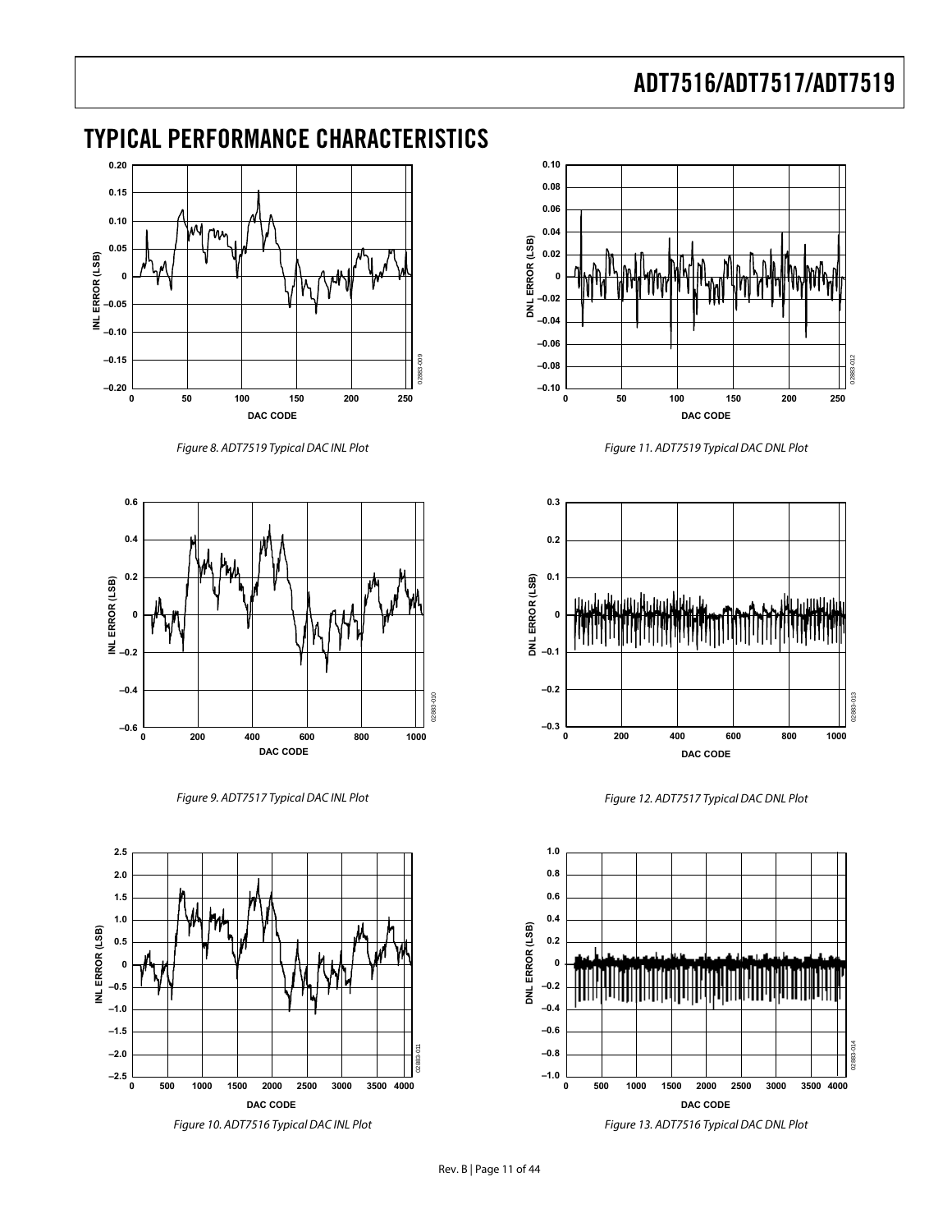## TYPICAL PERFORMANCE CHARACTERISTICS

Figure 8. ADT7519 Typical DAC INL Plot

Figure 9. ADT7517 Typical DAC INL Plot

Figure 10. ADT7516 Typical DAC INL Plot

Figure 11. ADT7519 Typical DAC DNL Plot

Figure 12. ADT7517 Typical DAC DNL Plot

Figure 13. ADT7516 Typical DAC DNL Plot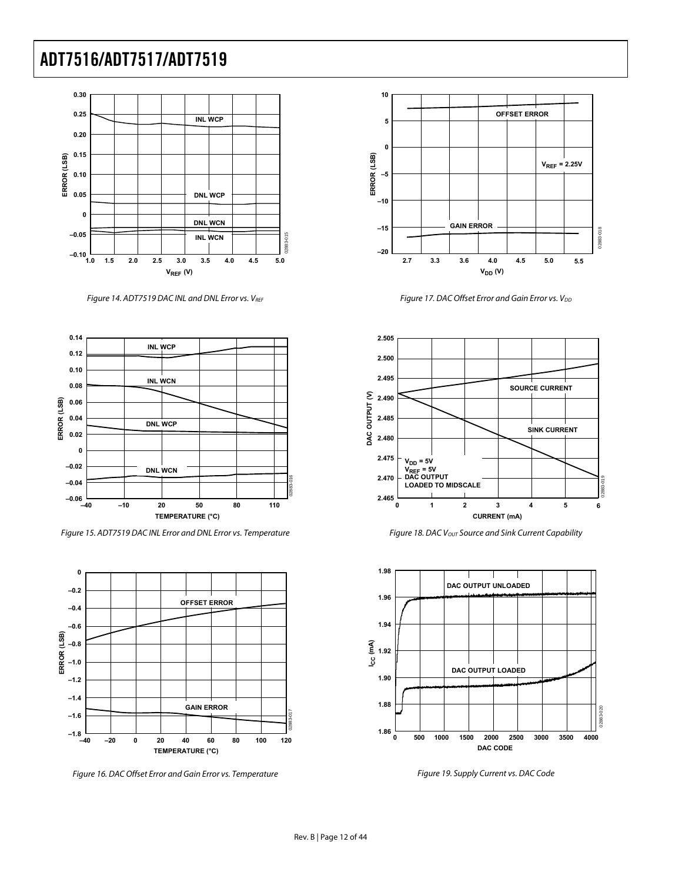Figure 14. ADT7519 DAC INL and DNL Error vs. $V_{REF}$

Figure 15. ADT7519 DAC INL Error and DNL Error vs. Temperature

Figure 16. DAC Offset Error and Gain Error vs. Temperature

Figure 17. DAC Offset Error and Gain Error vs. $V_{DD}$

Figure 18. DAC $V_{OUT}$ Source and Sink Current Capability

Figure 19. Supply Current vs. DAC Code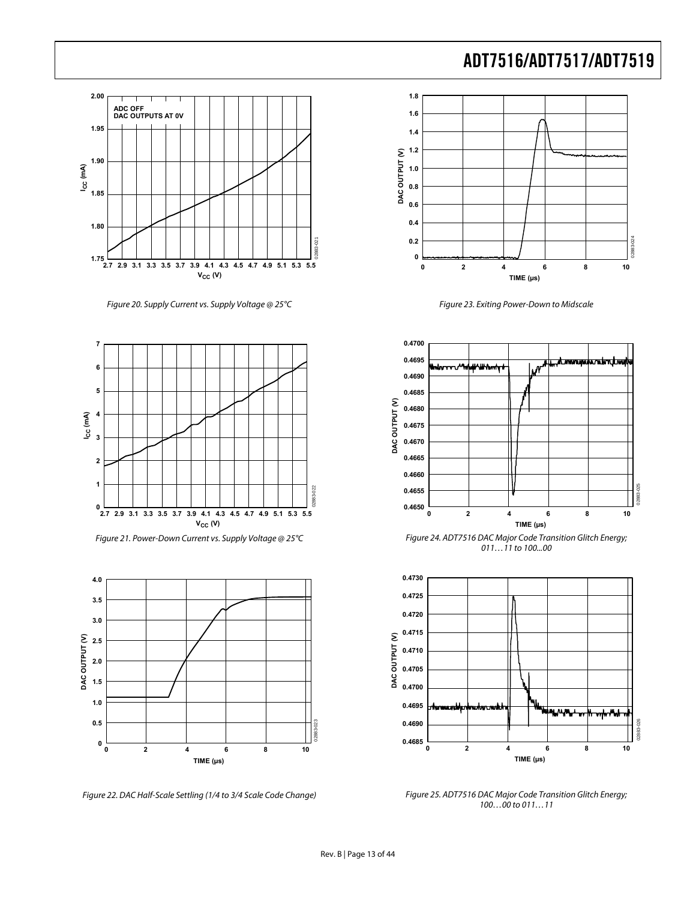Figure 20. Supply Current vs. Supply Voltage @ 25°C

Figure 21. Power-Down Current vs. Supply Voltage @ 25°C

Figure 22. DAC Half-Scale Settling (1/4 to 3/4 Scale Code Change)

Figure 23. Exiting Power-Down to Midscale

Figure 24. ADT7516 DAC Major Code Transition Glitch Energy; 011…11 to 100...00

Figure 25. ADT7516 DAC Major Code Transition Glitch Energy; 100…00 to 011…11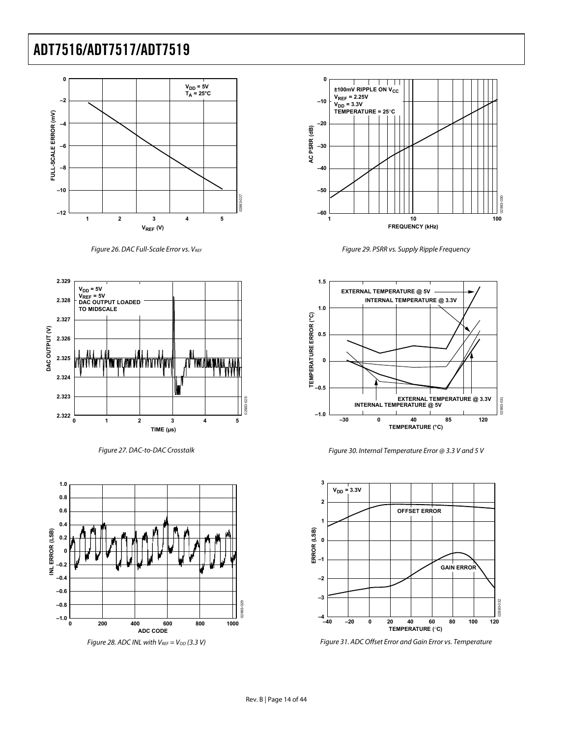Figure 26. DAC Full-Scale Error vs. $V_{REF}$

Figure 27. DAC-to-DAC Crosstalk

Figure 28. ADC INL with $V_{REF} = V_{DD}$ (3.3 V)

Figure 29. PSRR vs. Supply Ripple Frequency

Figure 30. Internal Temperature Error @ 3.3 V and 5 V

Figure 31. ADC Offset Error and Gain Error vs. Temperature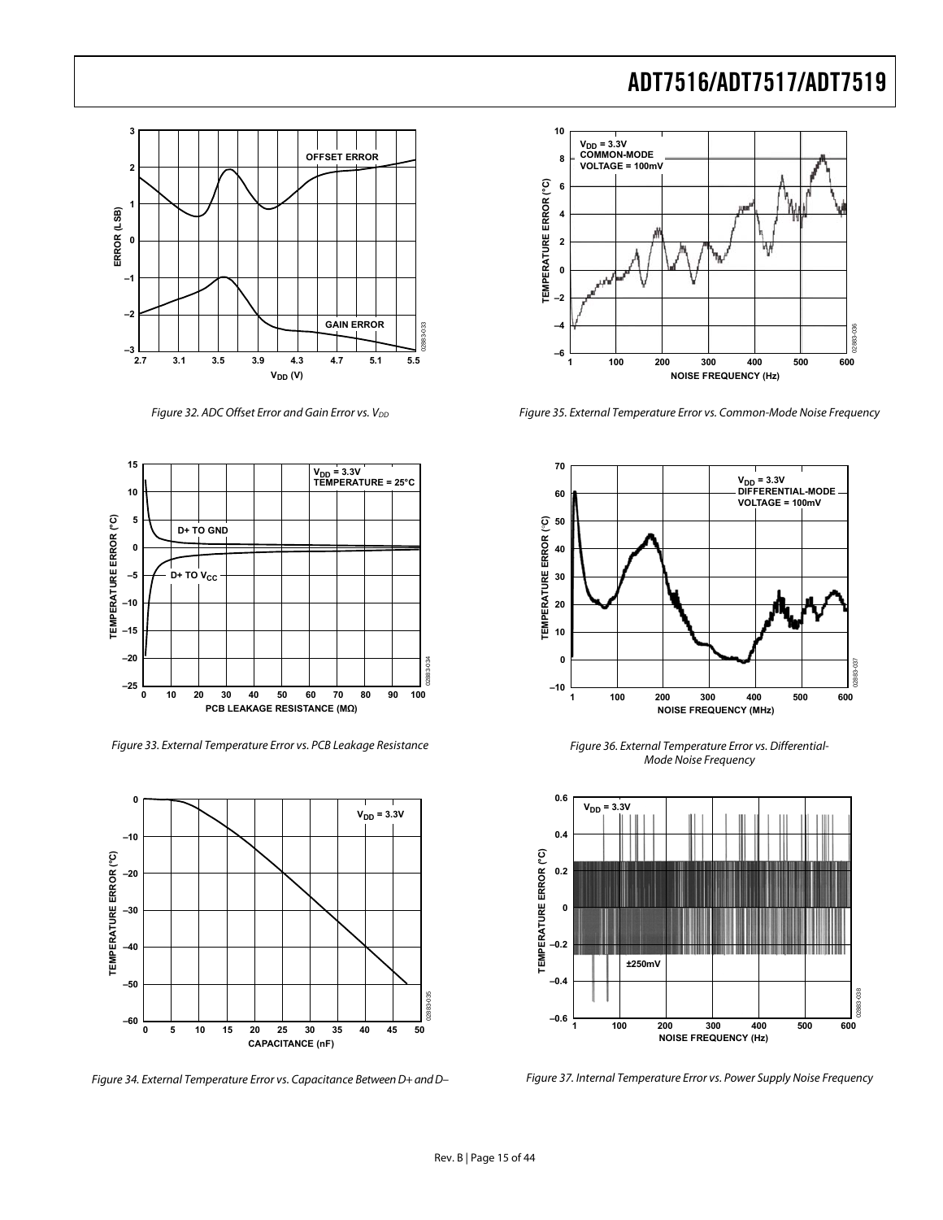Figure 32. ADC Offset Error and Gain Error vs. $V_{DD}$

Figure 33. External Temperature Error vs. PCB Leakage Resistance

Figure 34. External Temperature Error vs. Capacitance Between D+ and D–

Figure 35. External Temperature Error vs. Common-Mode Noise Frequency

Figure 36. External Temperature Error vs. Differential-Mode Noise Frequency

Figure 37. Internal Temperature Error vs. Power Supply Noise Frequency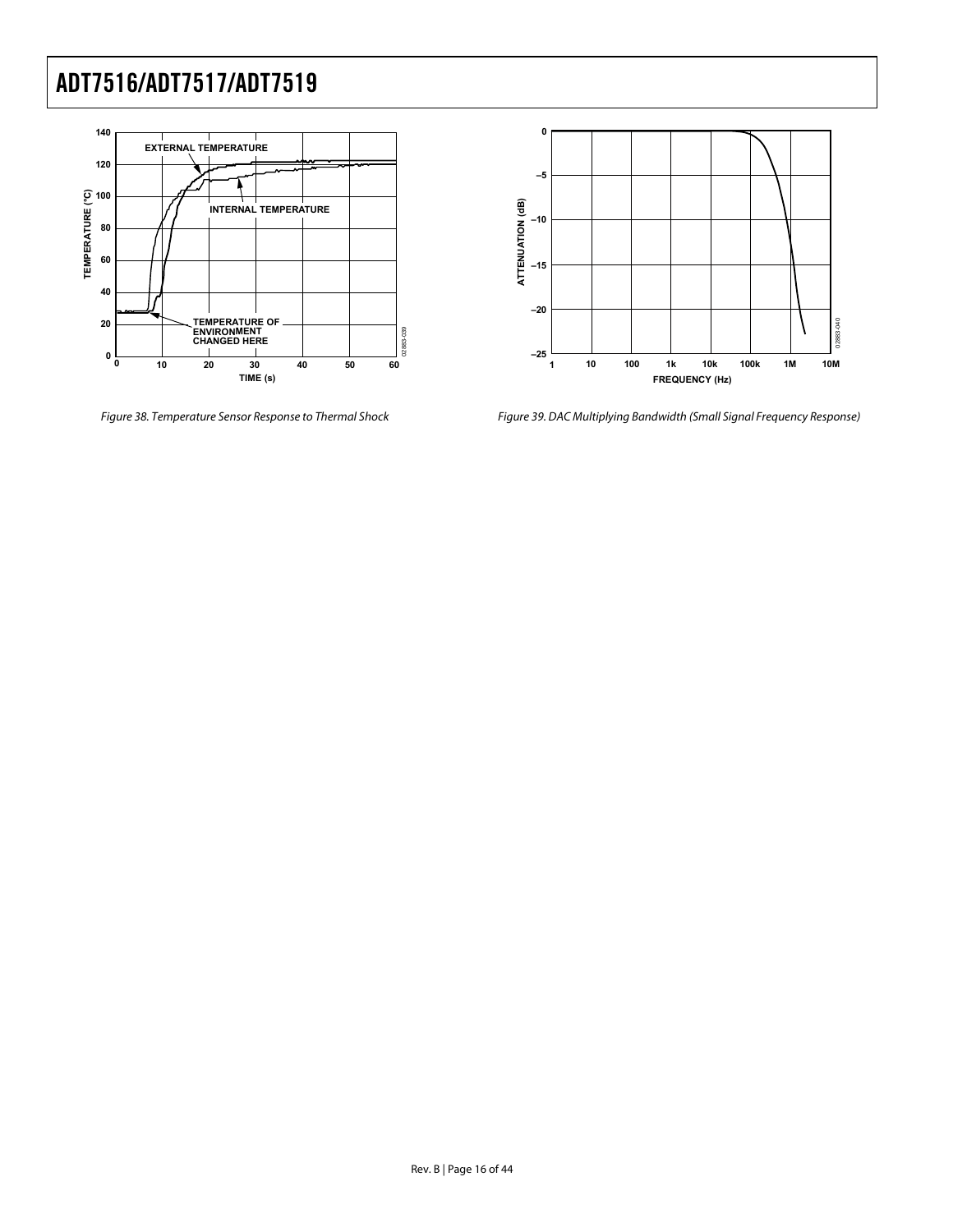Figure 38. Temperature Sensor Response to Thermal Shock

Figure 39. DAC Multiplying Bandwidth (Small Signal Frequency Response)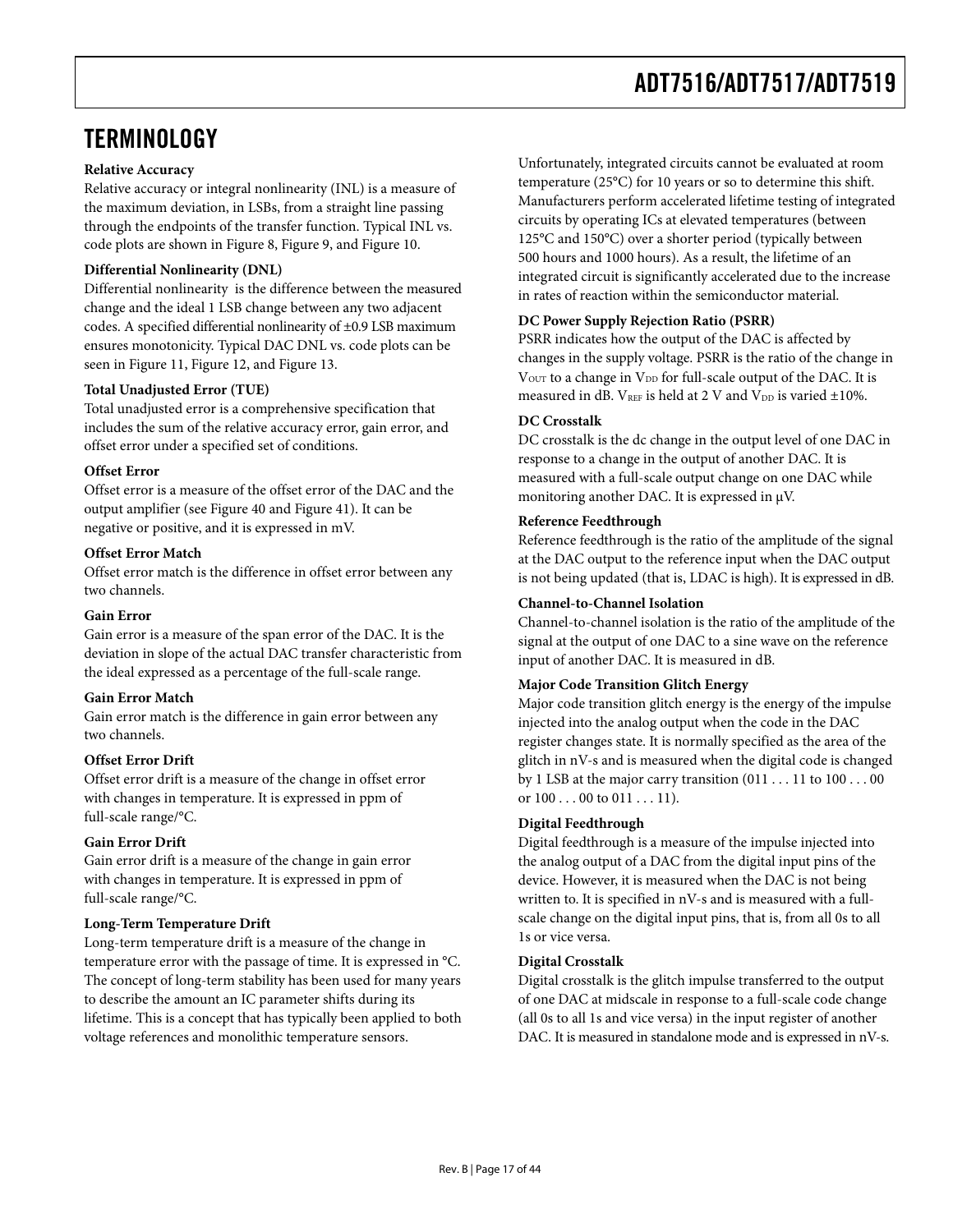## TERMINOLOGY

**Relative Accuracy**

Relative accuracy or integral nonlinearity (INL) is a measure of the maximum deviation, in LSBs, from a straight line passing through the endpoints of the transfer function. Typical INL vs. code plots are shown in Figure 8, Figure 9, and Figure 10.

**Differential Nonlinearity (DNL)**

Differential nonlinearity is the difference between the measured change and the ideal 1 LSB change between any two adjacent codes. A specified differential nonlinearity of ±0.9 LSB maximum ensures monotonicity. Typical DAC DNL vs. code plots can be seen in Figure 11, Figure 12, and Figure 13.

**Total Unadjusted Error (TUE)**

Total unadjusted error is a comprehensive specification that includes the sum of the relative accuracy error, gain error, and offset error under a specified set of conditions.

**Offset Error**

Offset error is a measure of the offset error of the DAC and the output amplifier (see Figure 40 and Figure 41). It can be negative or positive, and it is expressed in mV.

**Offset Error Match**

Offset error match is the difference in offset error between any two channels.

**Gain Error**

Gain error is a measure of the span error of the DAC. It is the deviation in slope of the actual DAC transfer characteristic from the ideal expressed as a percentage of the full-scale range.

**Gain Error Match**

Gain error match is the difference in gain error between any two channels.

**Offset Error Drift**

Offset error drift is a measure of the change in offset error with changes in temperature. It is expressed in ppm of full-scale range/°C.

**Gain Error Drift**

Gain error drift is a measure of the change in gain error with changes in temperature. It is expressed in ppm of full-scale range/°C.

**Long-Term Temperature Drift**

Long-term temperature drift is a measure of the change in temperature error with the passage of time. It is expressed in °C. The concept of long-term stability has been used for many years to describe the amount an IC parameter shifts during its lifetime. This is a concept that has typically been applied to both voltage references and monolithic temperature sensors. Unfortunately, integrated circuits cannot be evaluated at room temperature (25°C) for 10 years or so to determine this shift. Manufacturers perform accelerated lifetime testing of integrated circuits by operating ICs at elevated temperatures (between 125°C and 150°C) over a shorter period (typically between 500 hours and 1000 hours). As a result, the lifetime of an integrated circuit is significantly accelerated due to the increase in rates of reaction within the semiconductor material.

**DC Power Supply Rejection Ratio (PSRR)**

PSRR indicates how the output of the DAC is affected by changes in the supply voltage. PSRR is the ratio of the change in $V_{OUT}$ to a change in $V_{DD}$ for full-scale output of the DAC. It is measured in dB. $V_{REF}$ is held at 2 V and $V_{DD}$ is varied ±10%.

**DC Crosstalk**

DC crosstalk is the dc change in the output level of one DAC in response to a change in the output of another DAC. It is measured with a full-scale output change on one DAC while monitoring another DAC. It is expressed in μV.

**Reference Feedthrough**

Reference feedthrough is the ratio of the amplitude of the signal at the DAC output to the reference input when the DAC output is not being updated (that is, LDAC is high). It is expressed in dB.

**Channel-to-Channel Isolation**

Channel-to-channel isolation is the ratio of the amplitude of the signal at the output of one DAC to a sine wave on the reference input of another DAC. It is measured in dB.

**Major Code Transition Glitch Energy**

Major code transition glitch energy is the energy of the impulse injected into the analog output when the code in the DAC register changes state. It is normally specified as the area of the glitch in nV-s and is measured when the digital code is changed by 1 LSB at the major carry transition (011 . . . 11 to 100 . . . 00 or 100 . . . 00 to 011 . . . 11).

**Digital Feedthrough**

Digital feedthrough is a measure of the impulse injected into the analog output of a DAC from the digital input pins of the device. However, it is measured when the DAC is not being written to. It is specified in nV-s and is measured with a full-scale change on the digital input pins, that is, from all 0s to all 1s or vice versa.

**Digital Crosstalk**

Digital crosstalk is the glitch impulse transferred to the output of one DAC at midscale in response to a full-scale code change (all 0s to all 1s and vice versa) in the input register of another DAC. It is measured in standalone mode and is expressed in nV-s.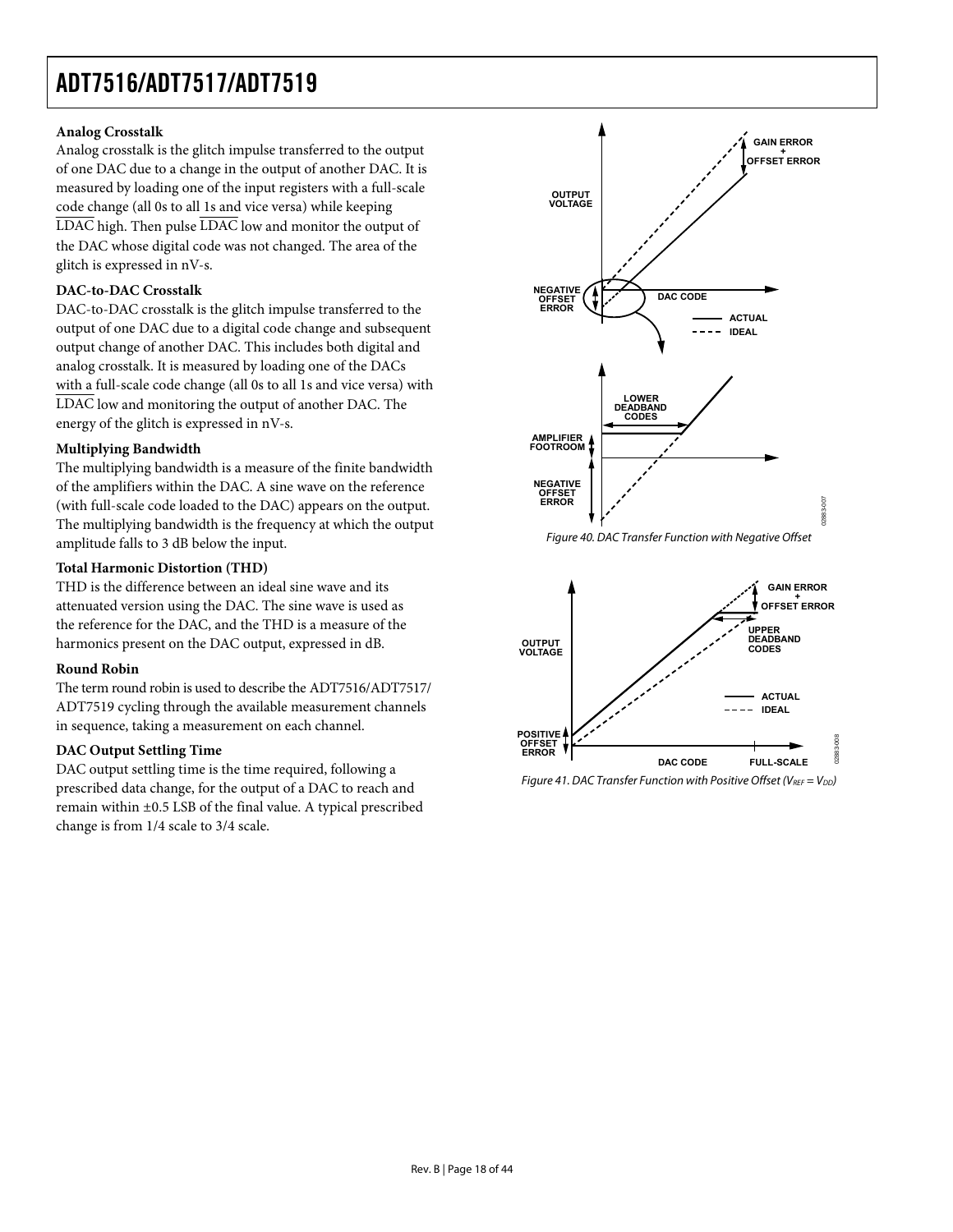**Analog Crosstalk**

Analog crosstalk is the glitch impulse transferred to the output of one DAC due to a change in the output of another DAC. It is measured by loading one of the input registers with a full-scale code change (all 0s to all 1s and vice versa) while keeping $\overline{\text{LDAC}}$ high. Then pulse $\overline{\text{LDAC}}$ low and monitor the output of the DAC whose digital code was not changed. The area of the glitch is expressed in nV-s.

**DAC-to-DAC Crosstalk**

DAC-to-DAC crosstalk is the glitch impulse transferred to the output of one DAC due to a digital code change and subsequent output change of another DAC. This includes both digital and analog crosstalk. It is measured by loading one of the DACs with a full-scale code change (all 0s to all 1s and vice versa) with $\overline{\text{LDAC}}$ low and monitoring the output of another DAC. The energy of the glitch is expressed in nV-s.

**Multiplying Bandwidth**

The multiplying bandwidth is a measure of the finite bandwidth of the amplifiers within the DAC. A sine wave on the reference (with full-scale code loaded to the DAC) appears on the output. The multiplying bandwidth is the frequency at which the output amplitude falls to 3 dB below the input.

**Total Harmonic Distortion (THD)**

THD is the difference between an ideal sine wave and its attenuated version using the DAC. The sine wave is used as the reference for the DAC, and the THD is a measure of the harmonics present on the DAC output, expressed in dB.

**Round Robin**

The term round robin is used to describe the ADT7516/ADT7517/ADT7519 cycling through the available measurement channels in sequence, taking a measurement on each channel.

**DAC Output Settling Time**

DAC output settling time is the time required, following a prescribed data change, for the output of a DAC to reach and remain within ±0.5 LSB of the final value. A typical prescribed change is from 1/4 scale to 3/4 scale.

*Figure 40. DAC Transfer Function with Negative Offset*

*Figure 41. DAC Transfer Function with Positive Offset ($V_{REF} = V_{DD}$)*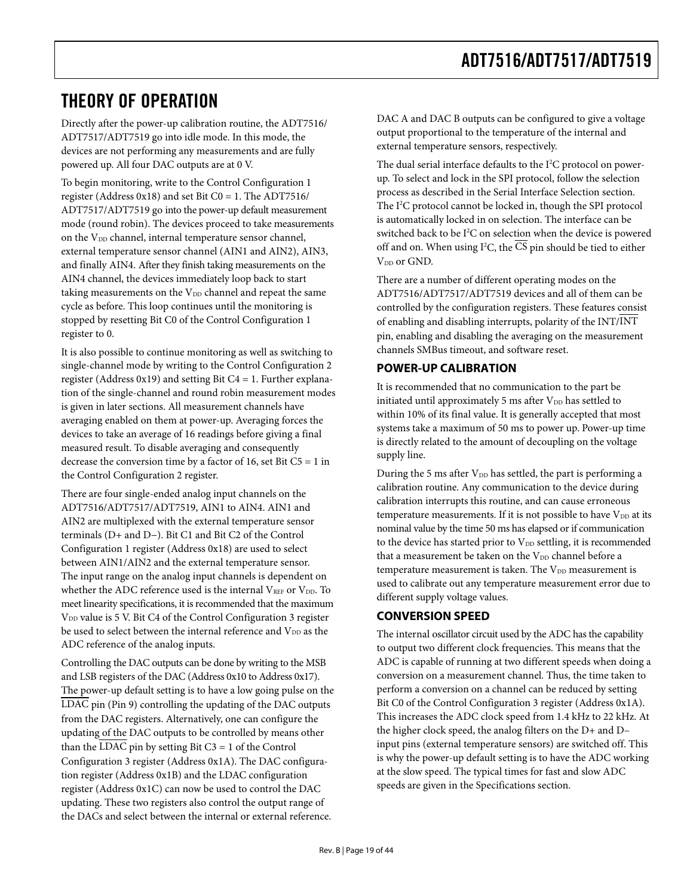# THEORY OF OPERATION

Directly after the power-up calibration routine, the ADT7516/ADT7517/ADT7519 go into idle mode. In this mode, the devices are not performing any measurements and are fully powered up. All four DAC outputs are at 0 V.

To begin monitoring, write to the Control Configuration 1 register (Address 0x18) and set Bit C0 = 1. The ADT7516/ADT7517/ADT7519 go into the power-up default measurement mode (round robin). The devices proceed to take measurements on the $V_{DD}$ channel, internal temperature sensor channel, external temperature sensor channel (AIN1 and AIN2), AIN3, and finally AIN4. After they finish taking measurements on the AIN4 channel, the devices immediately loop back to start taking measurements on the $V_{DD}$ channel and repeat the same cycle as before. This loop continues until the monitoring is stopped by resetting Bit C0 of the Control Configuration 1 register to 0.

It is also possible to continue monitoring as well as switching to single-channel mode by writing to the Control Configuration 2 register (Address 0x19) and setting Bit C4 = 1. Further explanation of the single-channel and round robin measurement modes is given in later sections. All measurement channels have averaging enabled on them at power-up. Averaging forces the devices to take an average of 16 readings before giving a final measured result. To disable averaging and consequently decrease the conversion time by a factor of 16, set Bit C5 = 1 in the Control Configuration 2 register.

There are four single-ended analog input channels on the ADT7516/ADT7517/ADT7519, AIN1 to AIN4. AIN1 and AIN2 are multiplexed with the external temperature sensor terminals (D+ and D−). Bit C1 and Bit C2 of the Control Configuration 1 register (Address 0x18) are used to select between AIN1/AIN2 and the external temperature sensor. The input range on the analog input channels is dependent on whether the ADC reference used is the internal $V_{REF}$ or $V_{DD}$. To meet linearity specifications, it is recommended that the maximum $V_{DD}$ value is 5 V. Bit C4 of the Control Configuration 3 register be used to select between the internal reference and $V_{DD}$ as the ADC reference of the analog inputs.

Controlling the DAC outputs can be done by writing to the MSB and LSB registers of the DAC (Address 0x10 to Address 0x17). The power-up default setting is to have a low going pulse on the $\overline{\text{LDAC}}$ pin (Pin 9) controlling the updating of the DAC outputs from the DAC registers. Alternatively, one can configure the updating of the DAC outputs to be controlled by means other than the $\overline{\text{LDAC}}$ pin by setting Bit C3 = 1 of the Control Configuration 3 register (Address 0x1A). The DAC configuration register (Address 0x1B) and the LDAC configuration register (Address 0x1C) can now be used to control the DAC updating. These two registers also control the output range of the DACs and select between the internal or external reference. DAC A and DAC B outputs can be configured to give a voltage output proportional to the temperature of the internal and external temperature sensors, respectively.

The dual serial interface defaults to the I²C protocol on power-up. To select and lock in the SPI protocol, follow the selection process as described in the Serial Interface Selection section. The I²C protocol cannot be locked in, though the SPI protocol is automatically locked in on selection. The interface can be switched back to be I²C on selection when the device is powered off and on. When using I²C, the $\overline{\text{CS}}$ pin should be tied to either $V_{DD}$ or GND.

There are a number of different operating modes on the ADT7516/ADT7517/ADT7519 devices and all of them can be controlled by the configuration registers. These features consist of enabling and disabling interrupts, polarity of the INT/$\overline{\text{INT}}$ pin, enabling and disabling the averaging on the measurement channels SMBus timeout, and software reset.

## POWER-UP CALIBRATION

It is recommended that no communication to the part be initiated until approximately 5 ms after $V_{DD}$ has settled to within 10% of its final value. It is generally accepted that most systems take a maximum of 50 ms to power up. Power-up time is directly related to the amount of decoupling on the voltage supply line.

During the 5 ms after $V_{DD}$ has settled, the part is performing a calibration routine. Any communication to the device during calibration interrupts this routine, and can cause erroneous temperature measurements. If it is not possible to have $V_{DD}$ at its nominal value by the time 50 ms has elapsed or if communication to the device has started prior to $V_{DD}$ settling, it is recommended that a measurement be taken on the $V_{DD}$ channel before a temperature measurement is taken. The $V_{DD}$ measurement is used to calibrate out any temperature measurement error due to different supply voltage values.

## CONVERSION SPEED

The internal oscillator circuit used by the ADC has the capability to output two different clock frequencies. This means that the ADC is capable of running at two different speeds when doing a conversion on a measurement channel. Thus, the time taken to perform a conversion on a channel can be reduced by setting Bit C0 of the Control Configuration 3 register (Address 0x1A). This increases the ADC clock speed from 1.4 kHz to 22 kHz. At the higher clock speed, the analog filters on the D+ and D− input pins (external temperature sensors) are switched off. This is why the power-up default setting is to have the ADC working at the slow speed. The typical times for fast and slow ADC speeds are given in the Specifications section.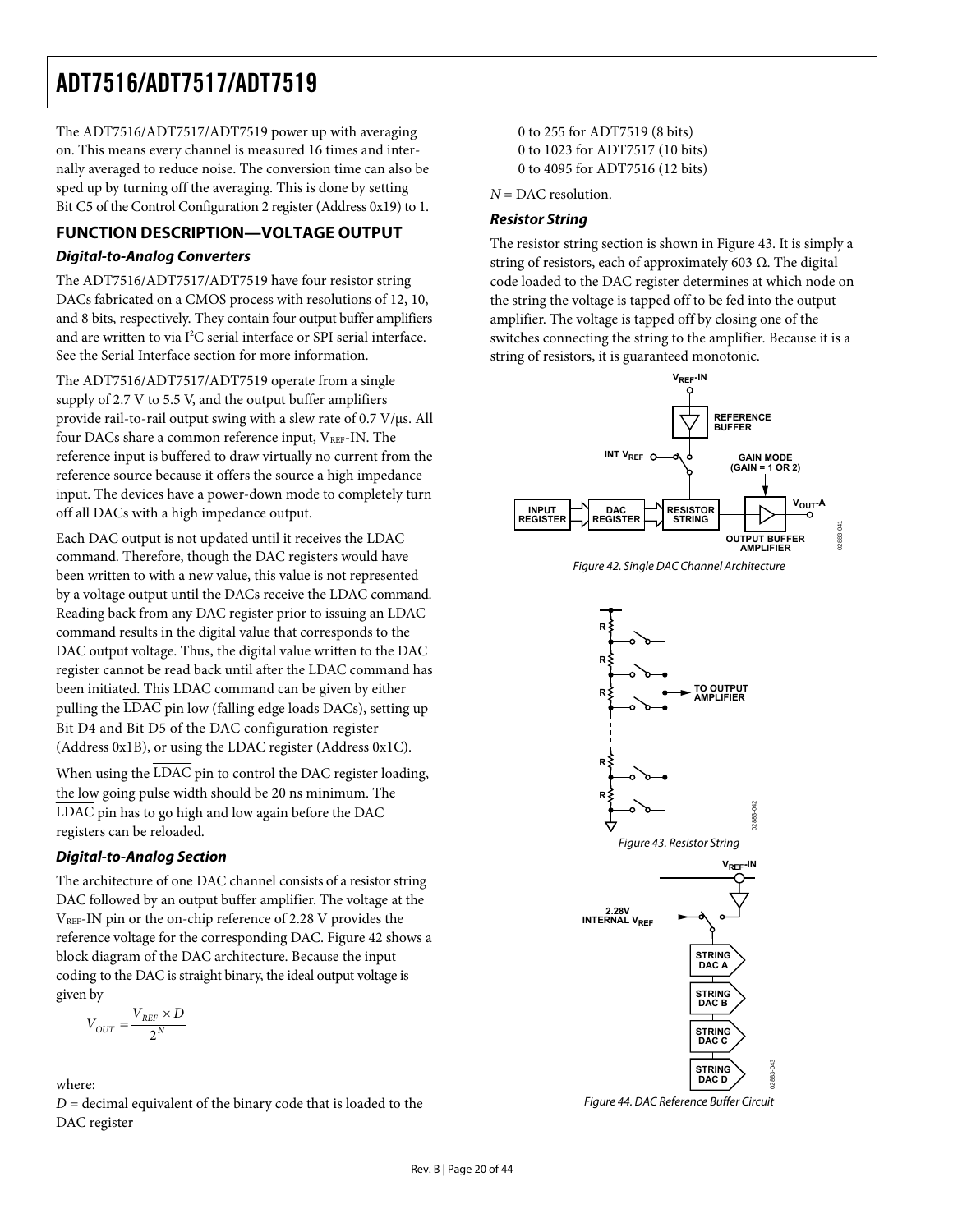The ADT7516/ADT7517/ADT7519 power up with averaging on. This means every channel is measured 16 times and internally averaged to reduce noise. The conversion time can also be sped up by turning off the averaging. This is done by setting Bit C5 of the Control Configuration 2 register (Address 0x19) to 1.

## FUNCTION DESCRIPTION—VOLTAGE OUTPUT

### *Digital-to-Analog Converters*

The ADT7516/ADT7517/ADT7519 have four resistor string DACs fabricated on a CMOS process with resolutions of 12, 10, and 8 bits, respectively. They contain four output buffer amplifiers and are written to via I²C serial interface or SPI serial interface. See the Serial Interface section for more information.

The ADT7516/ADT7517/ADT7519 operate from a single supply of 2.7 V to 5.5 V, and the output buffer amplifiers provide rail-to-rail output swing with a slew rate of 0.7 V/µs. All four DACs share a common reference input, $V_{REF}$-IN. The reference input is buffered to draw virtually no current from the reference source because it offers the source a high impedance input. The devices have a power-down mode to completely turn off all DACs with a high impedance output.

Each DAC output is not updated until it receives the LDAC command. Therefore, though the DAC registers would have been written to with a new value, this value is not represented by a voltage output until the DACs receive the LDAC command. Reading back from any DAC register prior to issuing an LDAC command results in the digital value that corresponds to the DAC output voltage. Thus, the digital value written to the DAC register cannot be read back until after the LDAC command has been initiated. This LDAC command can be given by either pulling the $\overline{\text{LDAC}}$ pin low (falling edge loads DACs), setting up Bit D4 and Bit D5 of the DAC configuration register (Address 0x1B), or using the LDAC register (Address 0x1C).

When using the $\overline{\text{LDAC}}$ pin to control the DAC register loading, the low going pulse width should be 20 ns minimum. The $\overline{\text{LDAC}}$ pin has to go high and low again before the DAC registers can be reloaded.

### *Digital-to-Analog Section*

The architecture of one DAC channel consists of a resistor string DAC followed by an output buffer amplifier. The voltage at the $V_{REF}$-IN pin or the on-chip reference of 2.28 V provides the reference voltage for the corresponding DAC. Figure 42 shows a block diagram of the DAC architecture. Because the input coding to the DAC is straight binary, the ideal output voltage is given by

$$V_{OUT} = \frac{V_{REF} \times D}{2^N}$$

where:
$D$ = decimal equivalent of the binary code that is loaded to the DAC register
0 to 255 for ADT7519 (8 bits)
0 to 1023 for ADT7517 (10 bits)
0 to 4095 for ADT7516 (12 bits)

$N$ = DAC resolution.

### *Resistor String*

The resistor string section is shown in Figure 43. It is simply a string of resistors, each of approximately 603 Ω. The digital code loaded to the DAC register determines at which node on the string the voltage is tapped off to be fed into the output amplifier. The voltage is tapped off by closing one of the switches connecting the string to the amplifier. Because it is a string of resistors, it is guaranteed monotonic.

Figure 42. Single DAC Channel Architecture

Figure 43. Resistor String

Figure 44. DAC Reference Buffer Circuit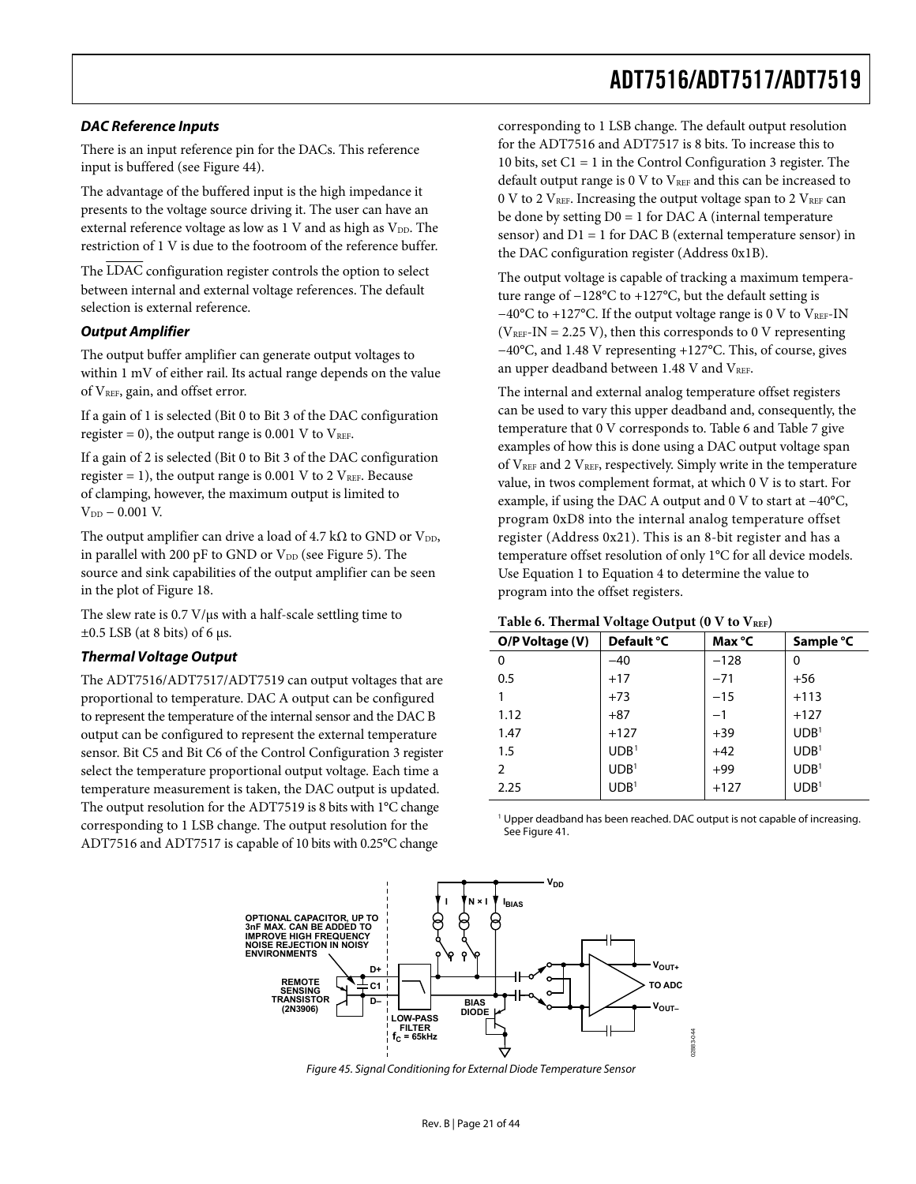### *DAC Reference Inputs*

There is an input reference pin for the DACs. This reference input is buffered (see Figure 44).

The advantage of the buffered input is the high impedance it presents to the voltage source driving it. The user can have an external reference voltage as low as 1 V and as high as $V_{DD}$. The restriction of 1 V is due to the footroom of the reference buffer.

The $\overline{\text{LDAC}}$ configuration register controls the option to select between internal and external voltage references. The default selection is external reference.

### *Output Amplifier*

The output buffer amplifier can generate output voltages to within 1 mV of either rail. Its actual range depends on the value of $V_{REF}$, gain, and offset error.

If a gain of 1 is selected (Bit 0 to Bit 3 of the DAC configuration register = 0), the output range is 0.001 V to $V_{REF}$.

If a gain of 2 is selected (Bit 0 to Bit 3 of the DAC configuration register = 1), the output range is 0.001 V to 2 $V_{REF}$. Because of clamping, however, the maximum output is limited to $V_{DD}$ − 0.001 V.

The output amplifier can drive a load of 4.7 kΩ to GND or $V_{DD}$, in parallel with 200 pF to GND or $V_{DD}$ (see Figure 5). The source and sink capabilities of the output amplifier can be seen in the plot of Figure 18.

The slew rate is 0.7 V/μs with a half-scale settling time to ±0.5 LSB (at 8 bits) of 6 μs.

### *Thermal Voltage Output*

The ADT7516/ADT7517/ADT7519 can output voltages that are proportional to temperature. DAC A output can be configured to represent the temperature of the internal sensor and the DAC B output can be configured to represent the external temperature sensor. Bit C5 and Bit C6 of the Control Configuration 3 register select the temperature proportional output voltage. Each time a temperature measurement is taken, the DAC output is updated. The output resolution for the ADT7519 is 8 bits with 1°C change corresponding to 1 LSB change. The output resolution for the ADT7516 and ADT7517 is capable of 10 bits with 0.25°C change corresponding to 1 LSB change. The default output resolution for the ADT7516 and ADT7517 is 8 bits. To increase this to 10 bits, set C1 = 1 in the Control Configuration 3 register. The default output range is 0 V to $V_{REF}$ and this can be increased to 0 V to 2 $V_{REF}$. Increasing the output voltage span to 2 $V_{REF}$ can be done by setting D0 = 1 for DAC A (internal temperature sensor) and D1 = 1 for DAC B (external temperature sensor) in the DAC configuration register (Address 0x1B).

The output voltage is capable of tracking a maximum temperature range of −128°C to +127°C, but the default setting is −40°C to +127°C. If the output voltage range is 0 V to $V_{REF}$-IN ($V_{REF}$-IN = 2.25 V), then this corresponds to 0 V representing −40°C, and 1.48 V representing +127°C. This, of course, gives an upper deadband between 1.48 V and $V_{REF}$.

The internal and external analog temperature offset registers can be used to vary this upper deadband and, consequently, the temperature that 0 V corresponds to. Table 6 and Table 7 give examples of how this is done using a DAC output voltage span of $V_{REF}$ and 2 $V_{REF}$, respectively. Simply write in the temperature value, in twos complement format, at which 0 V is to start. For example, if using the DAC A output and 0 V to start at −40°C, program 0xD8 into the internal analog temperature offset register (Address 0x21). This is an 8-bit register and has a temperature offset resolution of only 1°C for all device models. Use Equation 1 to Equation 4 to determine the value to program into the offset registers.

**Table 6. Thermal Voltage Output (0 V to $V_{REF}$)**

| O/P Voltage (V) | Default °C | Max °C | Sample °C |
|---|---|---|---|
| 0 | −40 | −128 | 0 |
| 0.5 | +17 | −71 | +56 |
| 1 | +73 | −15 | +113 |
| 1.12 | +87 | −1 | +127 |
| 1.47 | +127 | +39 | UDB[1] |
| 1.5 | UDB[1] | +42 | UDB[1] |
| 2 | UDB[1] | +99 | UDB[1] |
| 2.25 | UDB[1] | +127 | UDB[1] |

[1] Upper deadband has been reached. DAC output is not capable of increasing. See Figure 41.

Figure 45. Signal Conditioning for External Diode Temperature Sensor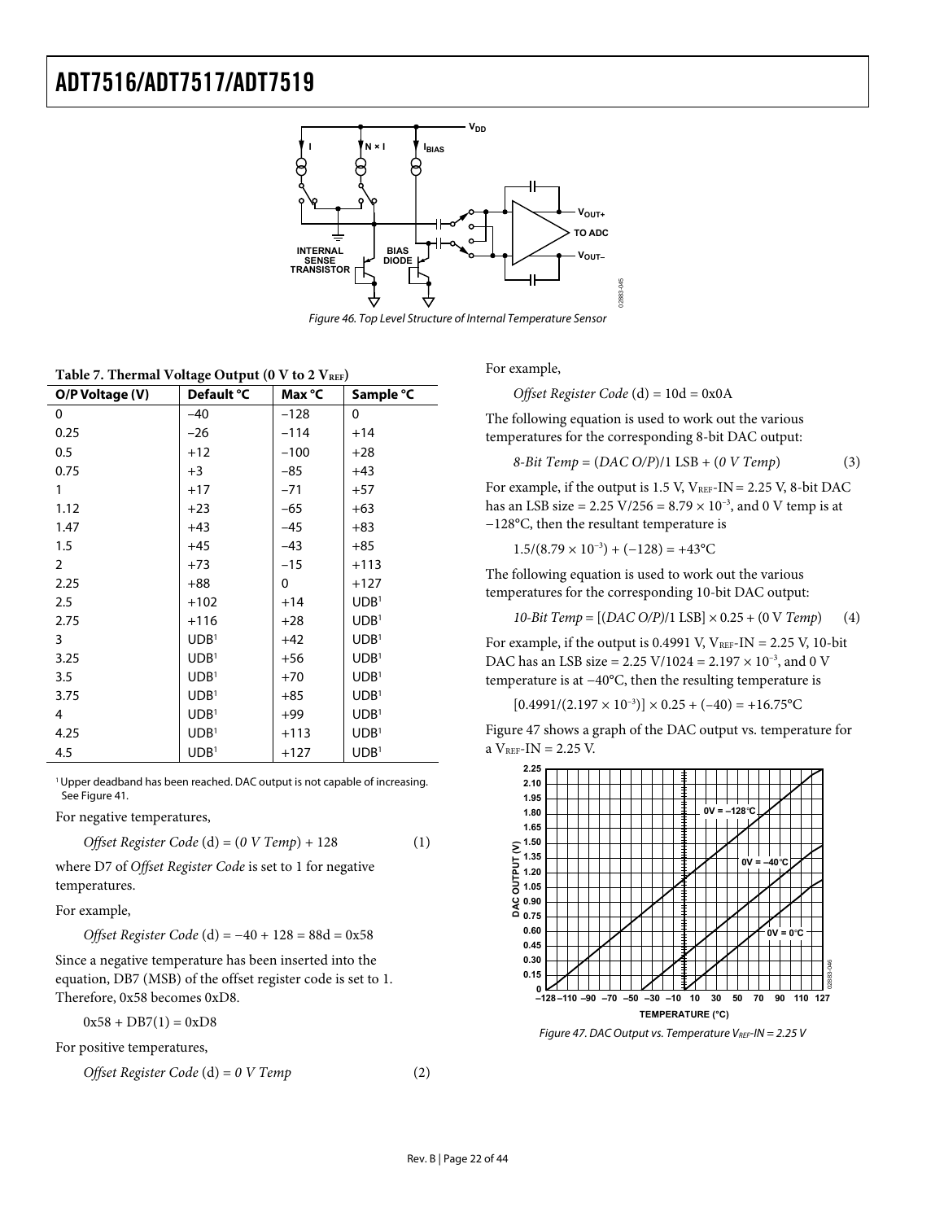Figure 46. Top Level Structure of Internal Temperature Sensor

Table 7. Thermal Voltage Output (0 V to 2 $V_{REF}$)

| O/P Voltage (V) | Default °C | Max °C | Sample °C |
|---|---|---|---|
| 0 | −40 | −128 | 0 |
| 0.25 | −26 | −114 | +14 |
| 0.5 | +12 | −100 | +28 |
| 0.75 | +3 | −85 | +43 |
| 1 | +17 | −71 | +57 |
| 1.12 | +23 | −65 | +63 |
| 1.47 | +43 | −45 | +83 |
| 1.5 | +45 | −43 | +85 |
| 2 | +73 | −15 | +113 |
| 2.25 | +88 | 0 | +127 |
| 2.5 | +102 | +14 | UDB[1] |
| 2.75 | +116 | +28 | UDB[1] |
| 3 | UDB[1] | +42 | UDB[1] |
| 3.25 | UDB[1] | +56 | UDB[1] |
| 3.5 | UDB[1] | +70 | UDB[1] |
| 3.75 | UDB[1] | +85 | UDB[1] |
| 4 | UDB[1] | +99 | UDB[1] |
| 4.25 | UDB[1] | +113 | UDB[1] |
| 4.5 | UDB[1] | +127 | UDB[1] |

[1] Upper deadband has been reached. DAC output is not capable of increasing. See Figure 41.

For negative temperatures,

$$\textit{Offset Register Code}\ (d) = (\textit{0 V Temp}) + 128 \quad (1)$$

where D7 of *Offset Register Code* is set to 1 for negative temperatures.

For example,

$$\textit{Offset Register Code}\ (d) = -40 + 128 = 88d = 0x58$$

Since a negative temperature has been inserted into the equation, DB7 (MSB) of the offset register code is set to 1. Therefore, 0x58 becomes 0xD8.

$$0x58 + DB7(1) = 0xD8$$

For positive temperatures,

$$\textit{Offset Register Code}\ (d) = \textit{0 V Temp} \quad (2)$$

For example,

$$\textit{Offset Register Code}\ (d) = 10d = 0x0A$$

The following equation is used to work out the various temperatures for the corresponding 8-bit DAC output:

$$\textit{8-Bit Temp} = (\textit{DAC O/P})/1\ \text{LSB} + (\textit{0 V Temp}) \quad (3)$$

For example, if the output is 1.5 V, $V_{REF}$-IN = 2.25 V, 8-bit DAC has an LSB size = 2.25 V/256 = $8.79 \times 10^{-3}$, and 0 V temp is at −128°C, then the resultant temperature is

$$1.5/(8.79 \times 10^{-3}) + (-128) = +43°C$$

The following equation is used to work out the various temperatures for the corresponding 10-bit DAC output:

$$\textit{10-Bit Temp} = [(\textit{DAC O/P})/1\ \text{LSB}] \times 0.25 + (0\ \text{V}\ \textit{Temp}) \quad (4)$$

For example, if the output is 0.4991 V, $V_{REF}$-IN = 2.25 V, 10-bit DAC has an LSB size = 2.25 V/1024 = $2.197 \times 10^{-3}$, and 0 V temperature is at −40°C, then the resulting temperature is

$$[0.4991/(2.197 \times 10^{-3})] \times 0.25 + (-40) = +16.75°C$$

Figure 47 shows a graph of the DAC output vs. temperature for a $V_{REF}$-IN = 2.25 V.

Figure 47. DAC Output vs. Temperature $V_{REF}$-IN = 2.25 V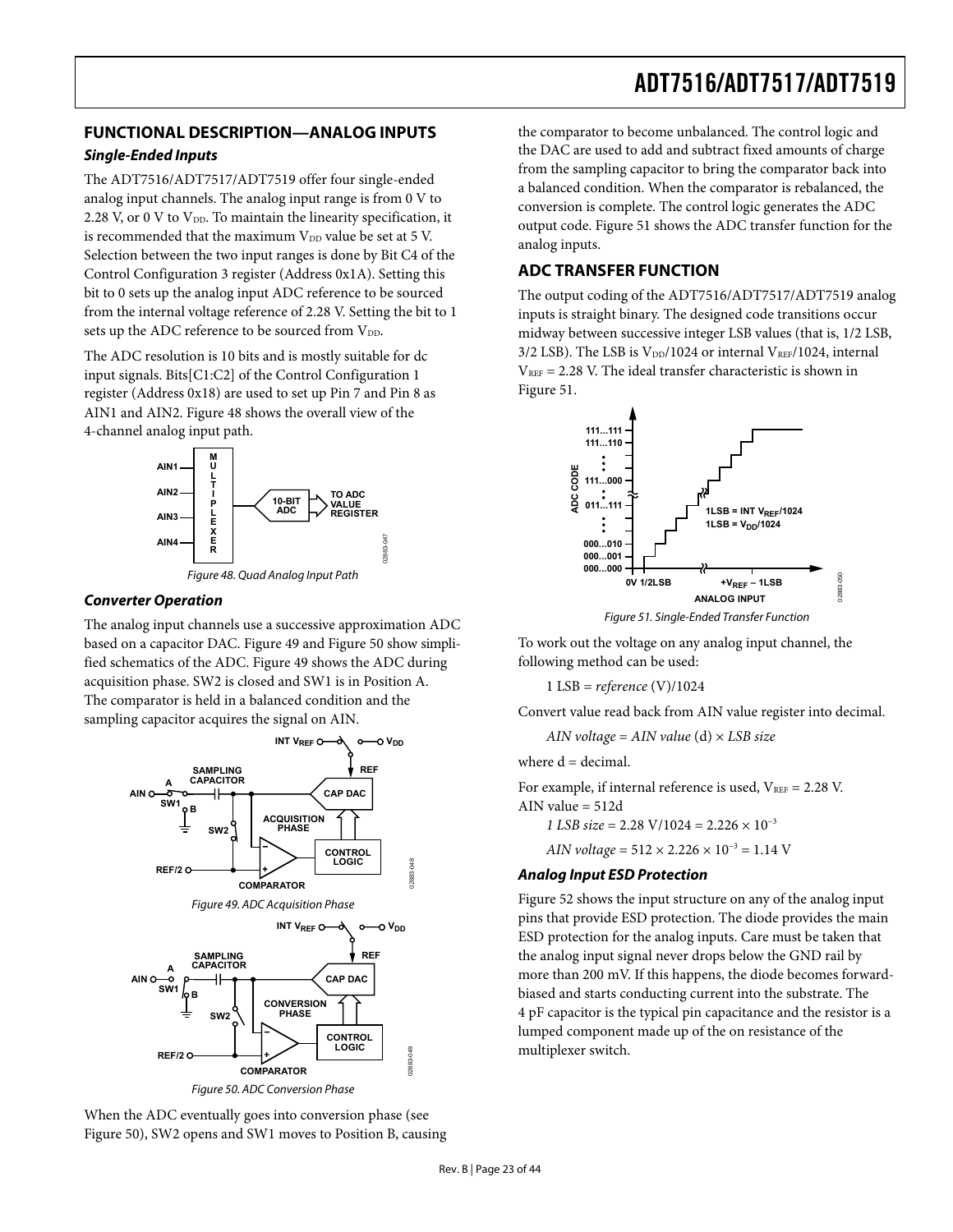## FUNCTIONAL DESCRIPTION—ANALOG INPUTS

### Single-Ended Inputs

The ADT7516/ADT7517/ADT7519 offer four single-ended analog input channels. The analog input range is from 0 V to 2.28 V, or 0 V to $V_{DD}$. To maintain the linearity specification, it is recommended that the maximum $V_{DD}$ value be set at 5 V. Selection between the two input ranges is done by Bit C4 of the Control Configuration 3 register (Address 0x1A). Setting this bit to 0 sets up the analog input ADC reference to be sourced from the internal voltage reference of 2.28 V. Setting the bit to 1 sets up the ADC reference to be sourced from $V_{DD}$.

The ADC resolution is 10 bits and is mostly suitable for dc input signals. Bits[C1:C2] of the Control Configuration 1 register (Address 0x18) are used to set up Pin 7 and Pin 8 as AIN1 and AIN2. Figure 48 shows the overall view of the 4-channel analog input path.

Figure 48. Quad Analog Input Path

### Converter Operation

The analog input channels use a successive approximation ADC based on a capacitor DAC. Figure 49 and Figure 50 show simplified schematics of the ADC. Figure 49 shows the ADC during acquisition phase. SW2 is closed and SW1 is in Position A. The comparator is held in a balanced condition and the sampling capacitor acquires the signal on AIN.

Figure 49. ADC Acquisition Phase

Figure 50. ADC Conversion Phase

When the ADC eventually goes into conversion phase (see Figure 50), SW2 opens and SW1 moves to Position B, causing the comparator to become unbalanced. The control logic and the DAC are used to add and subtract fixed amounts of charge from the sampling capacitor to bring the comparator back into a balanced condition. When the comparator is rebalanced, the conversion is complete. The control logic generates the ADC output code. Figure 51 shows the ADC transfer function for the analog inputs.

## ADC TRANSFER FUNCTION

The output coding of the ADT7516/ADT7517/ADT7519 analog inputs is straight binary. The designed code transitions occur midway between successive integer LSB values (that is, 1/2 LSB, 3/2 LSB). The LSB is $V_{DD}/1024$ or internal $V_{REF}/1024$, internal $V_{REF}$ = 2.28 V. The ideal transfer characteristic is shown in Figure 51.

Figure 51. Single-Ended Transfer Function

To work out the voltage on any analog input channel, the following method can be used:

1 LSB = *reference* (V)/1024

Convert value read back from AIN value register into decimal.

*AIN voltage* = *AIN value* (d) × *LSB size*

where d = decimal.

For example, if internal reference is used, $V_{REF}$ = 2.28 V.
AIN value = 512d

*1 LSB size* = 2.28 V/1024 = $2.226 \times 10^{-3}$

*AIN voltage* = $512 \times 2.226 \times 10^{-3}$ = 1.14 V

### Analog Input ESD Protection

Figure 52 shows the input structure on any of the analog input pins that provide ESD protection. The diode provides the main ESD protection for the analog inputs. Care must be taken that the analog input signal never drops below the GND rail by more than 200 mV. If this happens, the diode becomes forward-biased and starts conducting current into the substrate. The 4 pF capacitor is the typical pin capacitance and the resistor is a lumped component made up of the on resistance of the multiplexer switch.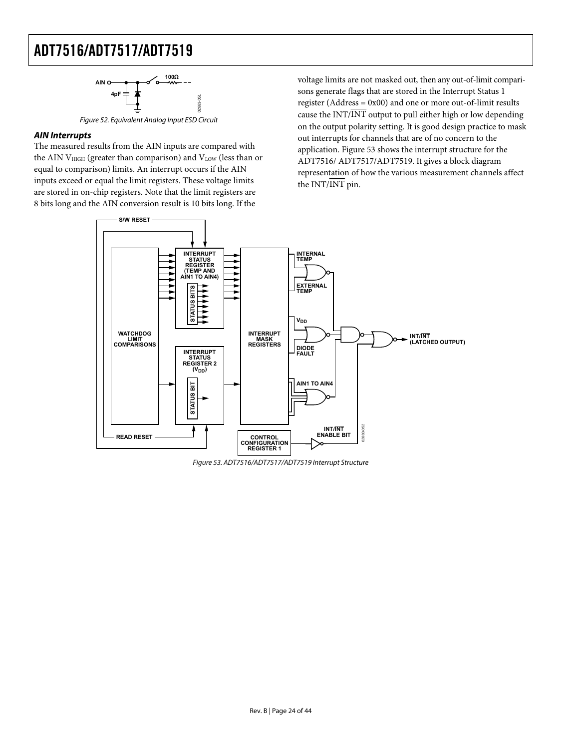Figure 52. Equivalent Analog Input ESD Circuit

### *AIN Interrupts*

The measured results from the AIN inputs are compared with the AIN $V_{HIGH}$ (greater than comparison) and $V_{LOW}$ (less than or equal to comparison) limits. An interrupt occurs if the AIN inputs exceed or equal the limit registers. These voltage limits are stored in on-chip registers. Note that the limit registers are 8 bits long and the AIN conversion result is 10 bits long. If the voltage limits are not masked out, then any out-of-limit comparisons generate flags that are stored in the Interrupt Status 1 register (Address = 0x00) and one or more out-of-limit results cause the INT/$\overline{\text{INT}}$ output to pull either high or low depending on the output polarity setting. It is good design practice to mask out interrupts for channels that are of no concern to the application. Figure 53 shows the interrupt structure for the ADT7516/ ADT7517/ADT7519. It gives a block diagram representation of how the various measurement channels affect the INT/$\overline{\text{INT}}$ pin.

Figure 53. ADT7516/ADT7517/ADT7519 Interrupt Structure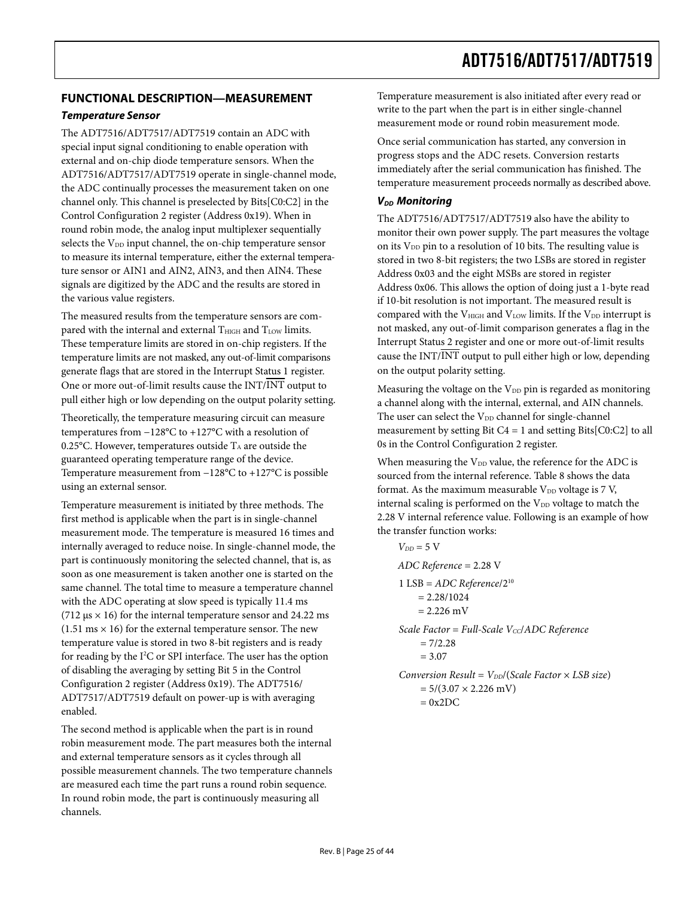## FUNCTIONAL DESCRIPTION—MEASUREMENT

### *Temperature Sensor*

The ADT7516/ADT7517/ADT7519 contain an ADC with special input signal conditioning to enable operation with external and on-chip diode temperature sensors. When the ADT7516/ADT7517/ADT7519 operate in single-channel mode, the ADC continually processes the measurement taken on one channel only. This channel is preselected by Bits[C0:C2] in the Control Configuration 2 register (Address 0x19). When in round robin mode, the analog input multiplexer sequentially selects the $V_{DD}$ input channel, the on-chip temperature sensor to measure its internal temperature, either the external temperature sensor or AIN1 and AIN2, AIN3, and then AIN4. These signals are digitized by the ADC and the results are stored in the various value registers.

The measured results from the temperature sensors are compared with the internal and external $T_{HIGH}$ and $T_{LOW}$ limits. These temperature limits are stored in on-chip registers. If the temperature limits are not masked, any out-of-limit comparisons generate flags that are stored in the Interrupt Status 1 register. One or more out-of-limit results cause the INT/$\overline{\text{INT}}$ output to pull either high or low depending on the output polarity setting.

Theoretically, the temperature measuring circuit can measure temperatures from −128°C to +127°C with a resolution of 0.25°C. However, temperatures outside $T_A$ are outside the guaranteed operating temperature range of the device. Temperature measurement from −128°C to +127°C is possible using an external sensor.

Temperature measurement is initiated by three methods. The first method is applicable when the part is in single-channel measurement mode. The temperature is measured 16 times and internally averaged to reduce noise. In single-channel mode, the part is continuously monitoring the selected channel, that is, as soon as one measurement is taken another one is started on the same channel. The total time to measure a temperature channel with the ADC operating at slow speed is typically 11.4 ms (712 μs × 16) for the internal temperature sensor and 24.22 ms (1.51 ms × 16) for the external temperature sensor. The new temperature value is stored in two 8-bit registers and is ready for reading by the I²C or SPI interface. The user has the option of disabling the averaging by setting Bit 5 in the Control Configuration 2 register (Address 0x19). The ADT7516/ADT7517/ADT7519 default on power-up is with averaging enabled.

The second method is applicable when the part is in round robin measurement mode. The part measures both the internal and external temperature sensors as it cycles through all possible measurement channels. The two temperature channels are measured each time the part runs a round robin sequence. In round robin mode, the part is continuously measuring all channels.

Temperature measurement is also initiated after every read or write to the part when the part is in either single-channel measurement mode or round robin measurement mode.

Once serial communication has started, any conversion in progress stops and the ADC resets. Conversion restarts immediately after the serial communication has finished. The temperature measurement proceeds normally as described above.

### *$V_{DD}$ Monitoring*

The ADT7516/ADT7517/ADT7519 also have the ability to monitor their own power supply. The part measures the voltage on its $V_{DD}$ pin to a resolution of 10 bits. The resulting value is stored in two 8-bit registers; the two LSBs are stored in register Address 0x03 and the eight MSBs are stored in register Address 0x06. This allows the option of doing just a 1-byte read if 10-bit resolution is not important. The measured result is compared with the $V_{HIGH}$ and $V_{LOW}$ limits. If the $V_{DD}$ interrupt is not masked, any out-of-limit comparison generates a flag in the Interrupt Status 2 register and one or more out-of-limit results cause the INT/$\overline{\text{INT}}$ output to pull either high or low, depending on the output polarity setting.

Measuring the voltage on the $V_{DD}$ pin is regarded as monitoring a channel along with the internal, external, and AIN channels. The user can select the $V_{DD}$ channel for single-channel measurement by setting Bit C4 = 1 and setting Bits[C0:C2] to all 0s in the Control Configuration 2 register.

When measuring the $V_{DD}$ value, the reference for the ADC is sourced from the internal reference. Table 8 shows the data format. As the maximum measurable $V_{DD}$ voltage is 7 V, internal scaling is performed on the $V_{DD}$ voltage to match the 2.28 V internal reference value. Following is an example of how the transfer function works:

$V_{DD} = 5\text{ V}$

$\textit{ADC Reference} = 2.28\text{ V}$

$$1\text{ LSB} = \textit{ADC Reference}/2^{10} = 2.28/1024 = 2.226\text{ mV}$$

$$\textit{Scale Factor} = \textit{Full-Scale } V_{CC}/\textit{ADC Reference} = 7/2.28 = 3.07$$

$$\textit{Conversion Result} = V_{DD}/(\textit{Scale Factor} \times \textit{LSB size}) = 5/(3.07 \times 2.226\text{ mV}) = \text{0x2DC}$$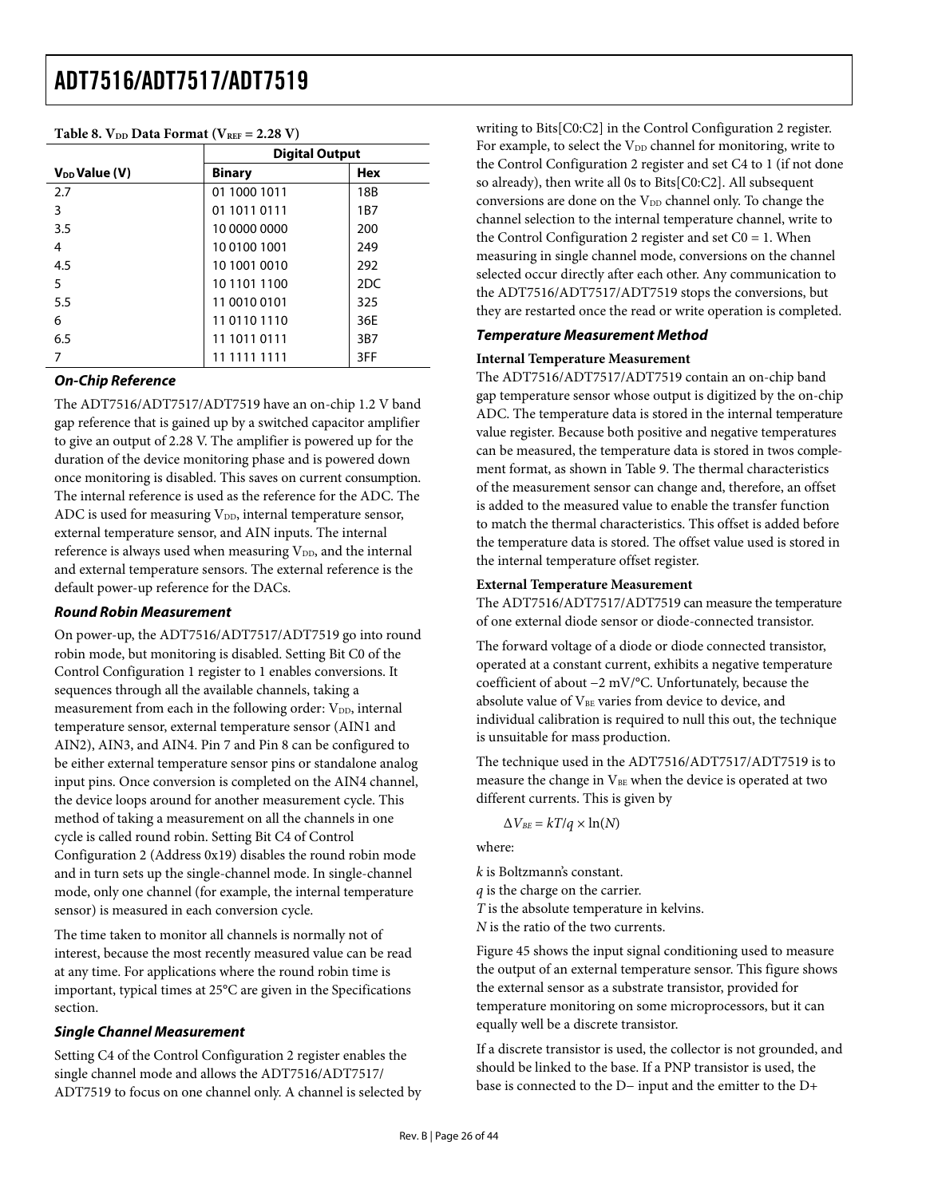**Table 8. $V_{DD}$ Data Format ($V_{REF}$ = 2.28 V)**

| $V_{DD}$ Value (V) | Digital Output | |
|---|---|---|
| | **Binary** | **Hex** |
| 2.7 | 01 1000 1011 | 18B |
| 3 | 01 1011 0111 | 1B7 |
| 3.5 | 10 0000 0000 | 200 |
| 4 | 10 0100 1001 | 249 |
| 4.5 | 10 1001 0010 | 292 |
| 5 | 10 1101 1100 | 2DC |
| 5.5 | 11 0010 0101 | 325 |
| 6 | 11 0110 1110 | 36E |
| 6.5 | 11 1011 0111 | 3B7 |
| 7 | 11 1111 1111 | 3FF |

### *On-Chip Reference*

The ADT7516/ADT7517/ADT7519 have an on-chip 1.2 V band gap reference that is gained up by a switched capacitor amplifier to give an output of 2.28 V. The amplifier is powered up for the duration of the device monitoring phase and is powered down once monitoring is disabled. This saves on current consumption. The internal reference is used as the reference for the ADC. The ADC is used for measuring $V_{DD}$, internal temperature sensor, external temperature sensor, and AIN inputs. The internal reference is always used when measuring $V_{DD}$, and the internal and external temperature sensors. The external reference is the default power-up reference for the DACs.

### *Round Robin Measurement*

On power-up, the ADT7516/ADT7517/ADT7519 go into round robin mode, but monitoring is disabled. Setting Bit C0 of the Control Configuration 1 register to 1 enables conversions. It sequences through all the available channels, taking a measurement from each in the following order: $V_{DD}$, internal temperature sensor, external temperature sensor (AIN1 and AIN2), AIN3, and AIN4. Pin 7 and Pin 8 can be configured to be either external temperature sensor pins or standalone analog input pins. Once conversion is completed on the AIN4 channel, the device loops around for another measurement cycle. This method of taking a measurement on all the channels in one cycle is called round robin. Setting Bit C4 of Control Configuration 2 (Address 0x19) disables the round robin mode and in turn sets up the single-channel mode. In single-channel mode, only one channel (for example, the internal temperature sensor) is measured in each conversion cycle.

The time taken to monitor all channels is normally not of interest, because the most recently measured value can be read at any time. For applications where the round robin time is important, typical times at 25°C are given in the Specifications section.

### *Single Channel Measurement*

Setting C4 of the Control Configuration 2 register enables the single channel mode and allows the ADT7516/ADT7517/ADT7519 to focus on one channel only. A channel is selected by writing to Bits[C0:C2] in the Control Configuration 2 register. For example, to select the $V_{DD}$ channel for monitoring, write to the Control Configuration 2 register and set C4 to 1 (if not done so already), then write all 0s to Bits[C0:C2]. All subsequent conversions are done on the $V_{DD}$ channel only. To change the channel selection to the internal temperature channel, write to the Control Configuration 2 register and set C0 = 1. When measuring in single channel mode, conversions on the channel selected occur directly after each other. Any communication to the ADT7516/ADT7517/ADT7519 stops the conversions, but they are restarted once the read or write operation is completed.

### *Temperature Measurement Method*

**Internal Temperature Measurement**

The ADT7516/ADT7517/ADT7519 contain an on-chip band gap temperature sensor whose output is digitized by the on-chip ADC. The temperature data is stored in the internal temperature value register. Because both positive and negative temperatures can be measured, the temperature data is stored in twos complement format, as shown in Table 9. The thermal characteristics of the measurement sensor can change and, therefore, an offset is added to the measured value to enable the transfer function to match the thermal characteristics. This offset is added before the temperature data is stored. The offset value used is stored in the internal temperature offset register.

**External Temperature Measurement**

The ADT7516/ADT7517/ADT7519 can measure the temperature of one external diode sensor or diode-connected transistor.

The forward voltage of a diode or diode connected transistor, operated at a constant current, exhibits a negative temperature coefficient of about −2 mV/°C. Unfortunately, because the absolute value of $V_{BE}$ varies from device to device, and individual calibration is required to null this out, the technique is unsuitable for mass production.

The technique used in the ADT7516/ADT7517/ADT7519 is to measure the change in $V_{BE}$ when the device is operated at two different currents. This is given by

$$\Delta V_{BE} = kT/q \times \ln(N)$$

where:

*k* is Boltzmann's constant.
*q* is the charge on the carrier.
*T* is the absolute temperature in kelvins.
*N* is the ratio of the two currents.

Figure 45 shows the input signal conditioning used to measure the output of an external temperature sensor. This figure shows the external sensor as a substrate transistor, provided for temperature monitoring on some microprocessors, but it can equally well be a discrete transistor.

If a discrete transistor is used, the collector is not grounded, and should be linked to the base. If a PNP transistor is used, the base is connected to the D− input and the emitter to the D+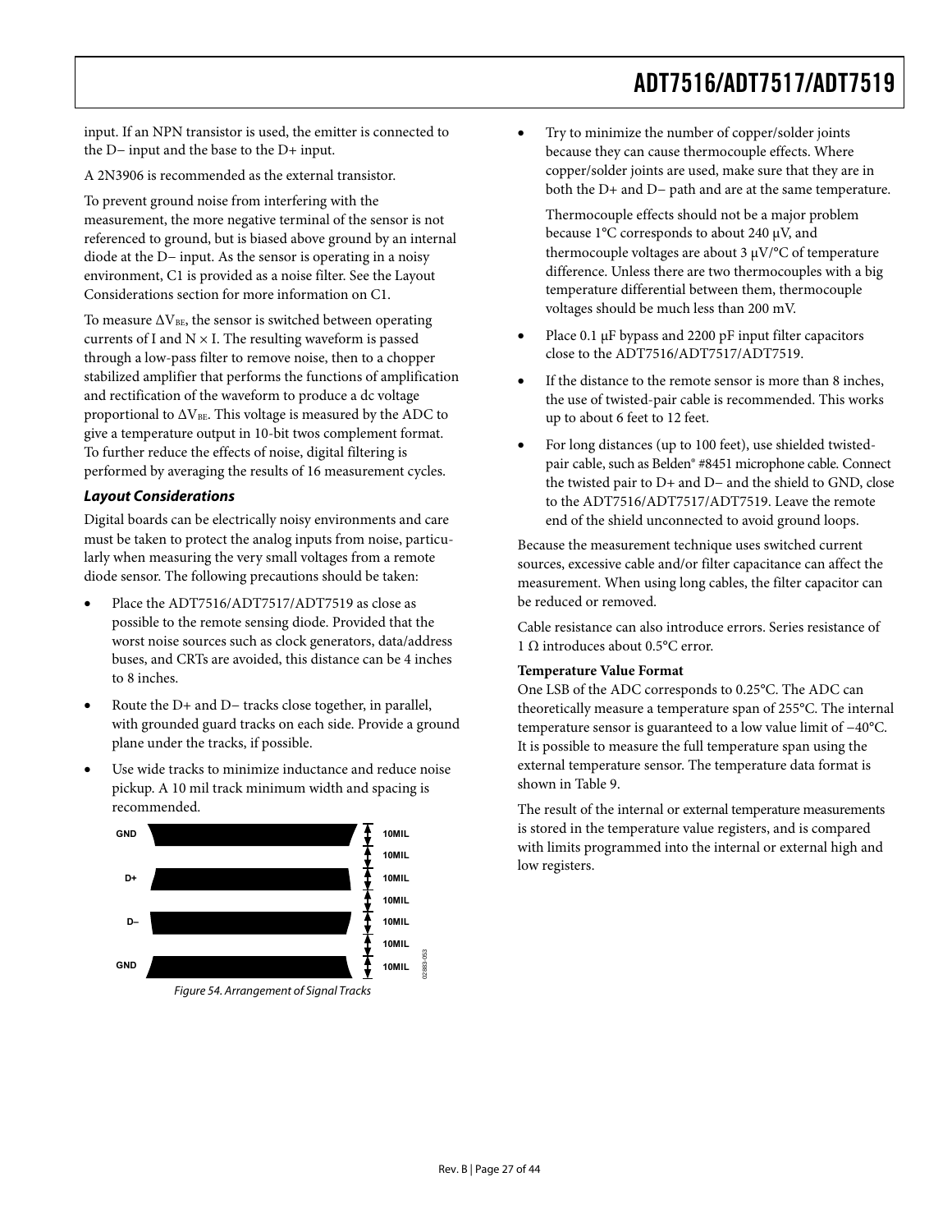input. If an NPN transistor is used, the emitter is connected to the D− input and the base to the D+ input.

A 2N3906 is recommended as the external transistor.

To prevent ground noise from interfering with the measurement, the more negative terminal of the sensor is not referenced to ground, but is biased above ground by an internal diode at the D− input. As the sensor is operating in a noisy environment, C1 is provided as a noise filter. See the Layout Considerations section for more information on C1.

To measure $\Delta V_{BE}$, the sensor is switched between operating currents of I and N × I. The resulting waveform is passed through a low-pass filter to remove noise, then to a chopper stabilized amplifier that performs the functions of amplification and rectification of the waveform to produce a dc voltage proportional to $\Delta V_{BE}$. This voltage is measured by the ADC to give a temperature output in 10-bit twos complement format. To further reduce the effects of noise, digital filtering is performed by averaging the results of 16 measurement cycles.

### *Layout Considerations*

Digital boards can be electrically noisy environments and care must be taken to protect the analog inputs from noise, particularly when measuring the very small voltages from a remote diode sensor. The following precautions should be taken:

- Place the ADT7516/ADT7517/ADT7519 as close as possible to the remote sensing diode. Provided that the worst noise sources such as clock generators, data/address buses, and CRTs are avoided, this distance can be 4 inches to 8 inches.
- Route the D+ and D− tracks close together, in parallel, with grounded guard tracks on each side. Provide a ground plane under the tracks, if possible.
- Use wide tracks to minimize inductance and reduce noise pickup. A 10 mil track minimum width and spacing is recommended.

GND, D+, D−, GND — 10MIL, 10MIL, 10MIL, 10MIL, 10MIL, 10MIL, 10MIL

*Figure 54. Arrangement of Signal Tracks*

- Try to minimize the number of copper/solder joints because they can cause thermocouple effects. Where copper/solder joints are used, make sure that they are in both the D+ and D− path and are at the same temperature.

  Thermocouple effects should not be a major problem because 1°C corresponds to about 240 μV, and thermocouple voltages are about 3 μV/°C of temperature difference. Unless there are two thermocouples with a big temperature differential between them, thermocouple voltages should be much less than 200 mV.

- Place 0.1 μF bypass and 2200 pF input filter capacitors close to the ADT7516/ADT7517/ADT7519.
- If the distance to the remote sensor is more than 8 inches, the use of twisted-pair cable is recommended. This works up to about 6 feet to 12 feet.
- For long distances (up to 100 feet), use shielded twisted-pair cable, such as Belden® #8451 microphone cable. Connect the twisted pair to D+ and D− and the shield to GND, close to the ADT7516/ADT7517/ADT7519. Leave the remote end of the shield unconnected to avoid ground loops.

Because the measurement technique uses switched current sources, excessive cable and/or filter capacitance can affect the measurement. When using long cables, the filter capacitor can be reduced or removed.

Cable resistance can also introduce errors. Series resistance of 1 Ω introduces about 0.5°C error.

**Temperature Value Format**

One LSB of the ADC corresponds to 0.25°C. The ADC can theoretically measure a temperature span of 255°C. The internal temperature sensor is guaranteed to a low value limit of −40°C. It is possible to measure the full temperature span using the external temperature sensor. The temperature data format is shown in Table 9.

The result of the internal or external temperature measurements is stored in the temperature value registers, and is compared with limits programmed into the internal or external high and low registers.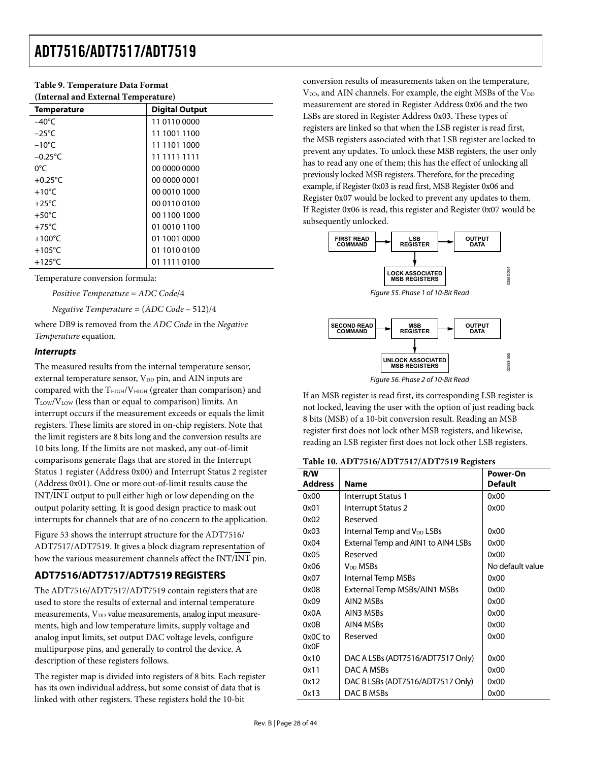**Table 9. Temperature Data Format (Internal and External Temperature)**

| Temperature | Digital Output |
|---|---|
| −40°C | 11 0110 0000 |
| −25°C | 11 1001 1100 |
| −10°C | 11 1101 1000 |
| −0.25°C | 11 1111 1111 |
| 0°C | 00 0000 0000 |
| +0.25°C | 00 0000 0001 |
| +10°C | 00 0010 1000 |
| +25°C | 00 0110 0100 |
| +50°C | 00 1100 1000 |
| +75°C | 01 0010 1100 |
| +100°C | 01 1001 0000 |
| +105°C | 01 1010 0100 |
| +125°C | 01 1111 0100 |

Temperature conversion formula:

*Positive Temperature* = *ADC Code*/4

*Negative Temperature* = (*ADC Code* − 512)/4

where DB9 is removed from the *ADC Code* in the *Negative Temperature* equation.

### *Interrupts*

The measured results from the internal temperature sensor, external temperature sensor, $V_{DD}$ pin, and AIN inputs are compared with the $T_{HIGH}/V_{HIGH}$ (greater than comparison) and $T_{LOW}/V_{LOW}$ (less than or equal to comparison) limits. An interrupt occurs if the measurement exceeds or equals the limit registers. These limits are stored in on-chip registers. Note that the limit registers are 8 bits long and the conversion results are 10 bits long. If the limits are not masked, any out-of-limit comparisons generate flags that are stored in the Interrupt Status 1 register (Address 0x00) and Interrupt Status 2 register (Address 0x01). One or more out-of-limit results cause the INT/$\overline{\text{INT}}$ output to pull either high or low depending on the output polarity setting. It is good design practice to mask out interrupts for channels that are of no concern to the application.

Figure 53 shows the interrupt structure for the ADT7516/ADT7517/ADT7519. It gives a block diagram representation of how the various measurement channels affect the INT/$\overline{\text{INT}}$ pin.

## ADT7516/ADT7517/ADT7519 REGISTERS

The ADT7516/ADT7517/ADT7519 contain registers that are used to store the results of external and internal temperature measurements, $V_{DD}$ value measurements, analog input measurements, high and low temperature limits, supply voltage and analog input limits, set output DAC voltage levels, configure multipurpose pins, and generally to control the device. A description of these registers follows.

The register map is divided into registers of 8 bits. Each register has its own individual address, but some consist of data that is linked with other registers. These registers hold the 10-bit conversion results of measurements taken on the temperature, $V_{DD}$, and AIN channels. For example, the eight MSBs of the $V_{DD}$ measurement are stored in Register Address 0x06 and the two LSBs are stored in Register Address 0x03. These types of registers are linked so that when the LSB register is read first, the MSB registers associated with that LSB register are locked to prevent any updates. To unlock these MSB registers, the user only has to read any one of them; this has the effect of unlocking all previously locked MSB registers. Therefore, for the preceding example, if Register 0x03 is read first, MSB Register 0x06 and Register 0x07 would be locked to prevent any updates to them. If Register 0x06 is read, this register and Register 0x07 would be subsequently unlocked.

FIRST READ COMMAND → LSB REGISTER → OUTPUT DATA; LSB REGISTER → LOCK ASSOCIATED MSB REGISTERS

*Figure 55. Phase 1 of 10-Bit Read*

SECOND READ COMMAND → MSB REGISTER → OUTPUT DATA; MSB REGISTER → UNLOCK ASSOCIATED MSB REGISTERS

*Figure 56. Phase 2 of 10-Bit Read*

If an MSB register is read first, its corresponding LSB register is not locked, leaving the user with the option of just reading back 8 bits (MSB) of a 10-bit conversion result. Reading an MSB register first does not lock other MSB registers, and likewise, reading an LSB register first does not lock other LSB registers.

**Table 10. ADT7516/ADT7517/ADT7519 Registers**

| R/W Address | Name | Power-On Default |
|---|---|---|
| 0x00 | Interrupt Status 1 | 0x00 |
| 0x01 | Interrupt Status 2 | 0x00 |
| 0x02 | Reserved | |
| 0x03 | Internal Temp and $V_{DD}$ LSBs | 0x00 |
| 0x04 | External Temp and AIN1 to AIN4 LSBs | 0x00 |
| 0x05 | Reserved | 0x00 |
| 0x06 | $V_{DD}$ MSBs | No default value |
| 0x07 | Internal Temp MSBs | 0x00 |
| 0x08 | External Temp MSBs/AIN1 MSBs | 0x00 |
| 0x09 | AIN2 MSBs | 0x00 |
| 0x0A | AIN3 MSBs | 0x00 |
| 0x0B | AIN4 MSBs | 0x00 |
| 0x0C to 0x0F | Reserved | 0x00 |
| 0x10 | DAC A LSBs (ADT7516/ADT7517 Only) | 0x00 |
| 0x11 | DAC A MSBs | 0x00 |
| 0x12 | DAC B LSBs (ADT7516/ADT7517 Only) | 0x00 |
| 0x13 | DAC B MSBs | 0x00 |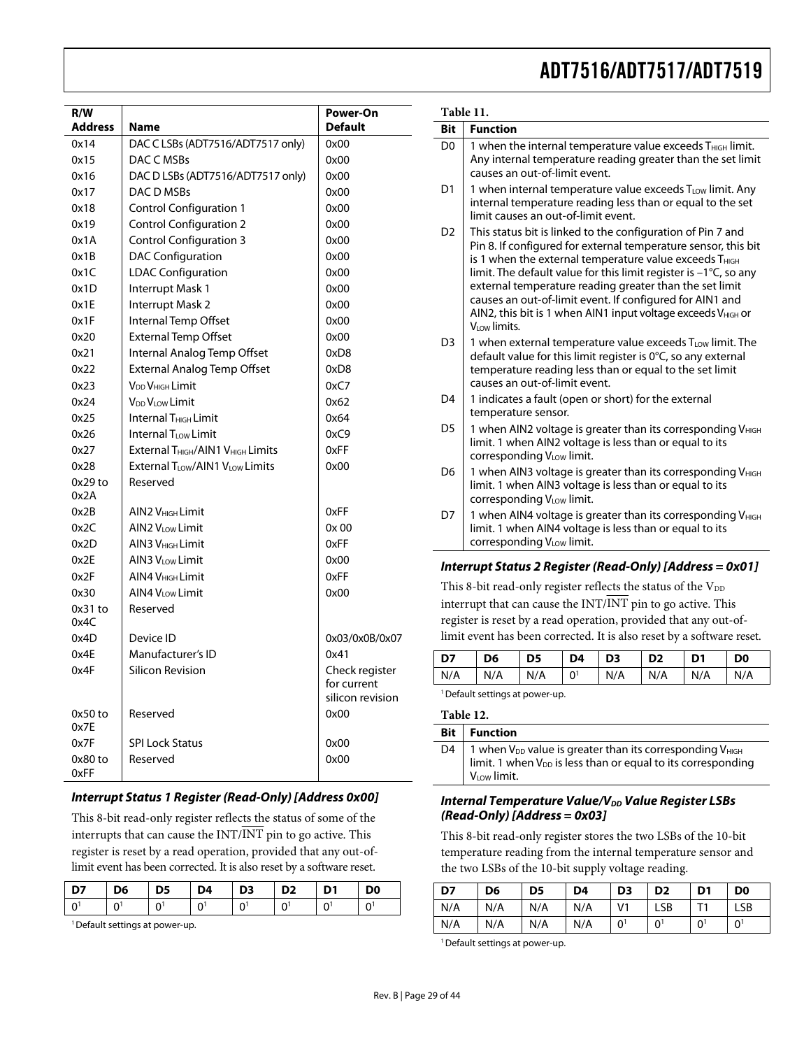| R/W Address | Name | Power-On Default |
|---|---|---|
| 0x14 | DAC C LSBs (ADT7516/ADT7517 only) | 0x00 |
| 0x15 | DAC C MSBs | 0x00 |
| 0x16 | DAC D LSBs (ADT7516/ADT7517 only) | 0x00 |
| 0x17 | DAC D MSBs | 0x00 |
| 0x18 | Control Configuration 1 | 0x00 |
| 0x19 | Control Configuration 2 | 0x00 |
| 0x1A | Control Configuration 3 | 0x00 |
| 0x1B | DAC Configuration | 0x00 |
| 0x1C | LDAC Configuration | 0x00 |
| 0x1D | Interrupt Mask 1 | 0x00 |
| 0x1E | Interrupt Mask 2 | 0x00 |
| 0x1F | Internal Temp Offset | 0x00 |
| 0x20 | External Temp Offset | 0x00 |
| 0x21 | Internal Analog Temp Offset | 0xD8 |
| 0x22 | External Analog Temp Offset | 0xD8 |
| 0x23 | $V_{DD}$ $V_{HIGH}$ Limit | 0xC7 |
| 0x24 | $V_{DD}$ $V_{LOW}$ Limit | 0x62 |
| 0x25 | Internal $T_{HIGH}$ Limit | 0x64 |
| 0x26 | Internal $T_{LOW}$ Limit | 0xC9 |
| 0x27 | External $T_{HIGH}$/AIN1 $V_{HIGH}$ Limits | 0xFF |
| 0x28 | External $T_{LOW}$/AIN1 $V_{LOW}$ Limits | 0x00 |
| 0x29 to 0x2A | Reserved | |
| 0x2B | AIN2 $V_{HIGH}$ Limit | 0xFF |
| 0x2C | AIN2 $V_{LOW}$ Limit | 0x 00 |
| 0x2D | AIN3 $V_{HIGH}$ Limit | 0xFF |
| 0x2E | AIN3 $V_{LOW}$ Limit | 0x00 |
| 0x2F | AIN4 $V_{HIGH}$ Limit | 0xFF |
| 0x30 | AIN4 $V_{LOW}$ Limit | 0x00 |
| 0x31 to 0x4C | Reserved | |
| 0x4D | Device ID | 0x03/0x0B/0x07 |
| 0x4E | Manufacturer's ID | 0x41 |
| 0x4F | Silicon Revision | Check register for current silicon revision |
| 0x50 to 0x7E | Reserved | 0x00 |
| 0x7F | SPI Lock Status | 0x00 |
| 0x80 to 0xFF | Reserved | 0x00 |

### *Interrupt Status 1 Register (Read-Only) [Address 0x00]*

This 8-bit read-only register reflects the status of some of the interrupts that can cause the INT/$\overline{\text{INT}}$ pin to go active. This register is reset by a read operation, provided that any out-of-limit event has been corrected. It is also reset by a software reset.

| D7 | D6 | D5 | D4 | D3 | D2 | D1 | D0 |
|---|---|---|---|---|---|---|---|
| 0[1] | 0[1] | 0[1] | 0[1] | 0[1] | 0[1] | 0[1] | 0[1] |

[1] Default settings at power-up.

**Table 11.**

| Bit | Function |
|---|---|
| D0 | 1 when the internal temperature value exceeds $T_{HIGH}$ limit. Any internal temperature reading greater than the set limit causes an out-of-limit event. |
| D1 | 1 when internal temperature value exceeds $T_{LOW}$ limit. Any internal temperature reading less than or equal to the set limit causes an out-of-limit event. |
| D2 | This status bit is linked to the configuration of Pin 7 and Pin 8. If configured for external temperature sensor, this bit is 1 when the external temperature value exceeds $T_{HIGH}$ limit. The default value for this limit register is −1°C, so any external temperature reading greater than the set limit causes an out-of-limit event. If configured for AIN1 and AIN2, this bit is 1 when AIN1 input voltage exceeds $V_{HIGH}$ or $V_{LOW}$ limits. |
| D3 | 1 when external temperature value exceeds $T_{LOW}$ limit. The default value for this limit register is 0°C, so any external temperature reading less than or equal to the set limit causes an out-of-limit event. |
| D4 | 1 indicates a fault (open or short) for the external temperature sensor. |
| D5 | 1 when AIN2 voltage is greater than its corresponding $V_{HIGH}$ limit. 1 when AIN2 voltage is less than or equal to its corresponding $V_{LOW}$ limit. |
| D6 | 1 when AIN3 voltage is greater than its corresponding $V_{HIGH}$ limit. 1 when AIN3 voltage is less than or equal to its corresponding $V_{LOW}$ limit. |
| D7 | 1 when AIN4 voltage is greater than its corresponding $V_{HIGH}$ limit. 1 when AIN4 voltage is less than or equal to its corresponding $V_{LOW}$ limit. |

### *Interrupt Status 2 Register (Read-Only) [Address = 0x01]*

This 8-bit read-only register reflects the status of the $V_{DD}$ interrupt that can cause the INT/$\overline{\text{INT}}$ pin to go active. This register is reset by a read operation, provided that any out-of-limit event has been corrected. It is also reset by a software reset.

| D7 | D6 | D5 | D4 | D3 | D2 | D1 | D0 |
|---|---|---|---|---|---|---|---|
| N/A | N/A | N/A | 0[1] | N/A | N/A | N/A | N/A |

[1] Default settings at power-up.

**Table 12.**

| Bit | Function |
|---|---|
| D4 | 1 when $V_{DD}$ value is greater than its corresponding $V_{HIGH}$ limit. 1 when $V_{DD}$ is less than or equal to its corresponding $V_{LOW}$ limit. |

### *Internal Temperature Value/$V_{DD}$ Value Register LSBs (Read-Only) [Address = 0x03]*

This 8-bit read-only register stores the two LSBs of the 10-bit temperature reading from the internal temperature sensor and the two LSBs of the 10-bit supply voltage reading.

| D7 | D6 | D5 | D4 | D3 | D2 | D1 | D0 |
|---|---|---|---|---|---|---|---|
| N/A | N/A | N/A | N/A | V1 | LSB | T1 | LSB |
| N/A | N/A | N/A | N/A | 0[1] | 0[1] | 0[1] | 0[1] |

[1] Default settings at power-up.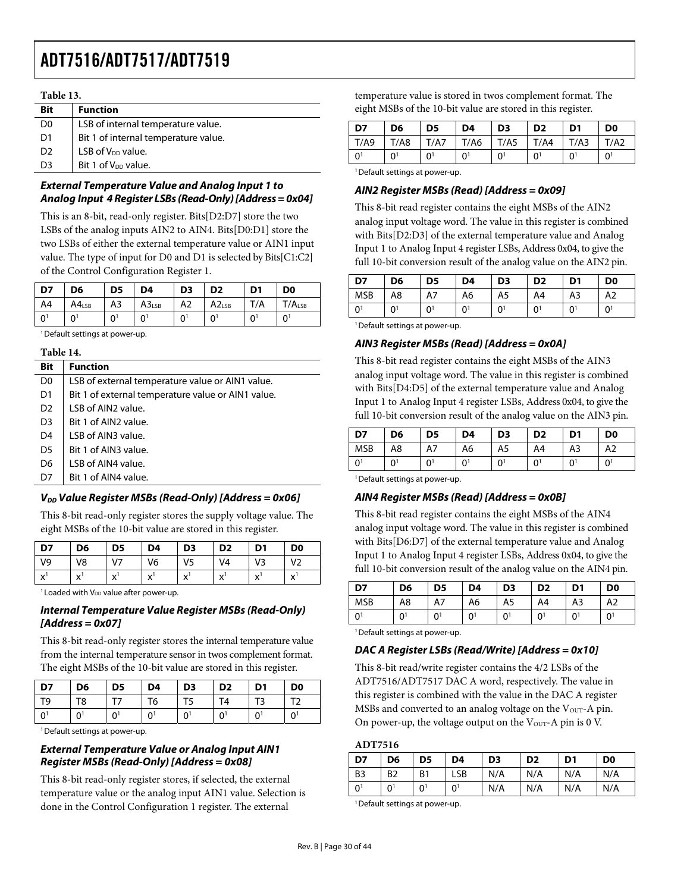**Table 13.**

| Bit | Function |
| --- | --- |
| D0 | LSB of internal temperature value. |
| D1 | Bit 1 of internal temperature value. |
| D2 | LSB of $V_{DD}$ value. |
| D3 | Bit 1 of $V_{DD}$ value. |

### External Temperature Value and Analog Input 1 to Analog Input 4 Register LSBs (Read-Only) [Address = 0x04]

This is an 8-bit, read-only register. Bits[D2:D7] store the two LSBs of the analog inputs AIN2 to AIN4. Bits[D0:D1] store the two LSBs of either the external temperature value or AIN1 input value. The type of input for D0 and D1 is selected by Bits[C1:C2] of the Control Configuration Register 1.

| D7 | D6 | D5 | D4 | D3 | D2 | D1 | D0 |
| --- | --- | --- | --- | --- | --- | --- | --- |
| A4 | $A4_{LSB}$ | A3 | $A3_{LSB}$ | A2 | $A2_{LSB}$ | T/A | $T/A_{LSB}$ |
| 0[1] | 0[1] | 0[1] | 0[1] | 0[1] | 0[1] | 0[1] | 0[1] |

[1] Default settings at power-up.

**Table 14.**

| Bit | Function |
| --- | --- |
| D0 | LSB of external temperature value or AIN1 value. |
| D1 | Bit 1 of external temperature value or AIN1 value. |
| D2 | LSB of AIN2 value. |
| D3 | Bit 1 of AIN2 value. |
| D4 | LSB of AIN3 value. |
| D5 | Bit 1 of AIN3 value. |
| D6 | LSB of AIN4 value. |
| D7 | Bit 1 of AIN4 value. |

### $V_{DD}$ Value Register MSBs (Read-Only) [Address = 0x06]

This 8-bit read-only register stores the supply voltage value. The eight MSBs of the 10-bit value are stored in this register.

| D7 | D6 | D5 | D4 | D3 | D2 | D1 | D0 |
| --- | --- | --- | --- | --- | --- | --- | --- |
| V9 | V8 | V7 | V6 | V5 | V4 | V3 | V2 |
| x[1] | x[1] | x[1] | x[1] | x[1] | x[1] | x[1] | x[1] |

[1] Loaded with $V_{DD}$ value after power-up.

### Internal Temperature Value Register MSBs (Read-Only) [Address = 0x07]

This 8-bit read-only register stores the internal temperature value from the internal temperature sensor in twos complement format. The eight MSBs of the 10-bit value are stored in this register.

| D7 | D6 | D5 | D4 | D3 | D2 | D1 | D0 |
| --- | --- | --- | --- | --- | --- | --- | --- |
| T9 | T8 | T7 | T6 | T5 | T4 | T3 | T2 |
| 0[1] | 0[1] | 0[1] | 0[1] | 0[1] | 0[1] | 0[1] | 0[1] |

[1] Default settings at power-up.

### External Temperature Value or Analog Input AIN1 Register MSBs (Read-Only) [Address = 0x08]

This 8-bit read-only register stores, if selected, the external temperature value or the analog input AIN1 value. Selection is done in the Control Configuration 1 register. The external temperature value is stored in twos complement format. The eight MSBs of the 10-bit value are stored in this register.

| D7 | D6 | D5 | D4 | D3 | D2 | D1 | D0 |
| --- | --- | --- | --- | --- | --- | --- | --- |
| T/A9 | T/A8 | T/A7 | T/A6 | T/A5 | T/A4 | T/A3 | T/A2 |
| 0[1] | 0[1] | 0[1] | 0[1] | 0[1] | 0[1] | 0[1] | 0[1] |

[1] Default settings at power-up.

### AIN2 Register MSBs (Read) [Address = 0x09]

This 8-bit read register contains the eight MSBs of the AIN2 analog input voltage word. The value in this register is combined with Bits[D2:D3] of the external temperature value and Analog Input 1 to Analog Input 4 register LSBs, Address 0x04, to give the full 10-bit conversion result of the analog value on the AIN2 pin.

| D7 | D6 | D5 | D4 | D3 | D2 | D1 | D0 |
| --- | --- | --- | --- | --- | --- | --- | --- |
| MSB | A8 | A7 | A6 | A5 | A4 | A3 | A2 |
| 0[1] | 0[1] | 0[1] | 0[1] | 0[1] | 0[1] | 0[1] | 0[1] |

[1] Default settings at power-up.

### AIN3 Register MSBs (Read) [Address = 0x0A]

This 8-bit read register contains the eight MSBs of the AIN3 analog input voltage word. The value in this register is combined with Bits[D4:D5] of the external temperature value and Analog Input 1 to Analog Input 4 register LSBs, Address 0x04, to give the full 10-bit conversion result of the analog value on the AIN3 pin.

| D7 | D6 | D5 | D4 | D3 | D2 | D1 | D0 |
| --- | --- | --- | --- | --- | --- | --- | --- |
| MSB | A8 | A7 | A6 | A5 | A4 | A3 | A2 |
| 0[1] | 0[1] | 0[1] | 0[1] | 0[1] | 0[1] | 0[1] | 0[1] |

[1] Default settings at power-up.

### AIN4 Register MSBs (Read) [Address = 0x0B]

This 8-bit read register contains the eight MSBs of the AIN4 analog input voltage word. The value in this register is combined with Bits[D6:D7] of the external temperature value and Analog Input 1 to Analog Input 4 register LSBs, Address 0x04, to give the full 10-bit conversion result of the analog value on the AIN4 pin.

| D7 | D6 | D5 | D4 | D3 | D2 | D1 | D0 |
| --- | --- | --- | --- | --- | --- | --- | --- |
| MSB | A8 | A7 | A6 | A5 | A4 | A3 | A2 |
| 0[1] | 0[1] | 0[1] | 0[1] | 0[1] | 0[1] | 0[1] | 0[1] |

[1] Default settings at power-up.

### DAC A Register LSBs (Read/Write) [Address = 0x10]

This 8-bit read/write register contains the 4/2 LSBs of the ADT7516/ADT7517 DAC A word, respectively. The value in this register is combined with the value in the DAC A register MSBs and converted to an analog voltage on the $V_{OUT}$-A pin. On power-up, the voltage output on the $V_{OUT}$-A pin is 0 V.

**ADT7516**

| D7 | D6 | D5 | D4 | D3 | D2 | D1 | D0 |
| --- | --- | --- | --- | --- | --- | --- | --- |
| B3 | B2 | B1 | LSB | N/A | N/A | N/A | N/A |
| 0[1] | 0[1] | 0[1] | 0[1] | N/A | N/A | N/A | N/A |

[1] Default settings at power-up.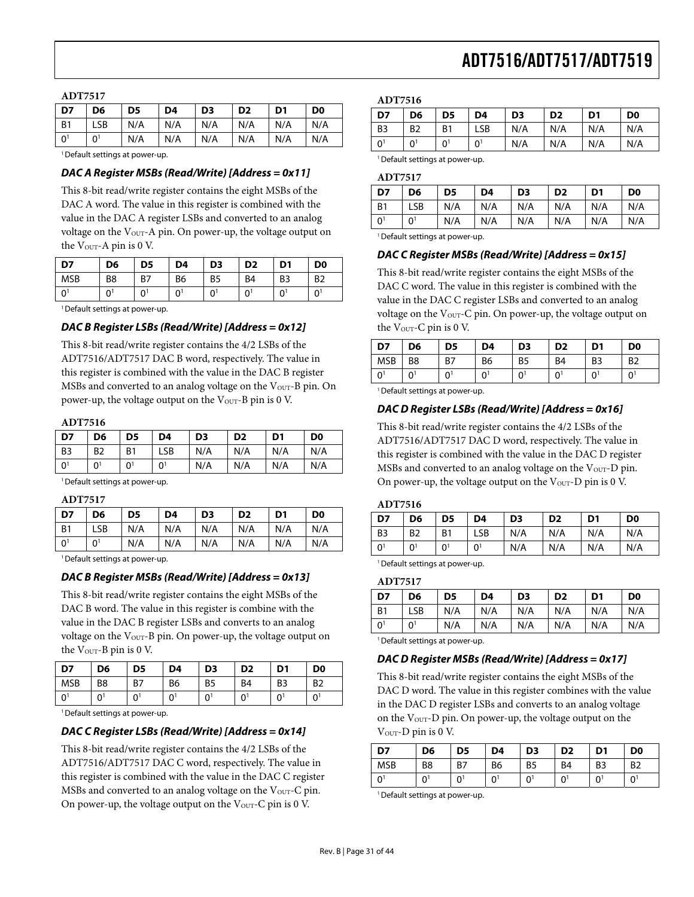**ADT7517**

| D7 | D6 | D5 | D4 | D3 | D2 | D1 | D0 |
|---|---|---|---|---|---|---|---|
| B1 | LSB | N/A | N/A | N/A | N/A | N/A | N/A |
| 0[1] | 0[1] | N/A | N/A | N/A | N/A | N/A | N/A |

[1] Default settings at power-up.

### DAC A Register MSBs (Read/Write) [Address = 0x11]

This 8-bit read/write register contains the eight MSBs of the DAC A word. The value in this register is combined with the value in the DAC A register LSBs and converted to an analog voltage on the $V_{OUT}$-A pin. On power-up, the voltage output on the $V_{OUT}$-A pin is 0 V.

| D7 | D6 | D5 | D4 | D3 | D2 | D1 | D0 |
|---|---|---|---|---|---|---|---|
| MSB | B8 | B7 | B6 | B5 | B4 | B3 | B2 |
| 0[1] | 0[1] | 0[1] | 0[1] | 0[1] | 0[1] | 0[1] | 0[1] |

[1] Default settings at power-up.

### DAC B Register LSBs (Read/Write) [Address = 0x12]

This 8-bit read/write register contains the 4/2 LSBs of the ADT7516/ADT7517 DAC B word, respectively. The value in this register is combined with the value in the DAC B register MSBs and converted to an analog voltage on the $V_{OUT}$-B pin. On power-up, the voltage output on the $V_{OUT}$-B pin is 0 V.

**ADT7516**

| D7 | D6 | D5 | D4 | D3 | D2 | D1 | D0 |
|---|---|---|---|---|---|---|---|
| B3 | B2 | B1 | LSB | N/A | N/A | N/A | N/A |
| 0[1] | 0[1] | 0[1] | 0[1] | N/A | N/A | N/A | N/A |

[1] Default settings at power-up.

**ADT7517**

| D7 | D6 | D5 | D4 | D3 | D2 | D1 | D0 |
|---|---|---|---|---|---|---|---|
| B1 | LSB | N/A | N/A | N/A | N/A | N/A | N/A |
| 0[1] | 0[1] | N/A | N/A | N/A | N/A | N/A | N/A |

[1] Default settings at power-up.

### DAC B Register MSBs (Read/Write) [Address = 0x13]

This 8-bit read/write register contains the eight MSBs of the DAC B word. The value in this register is combine with the value in the DAC B register LSBs and converts to an analog voltage on the $V_{OUT}$-B pin. On power-up, the voltage output on the $V_{OUT}$-B pin is 0 V.

| D7 | D6 | D5 | D4 | D3 | D2 | D1 | D0 |
|---|---|---|---|---|---|---|---|
| MSB | B8 | B7 | B6 | B5 | B4 | B3 | B2 |
| 0[1] | 0[1] | 0[1] | 0[1] | 0[1] | 0[1] | 0[1] | 0[1] |

[1] Default settings at power-up.

### DAC C Register LSBs (Read/Write) [Address = 0x14]

This 8-bit read/write register contains the 4/2 LSBs of the ADT7516/ADT7517 DAC C word, respectively. The value in this register is combined with the value in the DAC C register MSBs and converted to an analog voltage on the $V_{OUT}$-C pin. On power-up, the voltage output on the $V_{OUT}$-C pin is 0 V.

**ADT7516**

| D7 | D6 | D5 | D4 | D3 | D2 | D1 | D0 |
|---|---|---|---|---|---|---|---|
| B3 | B2 | B1 | LSB | N/A | N/A | N/A | N/A |
| 0[1] | 0[1] | 0[1] | 0[1] | N/A | N/A | N/A | N/A |

[1] Default settings at power-up.

**ADT7517**

| D7 | D6 | D5 | D4 | D3 | D2 | D1 | D0 |
|---|---|---|---|---|---|---|---|
| B1 | LSB | N/A | N/A | N/A | N/A | N/A | N/A |
| 0[1] | 0[1] | N/A | N/A | N/A | N/A | N/A | N/A |

[1] Default settings at power-up.

### DAC C Register MSBs (Read/Write) [Address = 0x15]

This 8-bit read/write register contains the eight MSBs of the DAC C word. The value in this register is combined with the value in the DAC C register LSBs and converted to an analog voltage on the $V_{OUT}$-C pin. On power-up, the voltage output on the $V_{OUT}$-C pin is 0 V.

| D7 | D6 | D5 | D4 | D3 | D2 | D1 | D0 |
|---|---|---|---|---|---|---|---|
| MSB | B8 | B7 | B6 | B5 | B4 | B3 | B2 |
| 0[1] | 0[1] | 0[1] | 0[1] | 0[1] | 0[1] | 0[1] | 0[1] |

[1] Default settings at power-up.

### DAC D Register LSBs (Read/Write) [Address = 0x16]

This 8-bit read/write register contains the 4/2 LSBs of the ADT7516/ADT7517 DAC D word, respectively. The value in this register is combined with the value in the DAC D register MSBs and converted to an analog voltage on the $V_{OUT}$-D pin. On power-up, the voltage output on the $V_{OUT}$-D pin is 0 V.

**ADT7516**

| D7 | D6 | D5 | D4 | D3 | D2 | D1 | D0 |
|---|---|---|---|---|---|---|---|
| B3 | B2 | B1 | LSB | N/A | N/A | N/A | N/A |
| 0[1] | 0[1] | 0[1] | 0[1] | N/A | N/A | N/A | N/A |

[1] Default settings at power-up.

**ADT7517**

| D7 | D6 | D5 | D4 | D3 | D2 | D1 | D0 |
|---|---|---|---|---|---|---|---|
| B1 | LSB | N/A | N/A | N/A | N/A | N/A | N/A |
| 0[1] | 0[1] | N/A | N/A | N/A | N/A | N/A | N/A |

[1] Default settings at power-up.

### DAC D Register MSBs (Read/Write) [Address = 0x17]

This 8-bit read/write register contains the eight MSBs of the DAC D word. The value in this register combines with the value in the DAC D register LSBs and converts to an analog voltage on the $V_{OUT}$-D pin. On power-up, the voltage output on the $V_{OUT}$-D pin is 0 V.

| D7 | D6 | D5 | D4 | D3 | D2 | D1 | D0 |
|---|---|---|---|---|---|---|---|
| MSB | B8 | B7 | B6 | B5 | B4 | B3 | B2 |
| 0[1] | 0[1] | 0[1] | 0[1] | 0[1] | 0[1] | 0[1] | 0[1] |

[1] Default settings at power-up.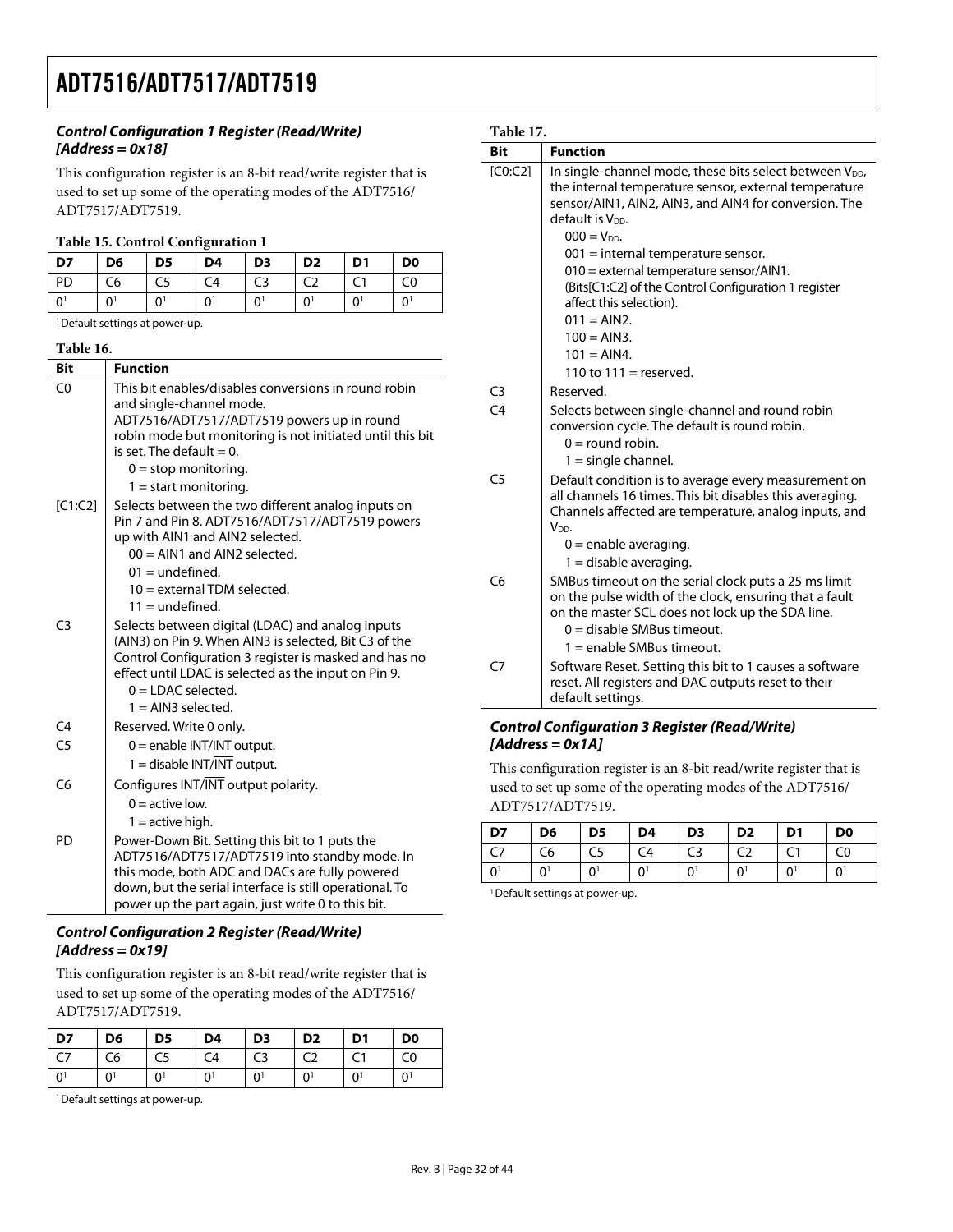### Control Configuration 1 Register (Read/Write) [Address = 0x18]

This configuration register is an 8-bit read/write register that is used to set up some of the operating modes of the ADT7516/ADT7517/ADT7519.

**Table 15. Control Configuration 1**

| D7 | D6 | D5 | D4 | D3 | D2 | D1 | D0 |
|---|---|---|---|---|---|---|---|
| PD | C6 | C5 | C4 | C3 | C2 | C1 | C0 |
| 0[1] | 0[1] | 0[1] | 0[1] | 0[1] | 0[1] | 0[1] | 0[1] |

[1] Default settings at power-up.

**Table 16.**

| Bit | Function |
|---|---|
| C0 | This bit enables/disables conversions in round robin and single-channel mode. ADT7516/ADT7517/ADT7519 powers up in round robin mode but monitoring is not initiated until this bit is set. The default = 0.<br>0 = stop monitoring.<br>1 = start monitoring. |
| [C1:C2] | Selects between the two different analog inputs on Pin 7 and Pin 8. ADT7516/ADT7517/ADT7519 powers up with AIN1 and AIN2 selected.<br>00 = AIN1 and AIN2 selected.<br>01 = undefined.<br>10 = external TDM selected.<br>11 = undefined. |
| C3 | Selects between digital (LDAC) and analog inputs (AIN3) on Pin 9. When AIN3 is selected, Bit C3 of the Control Configuration 3 register is masked and has no effect until LDAC is selected as the input on Pin 9.<br>0 = LDAC selected.<br>1 = AIN3 selected. |
| C4 | Reserved. Write 0 only. |
| C5 | 0 = enable INT/$\overline{\text{INT}}$ output.<br>1 = disable INT/$\overline{\text{INT}}$ output. |
| C6 | Configures INT/$\overline{\text{INT}}$ output polarity.<br>0 = active low.<br>1 = active high. |
| PD | Power-Down Bit. Setting this bit to 1 puts the ADT7516/ADT7517/ADT7519 into standby mode. In this mode, both ADC and DACs are fully powered down, but the serial interface is still operational. To power up the part again, just write 0 to this bit. |

### Control Configuration 2 Register (Read/Write) [Address = 0x19]

This configuration register is an 8-bit read/write register that is used to set up some of the operating modes of the ADT7516/ADT7517/ADT7519.

| D7 | D6 | D5 | D4 | D3 | D2 | D1 | D0 |
|---|---|---|---|---|---|---|---|
| C7 | C6 | C5 | C4 | C3 | C2 | C1 | C0 |
| 0[1] | 0[1] | 0[1] | 0[1] | 0[1] | 0[1] | 0[1] | 0[1] |

[1] Default settings at power-up.

**Table 17.**

| Bit | Function |
|---|---|
| [C0:C2] | In single-channel mode, these bits select between $V_{DD}$, the internal temperature sensor, external temperature sensor/AIN1, AIN2, AIN3, and AIN4 for conversion. The default is $V_{DD}$.<br>000 = $V_{DD}$.<br>001 = internal temperature sensor.<br>010 = external temperature sensor/AIN1. (Bits[C1:C2] of the Control Configuration 1 register affect this selection).<br>011 = AIN2.<br>100 = AIN3.<br>101 = AIN4.<br>110 to 111 = reserved. |
| C3 | Reserved. |
| C4 | Selects between single-channel and round robin conversion cycle. The default is round robin.<br>0 = round robin.<br>1 = single channel. |
| C5 | Default condition is to average every measurement on all channels 16 times. This bit disables this averaging. Channels affected are temperature, analog inputs, and $V_{DD}$.<br>0 = enable averaging.<br>1 = disable averaging. |
| C6 | SMBus timeout on the serial clock puts a 25 ms limit on the pulse width of the clock, ensuring that a fault on the master SCL does not lock up the SDA line.<br>0 = disable SMBus timeout.<br>1 = enable SMBus timeout. |
| C7 | Software Reset. Setting this bit to 1 causes a software reset. All registers and DAC outputs reset to their default settings. |

### Control Configuration 3 Register (Read/Write) [Address = 0x1A]

This configuration register is an 8-bit read/write register that is used to set up some of the operating modes of the ADT7516/ADT7517/ADT7519.

| D7 | D6 | D5 | D4 | D3 | D2 | D1 | D0 |
|---|---|---|---|---|---|---|---|
| C7 | C6 | C5 | C4 | C3 | C2 | C1 | C0 |
| 0[1] | 0[1] | 0[1] | 0[1] | 0[1] | 0[1] | 0[1] | 0[1] |

[1] Default settings at power-up.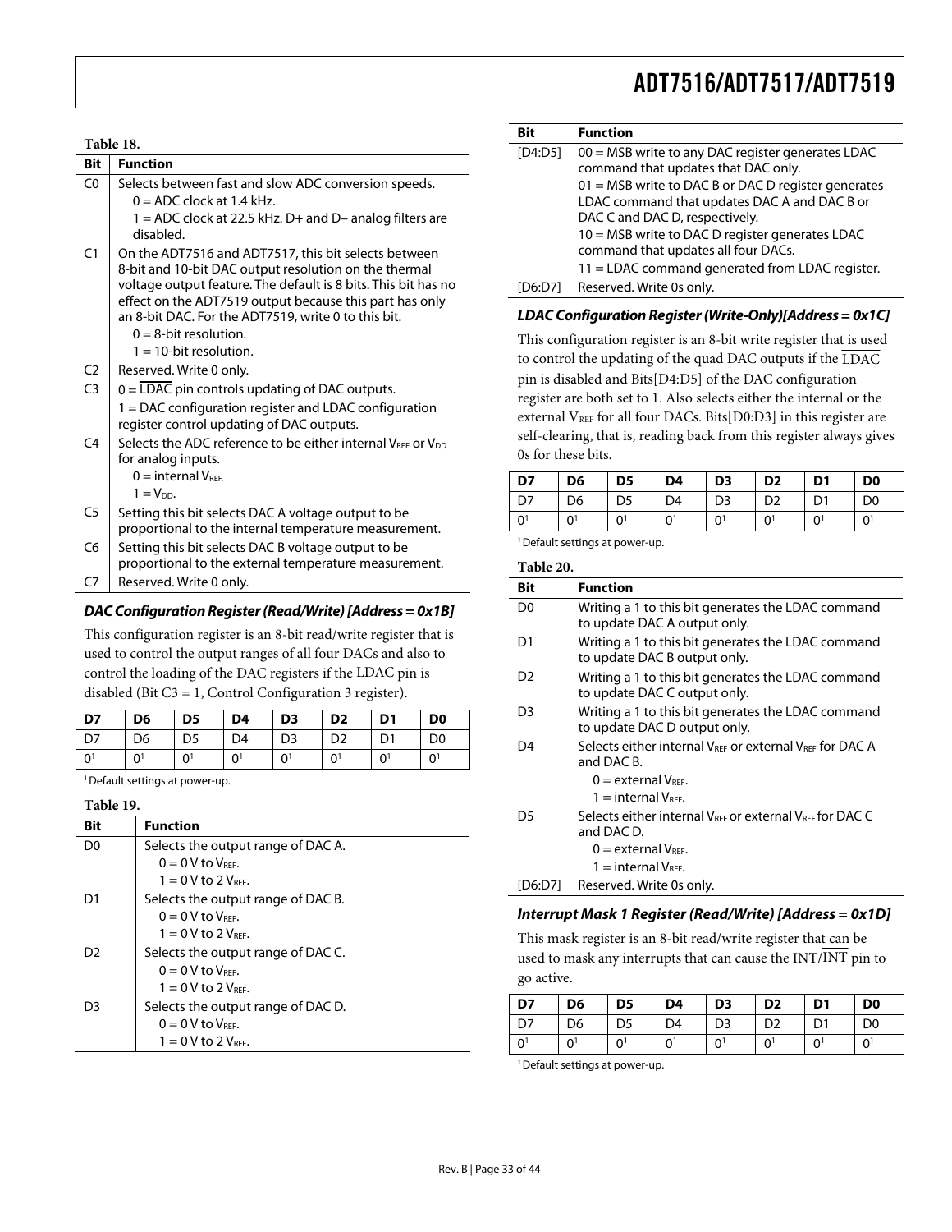**Table 18.**

| Bit | Function |
|---|---|
| C0 | Selects between fast and slow ADC conversion speeds.<br>0 = ADC clock at 1.4 kHz.<br>1 = ADC clock at 22.5 kHz. D+ and D− analog filters are disabled. |
| C1 | On the ADT7516 and ADT7517, this bit selects between 8-bit and 10-bit DAC output resolution on the thermal voltage output feature. The default is 8 bits. This bit has no effect on the ADT7519 output because this part has only an 8-bit DAC. For the ADT7519, write 0 to this bit.<br>0 = 8-bit resolution.<br>1 = 10-bit resolution. |
| C2 | Reserved. Write 0 only. |
| C3 | 0 = LDAC pin controls updating of DAC outputs.<br>1 = DAC configuration register and LDAC configuration register control updating of DAC outputs. |
| C4 | Selects the ADC reference to be either internal $V_{REF}$ or $V_{DD}$ for analog inputs.<br>0 = internal $V_{REF}$.<br>1 = $V_{DD}$. |
| C5 | Setting this bit selects DAC A voltage output to be proportional to the internal temperature measurement. |
| C6 | Setting this bit selects DAC B voltage output to be proportional to the external temperature measurement. |
| C7 | Reserved. Write 0 only. |

### *DAC Configuration Register (Read/Write) [Address = 0x1B]*

This configuration register is an 8-bit read/write register that is used to control the output ranges of all four DACs and also to control the loading of the DAC registers if the LDAC pin is disabled (Bit C3 = 1, Control Configuration 3 register).

| D7 | D6 | D5 | D4 | D3 | D2 | D1 | D0 |
|---|---|---|---|---|---|---|---|
| D7 | D6 | D5 | D4 | D3 | D2 | D1 | D0 |
| 0[1] | 0[1] | 0[1] | 0[1] | 0[1] | 0[1] | 0[1] | 0[1] |

[1] Default settings at power-up.

**Table 19.**

| Bit | Function |
|---|---|
| D0 | Selects the output range of DAC A.<br>0 = 0 V to $V_{REF}$.<br>1 = 0 V to 2 $V_{REF}$. |
| D1 | Selects the output range of DAC B.<br>0 = 0 V to $V_{REF}$.<br>1 = 0 V to 2 $V_{REF}$. |
| D2 | Selects the output range of DAC C.<br>0 = 0 V to $V_{REF}$.<br>1 = 0 V to 2 $V_{REF}$. |
| D3 | Selects the output range of DAC D.<br>0 = 0 V to $V_{REF}$.<br>1 = 0 V to 2 $V_{REF}$. |
| [D4:D5] | 00 = MSB write to any DAC register generates LDAC command that updates that DAC only.<br>01 = MSB write to DAC B or DAC D register generates LDAC command that updates DAC A and DAC B or DAC C and DAC D, respectively.<br>10 = MSB write to DAC D register generates LDAC command that updates all four DACs.<br>11 = LDAC command generated from LDAC register. |
| [D6:D7] | Reserved. Write 0s only. |

### *LDAC Configuration Register (Write-Only)[Address = 0x1C]*

This configuration register is an 8-bit write register that is used to control the updating of the quad DAC outputs if the LDAC pin is disabled and Bits[D4:D5] of the DAC configuration register are both set to 1. Also selects either the internal or the external $V_{REF}$ for all four DACs. Bits[D0:D3] in this register are self-clearing, that is, reading back from this register always gives 0s for these bits.

| D7 | D6 | D5 | D4 | D3 | D2 | D1 | D0 |
|---|---|---|---|---|---|---|---|
| D7 | D6 | D5 | D4 | D3 | D2 | D1 | D0 |
| 0[1] | 0[1] | 0[1] | 0[1] | 0[1] | 0[1] | 0[1] | 0[1] |

[1] Default settings at power-up.

**Table 20.**

| Bit | Function |
|---|---|
| D0 | Writing a 1 to this bit generates the LDAC command to update DAC A output only. |
| D1 | Writing a 1 to this bit generates the LDAC command to update DAC B output only. |
| D2 | Writing a 1 to this bit generates the LDAC command to update DAC C output only. |
| D3 | Writing a 1 to this bit generates the LDAC command to update DAC D output only. |
| D4 | Selects either internal $V_{REF}$ or external $V_{REF}$ for DAC A and DAC B.<br>0 = external $V_{REF}$.<br>1 = internal $V_{REF}$. |
| D5 | Selects either internal $V_{REF}$ or external $V_{REF}$ for DAC C and DAC D.<br>0 = external $V_{REF}$.<br>1 = internal $V_{REF}$. |
| [D6:D7] | Reserved. Write 0s only. |

### *Interrupt Mask 1 Register (Read/Write) [Address = 0x1D]*

This mask register is an 8-bit read/write register that can be used to mask any interrupts that can cause the INT/INT pin to go active.

| D7 | D6 | D5 | D4 | D3 | D2 | D1 | D0 |
|---|---|---|---|---|---|---|---|
| D7 | D6 | D5 | D4 | D3 | D2 | D1 | D0 |
| 0[1] | 0[1] | 0[1] | 0[1] | 0[1] | 0[1] | 0[1] | 0[1] |

[1] Default settings at power-up.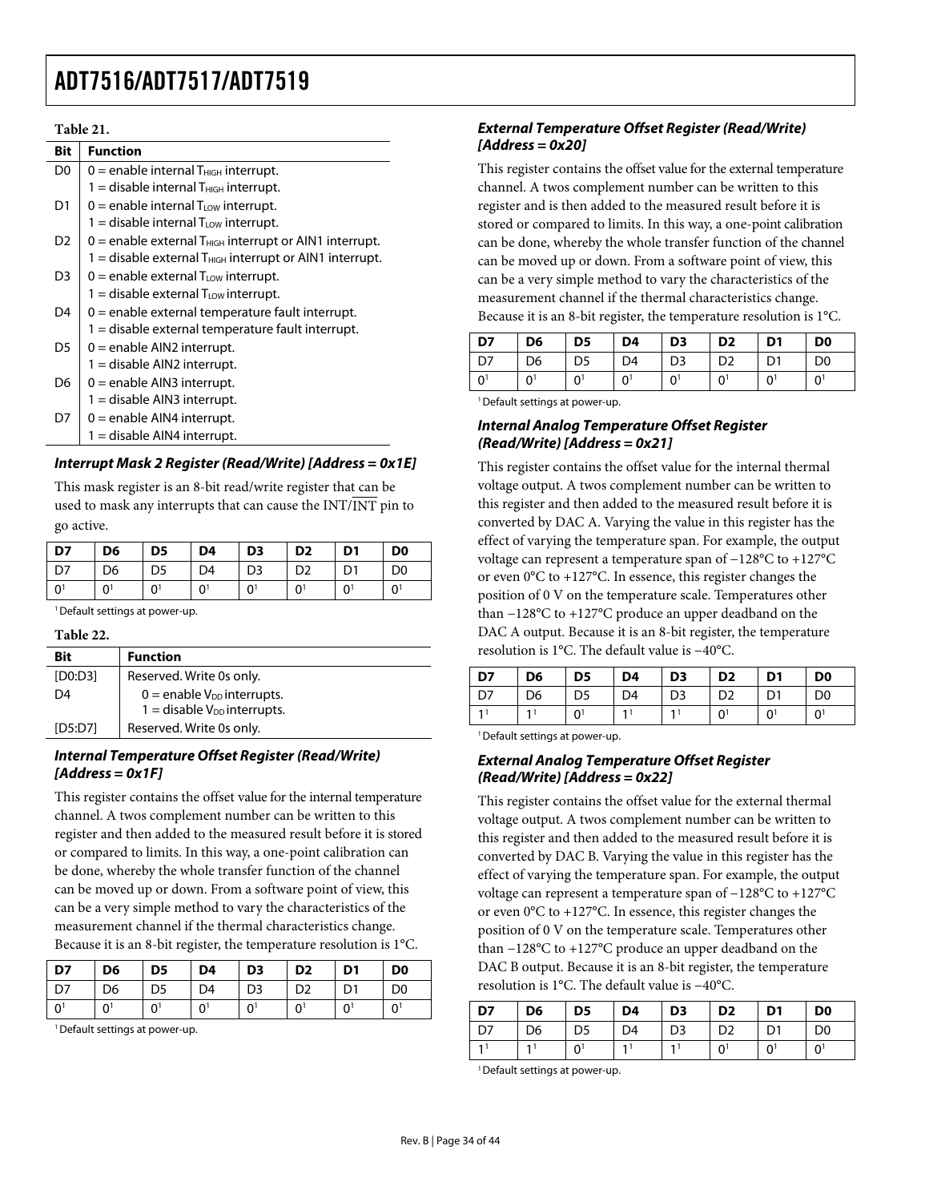**Table 21.**

| Bit | Function |
|---|---|
| D0 | 0 = enable internal $T_{HIGH}$ interrupt.<br>1 = disable internal $T_{HIGH}$ interrupt. |
| D1 | 0 = enable internal $T_{LOW}$ interrupt.<br>1 = disable internal $T_{LOW}$ interrupt. |
| D2 | 0 = enable external $T_{HIGH}$ interrupt or AIN1 interrupt.<br>1 = disable external $T_{HIGH}$ interrupt or AIN1 interrupt. |
| D3 | 0 = enable external $T_{LOW}$ interrupt.<br>1 = disable external $T_{LOW}$ interrupt. |
| D4 | 0 = enable external temperature fault interrupt.<br>1 = disable external temperature fault interrupt. |
| D5 | 0 = enable AIN2 interrupt.<br>1 = disable AIN2 interrupt. |
| D6 | 0 = enable AIN3 interrupt.<br>1 = disable AIN3 interrupt. |
| D7 | 0 = enable AIN4 interrupt.<br>1 = disable AIN4 interrupt. |

### Interrupt Mask 2 Register (Read/Write) [Address = 0x1E]

This mask register is an 8-bit read/write register that can be used to mask any interrupts that can cause the INT/$\overline{\text{INT}}$ pin to go active.

| D7 | D6 | D5 | D4 | D3 | D2 | D1 | D0 |
|---|---|---|---|---|---|---|---|
| D7 | D6 | D5 | D4 | D3 | D2 | D1 | D0 |
| 0[1] | 0[1] | 0[1] | 0[1] | 0[1] | 0[1] | 0[1] | 0[1] |

[1] Default settings at power-up.

**Table 22.**

| Bit | Function |
|---|---|
| [D0:D3] | Reserved. Write 0s only. |
| D4 | 0 = enable $V_{DD}$ interrupts.<br>1 = disable $V_{DD}$ interrupts. |
| [D5:D7] | Reserved. Write 0s only. |

### Internal Temperature Offset Register (Read/Write) [Address = 0x1F]

This register contains the offset value for the internal temperature channel. A twos complement number can be written to this register and then added to the measured result before it is stored or compared to limits. In this way, a one-point calibration can be done, whereby the whole transfer function of the channel can be moved up or down. From a software point of view, this can be a very simple method to vary the characteristics of the measurement channel if the thermal characteristics change. Because it is an 8-bit register, the temperature resolution is 1°C.

| D7 | D6 | D5 | D4 | D3 | D2 | D1 | D0 |
|---|---|---|---|---|---|---|---|
| D7 | D6 | D5 | D4 | D3 | D2 | D1 | D0 |
| 0[1] | 0[1] | 0[1] | 0[1] | 0[1] | 0[1] | 0[1] | 0[1] |

[1] Default settings at power-up.

### External Temperature Offset Register (Read/Write) [Address = 0x20]

This register contains the offset value for the external temperature channel. A twos complement number can be written to this register and is then added to the measured result before it is stored or compared to limits. In this way, a one-point calibration can be done, whereby the whole transfer function of the channel can be moved up or down. From a software point of view, this can be a very simple method to vary the characteristics of the measurement channel if the thermal characteristics change. Because it is an 8-bit register, the temperature resolution is 1°C.

| D7 | D6 | D5 | D4 | D3 | D2 | D1 | D0 |
|---|---|---|---|---|---|---|---|
| D7 | D6 | D5 | D4 | D3 | D2 | D1 | D0 |
| 0[1] | 0[1] | 0[1] | 0[1] | 0[1] | 0[1] | 0[1] | 0[1] |

[1] Default settings at power-up.

### Internal Analog Temperature Offset Register (Read/Write) [Address = 0x21]

This register contains the offset value for the internal thermal voltage output. A twos complement number can be written to this register and then added to the measured result before it is converted by DAC A. Varying the value in this register has the effect of varying the temperature span. For example, the output voltage can represent a temperature span of −128°C to +127°C or even 0°C to +127°C. In essence, this register changes the position of 0 V on the temperature scale. Temperatures other than −128°C to +127°C produce an upper deadband on the DAC A output. Because it is an 8-bit register, the temperature resolution is 1°C. The default value is −40°C.

| D7 | D6 | D5 | D4 | D3 | D2 | D1 | D0 |
|---|---|---|---|---|---|---|---|
| D7 | D6 | D5 | D4 | D3 | D2 | D1 | D0 |
| 1[1] | 1[1] | 0[1] | 1[1] | 1[1] | 0[1] | 0[1] | 0[1] |

[1] Default settings at power-up.

### External Analog Temperature Offset Register (Read/Write) [Address = 0x22]

This register contains the offset value for the external thermal voltage output. A twos complement number can be written to this register and then added to the measured result before it is converted by DAC B. Varying the value in this register has the effect of varying the temperature span. For example, the output voltage can represent a temperature span of −128°C to +127°C or even 0°C to +127°C. In essence, this register changes the position of 0 V on the temperature scale. Temperatures other than −128°C to +127°C produce an upper deadband on the DAC B output. Because it is an 8-bit register, the temperature resolution is 1°C. The default value is −40°C.

| D7 | D6 | D5 | D4 | D3 | D2 | D1 | D0 |
|---|---|---|---|---|---|---|---|
| D7 | D6 | D5 | D4 | D3 | D2 | D1 | D0 |
| 1[1] | 1[1] | 0[1] | 1[1] | 1[1] | 0[1] | 0[1] | 0[1] |

[1] Default settings at power-up.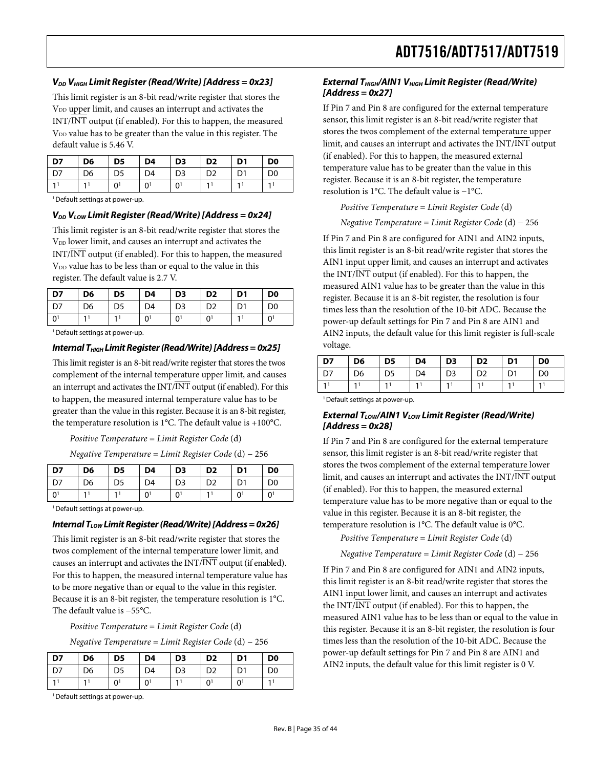### $V_{DD}$ $V_{HIGH}$ Limit Register (Read/Write) [Address = 0x23]

This limit register is an 8-bit read/write register that stores the $V_{DD}$ upper limit, and causes an interrupt and activates the INT/$\overline{INT}$ output (if enabled). For this to happen, the measured $V_{DD}$ value has to be greater than the value in this register. The default value is 5.46 V.

| D7 | D6 | D5 | D4 | D3 | D2 | D1 | D0 |
|---|---|---|---|---|---|---|---|
| D7 | D6 | D5 | D4 | D3 | D2 | D1 | D0 |
| 1[1] | 1[1] | 0[1] | 0[1] | 0[1] | 1[1] | 1[1] | 1[1] |

[1] Default settings at power-up.

### $V_{DD}$ $V_{LOW}$ Limit Register (Read/Write) [Address = 0x24]

This limit register is an 8-bit read/write register that stores the $V_{DD}$ lower limit, and causes an interrupt and activates the INT/$\overline{INT}$ output (if enabled). For this to happen, the measured $V_{DD}$ value has to be less than or equal to the value in this register. The default value is 2.7 V.

| D7 | D6 | D5 | D4 | D3 | D2 | D1 | D0 |
|---|---|---|---|---|---|---|---|
| D7 | D6 | D5 | D4 | D3 | D2 | D1 | D0 |
| 0[1] | 1[1] | 1[1] | 0[1] | 0[1] | 0[1] | 1[1] | 0[1] |

[1] Default settings at power-up.

### Internal $T_{HIGH}$ Limit Register (Read/Write) [Address = 0x25]

This limit register is an 8-bit read/write register that stores the twos complement of the internal temperature upper limit, and causes an interrupt and activates the INT/$\overline{INT}$ output (if enabled). For this to happen, the measured internal temperature value has to be greater than the value in this register. Because it is an 8-bit register, the temperature resolution is 1°C. The default value is +100°C.

*Positive Temperature = Limit Register Code* (d)

*Negative Temperature = Limit Register Code* (d) − 256

| D7 | D6 | D5 | D4 | D3 | D2 | D1 | D0 |
|---|---|---|---|---|---|---|---|
| D7 | D6 | D5 | D4 | D3 | D2 | D1 | D0 |
| 0[1] | 1[1] | 1[1] | 0[1] | 0[1] | 1[1] | 0[1] | 0[1] |

[1] Default settings at power-up.

### Internal $T_{LOW}$ Limit Register (Read/Write) [Address = 0x26]

This limit register is an 8-bit read/write register that stores the twos complement of the internal temperature lower limit, and causes an interrupt and activates the INT/$\overline{INT}$ output (if enabled). For this to happen, the measured internal temperature value has to be more negative than or equal to the value in this register. Because it is an 8-bit register, the temperature resolution is 1°C. The default value is −55°C.

*Positive Temperature = Limit Register Code* (d)

*Negative Temperature = Limit Register Code* (d) − 256

| D7 | D6 | D5 | D4 | D3 | D2 | D1 | D0 |
|---|---|---|---|---|---|---|---|
| D7 | D6 | D5 | D4 | D3 | D2 | D1 | D0 |
| 1[1] | 1[1] | 0[1] | 0[1] | 1[1] | 0[1] | 0[1] | 1[1] |

[1] Default settings at power-up.

### External $T_{HIGH}$/AIN1 $V_{HIGH}$ Limit Register (Read/Write) [Address = 0x27]

If Pin 7 and Pin 8 are configured for the external temperature sensor, this limit register is an 8-bit read/write register that stores the twos complement of the external temperature upper limit, and causes an interrupt and activates the INT/$\overline{INT}$ output (if enabled). For this to happen, the measured external temperature value has to be greater than the value in this register. Because it is an 8-bit register, the temperature resolution is 1°C. The default value is −1°C.

*Positive Temperature = Limit Register Code* (d)

*Negative Temperature = Limit Register Code* (d) − 256

If Pin 7 and Pin 8 are configured for AIN1 and AIN2 inputs, this limit register is an 8-bit read/write register that stores the AIN1 input upper limit, and causes an interrupt and activates the INT/$\overline{INT}$ output (if enabled). For this to happen, the measured AIN1 value has to be greater than the value in this register. Because it is an 8-bit register, the resolution is four times less than the resolution of the 10-bit ADC. Because the power-up default settings for Pin 7 and Pin 8 are AIN1 and AIN2 inputs, the default value for this limit register is full-scale voltage.

| D7 | D6 | D5 | D4 | D3 | D2 | D1 | D0 |
|---|---|---|---|---|---|---|---|
| D7 | D6 | D5 | D4 | D3 | D2 | D1 | D0 |
| 1[1] | 1[1] | 1[1] | 1[1] | 1[1] | 1[1] | 1[1] | 1[1] |

[1] Default settings at power-up.

### External $T_{LOW}$/AIN1 $V_{LOW}$ Limit Register (Read/Write) [Address = 0x28]

If Pin 7 and Pin 8 are configured for the external temperature sensor, this limit register is an 8-bit read/write register that stores the twos complement of the external temperature lower limit, and causes an interrupt and activates the INT/$\overline{INT}$ output (if enabled). For this to happen, the measured external temperature value has to be more negative than or equal to the value in this register. Because it is an 8-bit register, the temperature resolution is 1°C. The default value is 0°C.

*Positive Temperature = Limit Register Code* (d)

*Negative Temperature = Limit Register Code* (d) − 256

If Pin 7 and Pin 8 are configured for AIN1 and AIN2 inputs, this limit register is an 8-bit read/write register that stores the AIN1 input lower limit, and causes an interrupt and activates the INT/$\overline{INT}$ output (if enabled). For this to happen, the measured AIN1 value has to be less than or equal to the value in this register. Because it is an 8-bit register, the resolution is four times less than the resolution of the 10-bit ADC. Because the power-up default settings for Pin 7 and Pin 8 are AIN1 and AIN2 inputs, the default value for this limit register is 0 V.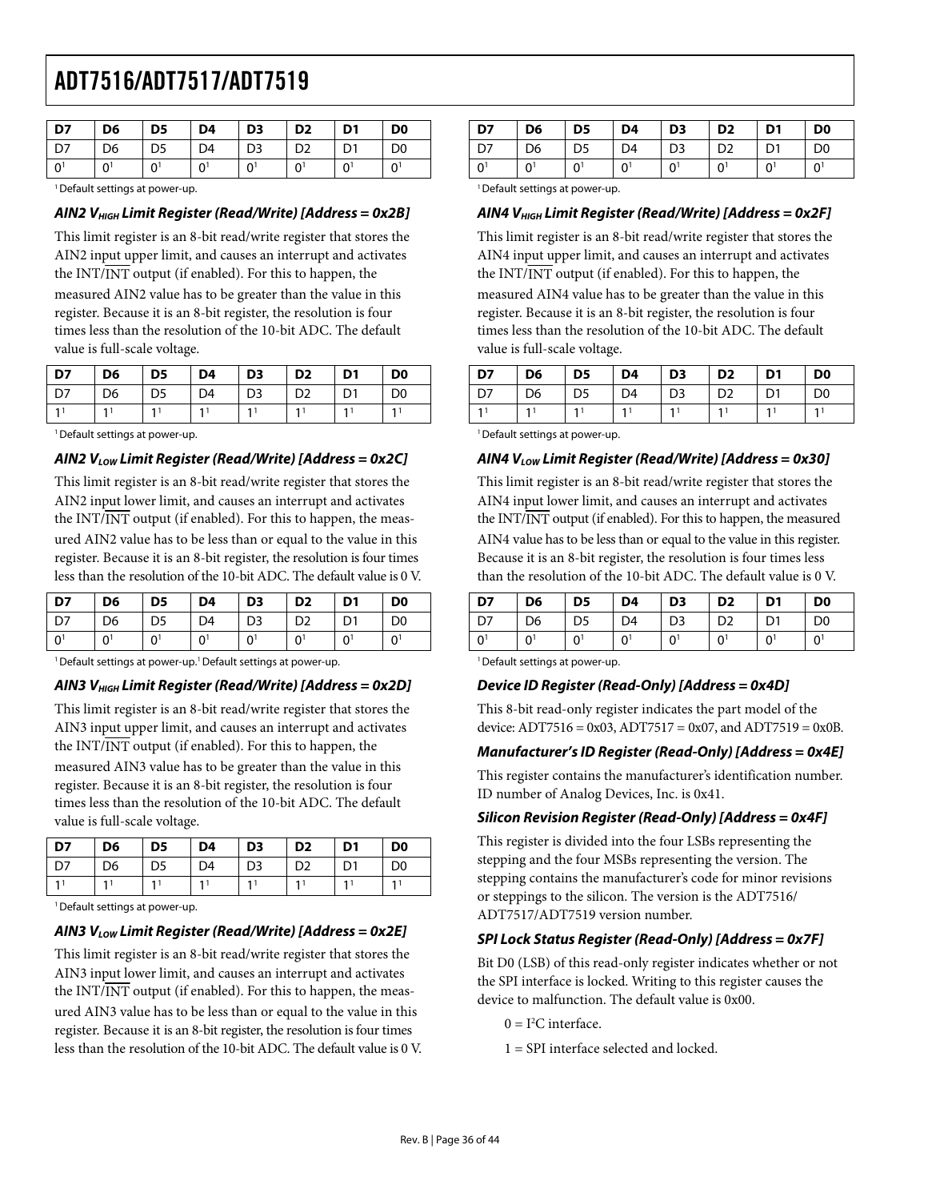| D7 | D6 | D5 | D4 | D3 | D2 | D1 | D0 |
|---|---|---|---|---|---|---|---|
| D7 | D6 | D5 | D4 | D3 | D2 | D1 | D0 |
| 0[1] | 0[1] | 0[1] | 0[1] | 0[1] | 0[1] | 0[1] | 0[1] |

[1] Default settings at power-up.

### *AIN2 $V_{HIGH}$ Limit Register (Read/Write) [Address = 0x2B]*

This limit register is an 8-bit read/write register that stores the AIN2 input upper limit, and causes an interrupt and activates the INT/$\overline{\text{INT}}$ output (if enabled). For this to happen, the measured AIN2 value has to be greater than the value in this register. Because it is an 8-bit register, the resolution is four times less than the resolution of the 10-bit ADC. The default value is full-scale voltage.

| D7 | D6 | D5 | D4 | D3 | D2 | D1 | D0 |
|---|---|---|---|---|---|---|---|
| D7 | D6 | D5 | D4 | D3 | D2 | D1 | D0 |
| 1[1] | 1[1] | 1[1] | 1[1] | 1[1] | 1[1] | 1[1] | 1[1] |

[1] Default settings at power-up.

### *AIN2 $V_{LOW}$ Limit Register (Read/Write) [Address = 0x2C]*

This limit register is an 8-bit read/write register that stores the AIN2 input lower limit, and causes an interrupt and activates the INT/$\overline{\text{INT}}$ output (if enabled). For this to happen, the measured AIN2 value has to be less than or equal to the value in this register. Because it is an 8-bit register, the resolution is four times less than the resolution of the 10-bit ADC. The default value is 0 V.

| D7 | D6 | D5 | D4 | D3 | D2 | D1 | D0 |
|---|---|---|---|---|---|---|---|
| D7 | D6 | D5 | D4 | D3 | D2 | D1 | D0 |
| 0[1] | 0[1] | 0[1] | 0[1] | 0[1] | 0[1] | 0[1] | 0[1] |

[1] Default settings at power-up.[1] Default settings at power-up.

### *AIN3 $V_{HIGH}$ Limit Register (Read/Write) [Address = 0x2D]*

This limit register is an 8-bit read/write register that stores the AIN3 input upper limit, and causes an interrupt and activates the INT/$\overline{\text{INT}}$ output (if enabled). For this to happen, the measured AIN3 value has to be greater than the value in this register. Because it is an 8-bit register, the resolution is four times less than the resolution of the 10-bit ADC. The default value is full-scale voltage.

| D7 | D6 | D5 | D4 | D3 | D2 | D1 | D0 |
|---|---|---|---|---|---|---|---|
| D7 | D6 | D5 | D4 | D3 | D2 | D1 | D0 |
| 1[1] | 1[1] | 1[1] | 1[1] | 1[1] | 1[1] | 1[1] | 1[1] |

[1] Default settings at power-up.

### *AIN3 $V_{LOW}$ Limit Register (Read/Write) [Address = 0x2E]*

This limit register is an 8-bit read/write register that stores the AIN3 input lower limit, and causes an interrupt and activates the INT/$\overline{\text{INT}}$ output (if enabled). For this to happen, the measured AIN3 value has to be less than or equal to the value in this register. Because it is an 8-bit register, the resolution is four times less than the resolution of the 10-bit ADC. The default value is 0 V.

| D7 | D6 | D5 | D4 | D3 | D2 | D1 | D0 |
|---|---|---|---|---|---|---|---|
| D7 | D6 | D5 | D4 | D3 | D2 | D1 | D0 |
| 0[1] | 0[1] | 0[1] | 0[1] | 0[1] | 0[1] | 0[1] | 0[1] |

[1] Default settings at power-up.

### *AIN4 $V_{HIGH}$ Limit Register (Read/Write) [Address = 0x2F]*

This limit register is an 8-bit read/write register that stores the AIN4 input upper limit, and causes an interrupt and activates the INT/$\overline{\text{INT}}$ output (if enabled). For this to happen, the measured AIN4 value has to be greater than the value in this register. Because it is an 8-bit register, the resolution is four times less than the resolution of the 10-bit ADC. The default value is full-scale voltage.

| D7 | D6 | D5 | D4 | D3 | D2 | D1 | D0 |
|---|---|---|---|---|---|---|---|
| D7 | D6 | D5 | D4 | D3 | D2 | D1 | D0 |
| 1[1] | 1[1] | 1[1] | 1[1] | 1[1] | 1[1] | 1[1] | 1[1] |

[1] Default settings at power-up.

### *AIN4 $V_{LOW}$ Limit Register (Read/Write) [Address = 0x30]*

This limit register is an 8-bit read/write register that stores the AIN4 input lower limit, and causes an interrupt and activates the INT/$\overline{\text{INT}}$ output (if enabled). For this to happen, the measured AIN4 value has to be less than or equal to the value in this register. Because it is an 8-bit register, the resolution is four times less than the resolution of the 10-bit ADC. The default value is 0 V.

| D7 | D6 | D5 | D4 | D3 | D2 | D1 | D0 |
|---|---|---|---|---|---|---|---|
| D7 | D6 | D5 | D4 | D3 | D2 | D1 | D0 |
| 0[1] | 0[1] | 0[1] | 0[1] | 0[1] | 0[1] | 0[1] | 0[1] |

[1] Default settings at power-up.

### *Device ID Register (Read-Only) [Address = 0x4D]*

This 8-bit read-only register indicates the part model of the device: ADT7516 = 0x03, ADT7517 = 0x07, and ADT7519 = 0x0B.

### *Manufacturer's ID Register (Read-Only) [Address = 0x4E]*

This register contains the manufacturer's identification number. ID number of Analog Devices, Inc. is 0x41.

### *Silicon Revision Register (Read-Only) [Address = 0x4F]*

This register is divided into the four LSBs representing the stepping and the four MSBs representing the version. The stepping contains the manufacturer's code for minor revisions or steppings to the silicon. The version is the ADT7516/ ADT7517/ADT7519 version number.

### *SPI Lock Status Register (Read-Only) [Address = 0x7F]*

Bit D0 (LSB) of this read-only register indicates whether or not the SPI interface is locked. Writing to this register causes the device to malfunction. The default value is 0x00.

0 = $I^2C$ interface.

1 = SPI interface selected and locked.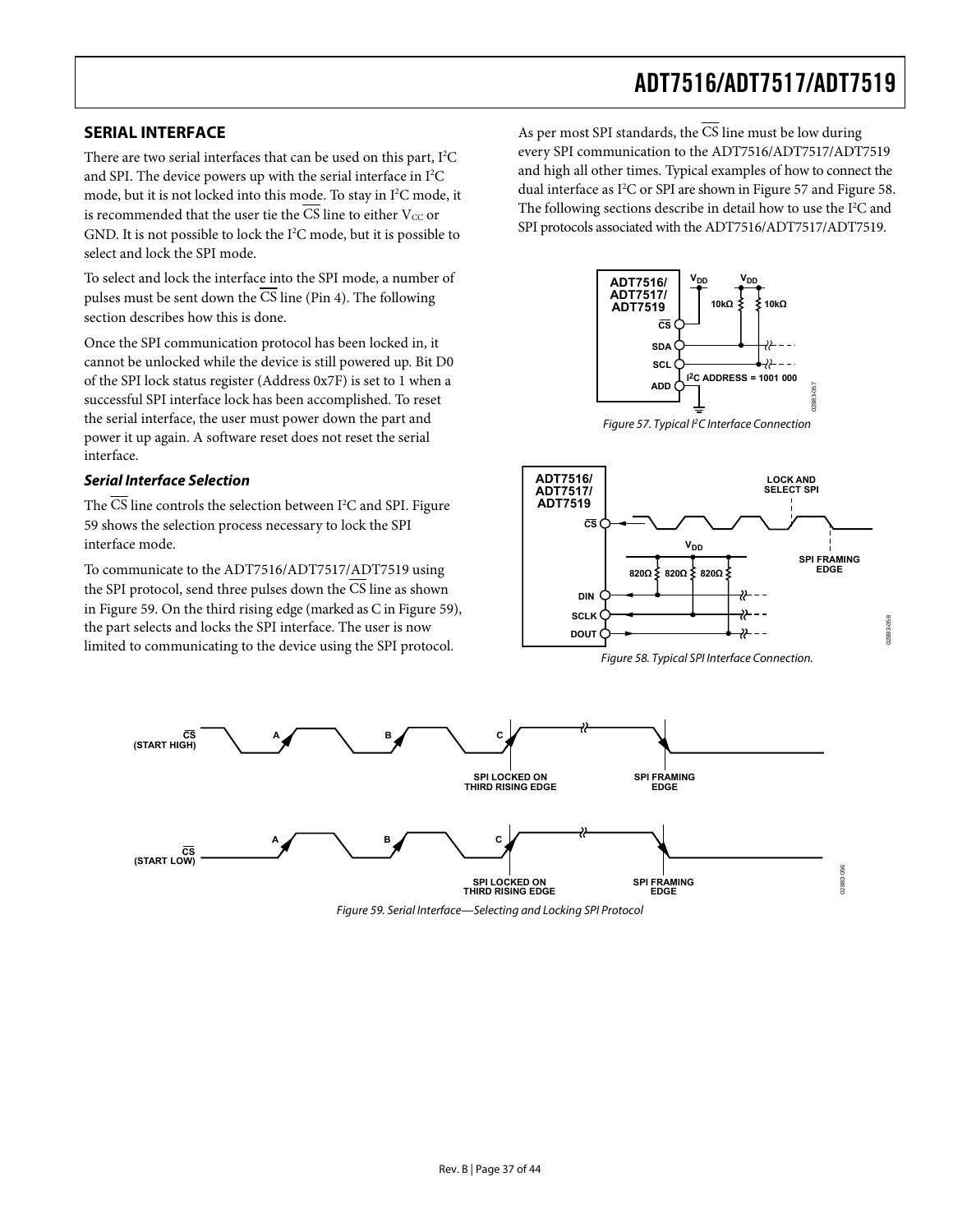## SERIAL INTERFACE

There are two serial interfaces that can be used on this part, I²C and SPI. The device powers up with the serial interface in I²C mode, but it is not locked into this mode. To stay in I²C mode, it is recommended that the user tie the CS line to either $V_{CC}$ or GND. It is not possible to lock the I²C mode, but it is possible to select and lock the SPI mode.

To select and lock the interface into the SPI mode, a number of pulses must be sent down the CS line (Pin 4). The following section describes how this is done.

Once the SPI communication protocol has been locked in, it cannot be unlocked while the device is still powered up. Bit D0 of the SPI lock status register (Address 0x7F) is set to 1 when a successful SPI interface lock has been accomplished. To reset the serial interface, the user must power down the part and power it up again. A software reset does not reset the serial interface.

### *Serial Interface Selection*

The CS line controls the selection between I²C and SPI. Figure 59 shows the selection process necessary to lock the SPI interface mode.

To communicate to the ADT7516/ADT7517/ADT7519 using the SPI protocol, send three pulses down the CS line as shown in Figure 59. On the third rising edge (marked as C in Figure 59), the part selects and locks the SPI interface. The user is now limited to communicating to the device using the SPI protocol.

As per most SPI standards, the CS line must be low during every SPI communication to the ADT7516/ADT7517/ADT7519 and high all other times. Typical examples of how to connect the dual interface as I²C or SPI are shown in Figure 57 and Figure 58. The following sections describe in detail how to use the I²C and SPI protocols associated with the ADT7516/ADT7517/ADT7519.

*Figure 57. Typical I²C Interface Connection*

*Figure 58. Typical SPI Interface Connection.*

*Figure 59. Serial Interface—Selecting and Locking SPI Protocol*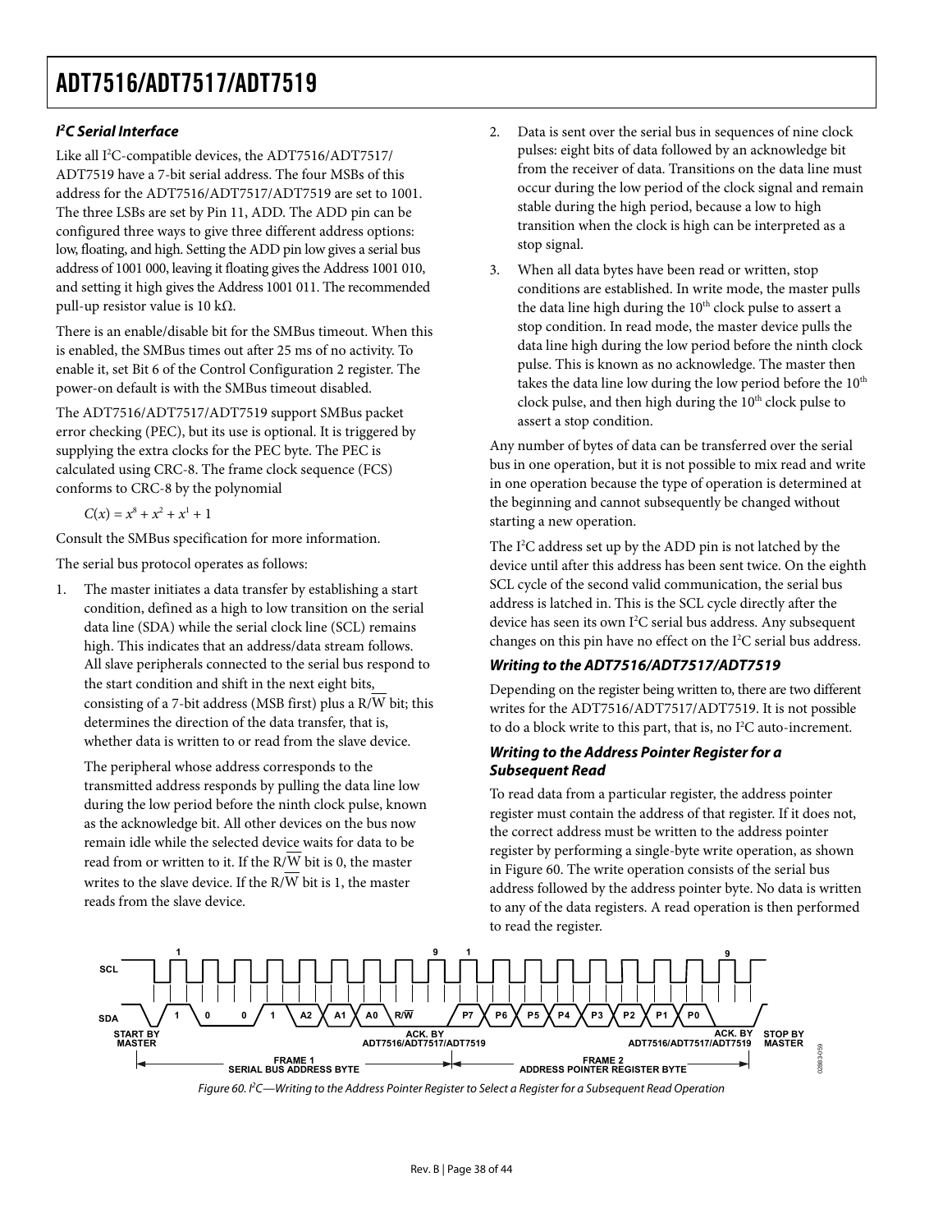### I²C Serial Interface

Like all I²C-compatible devices, the ADT7516/ADT7517/ADT7519 have a 7-bit serial address. The four MSBs of this address for the ADT7516/ADT7517/ADT7519 are set to 1001. The three LSBs are set by Pin 11, ADD. The ADD pin can be configured three ways to give three different address options: low, floating, and high. Setting the ADD pin low gives a serial bus address of 1001 000, leaving it floating gives the Address 1001 010, and setting it high gives the Address 1001 011. The recommended pull-up resistor value is 10 kΩ.

There is an enable/disable bit for the SMBus timeout. When this is enabled, the SMBus times out after 25 ms of no activity. To enable it, set Bit 6 of the Control Configuration 2 register. The power-on default is with the SMBus timeout disabled.

The ADT7516/ADT7517/ADT7519 support SMBus packet error checking (PEC), but its use is optional. It is triggered by supplying the extra clocks for the PEC byte. The PEC is calculated using CRC-8. The frame clock sequence (FCS) conforms to CRC-8 by the polynomial

$$C(x) = x^8 + x^2 + x^1 + 1$$

Consult the SMBus specification for more information.

The serial bus protocol operates as follows:

1. The master initiates a data transfer by establishing a start condition, defined as a high to low transition on the serial data line (SDA) while the serial clock line (SCL) remains high. This indicates that an address/data stream follows. All slave peripherals connected to the serial bus respond to the start condition and shift in the next eight bits, consisting of a 7-bit address (MSB first) plus a R/$\overline{W}$ bit; this determines the direction of the data transfer, that is, whether data is written to or read from the slave device.

   The peripheral whose address corresponds to the transmitted address responds by pulling the data line low during the low period before the ninth clock pulse, known as the acknowledge bit. All other devices on the bus now remain idle while the selected device waits for data to be read from or written to it. If the R/$\overline{W}$ bit is 0, the master writes to the slave device. If the R/$\overline{W}$ bit is 1, the master reads from the slave device.

2. Data is sent over the serial bus in sequences of nine clock pulses: eight bits of data followed by an acknowledge bit from the receiver of data. Transitions on the data line must occur during the low period of the clock signal and remain stable during the high period, because a low to high transition when the clock is high can be interpreted as a stop signal.

3. When all data bytes have been read or written, stop conditions are established. In write mode, the master pulls the data line high during the 10th clock pulse to assert a stop condition. In read mode, the master device pulls the data line high during the low period before the ninth clock pulse. This is known as no acknowledge. The master then takes the data line low during the low period before the 10th clock pulse, and then high during the 10th clock pulse to assert a stop condition.

Any number of bytes of data can be transferred over the serial bus in one operation, but it is not possible to mix read and write in one operation because the type of operation is determined at the beginning and cannot subsequently be changed without starting a new operation.

The I²C address set up by the ADD pin is not latched by the device until after this address has been sent twice. On the eighth SCL cycle of the second valid communication, the serial bus address is latched in. This is the SCL cycle directly after the device has seen its own I²C serial bus address. Any subsequent changes on this pin have no effect on the I²C serial bus address.

#### Writing to the ADT7516/ADT7517/ADT7519

Depending on the register being written to, there are two different writes for the ADT7516/ADT7517/ADT7519. It is not possible to do a block write to this part, that is, no I²C auto-increment.

#### Writing to the Address Pointer Register for a Subsequent Read

To read data from a particular register, the address pointer register must contain the address of that register. If it does not, the correct address must be written to the address pointer register by performing a single-byte write operation, as shown in Figure 60. The write operation consists of the serial bus address followed by the address pointer byte. No data is written to any of the data registers. A read operation is then performed to read the register.

Figure 60. I²C—Writing to the Address Pointer Register to Select a Register for a Subsequent Read Operation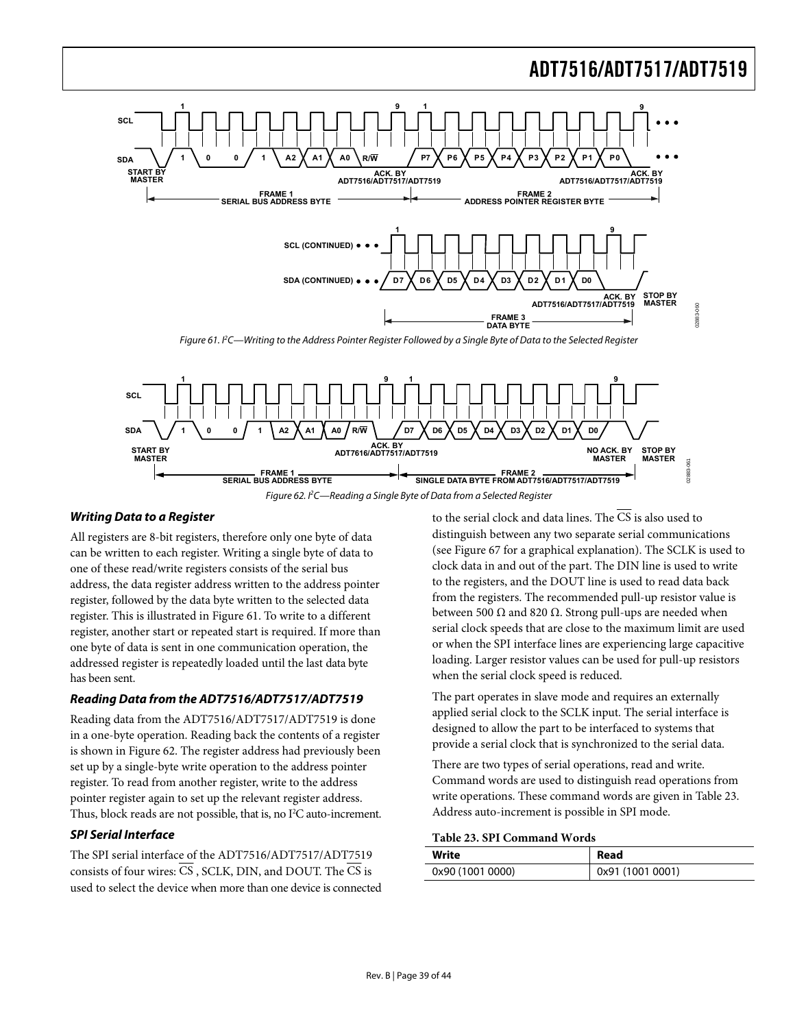Figure 61. I²C—Writing to the Address Pointer Register Followed by a Single Byte of Data to the Selected Register

Figure 62. I²C—Reading a Single Byte of Data from a Selected Register

### *Writing Data to a Register*

All registers are 8-bit registers, therefore only one byte of data can be written to each register. Writing a single byte of data to one of these read/write registers consists of the serial bus address, the data register address written to the address pointer register, followed by the data byte written to the selected data register. This is illustrated in Figure 61. To write to a different register, another start or repeated start is required. If more than one byte of data is sent in one communication operation, the addressed register is repeatedly loaded until the last data byte has been sent.

### *Reading Data from the ADT7516/ADT7517/ADT7519*

Reading data from the ADT7516/ADT7517/ADT7519 is done in a one-byte operation. Reading back the contents of a register is shown in Figure 62. The register address had previously been set up by a single-byte write operation to the address pointer register. To read from another register, write to the address pointer register again to set up the relevant register address. Thus, block reads are not possible, that is, no I²C auto-increment.

### *SPI Serial Interface*

The SPI serial interface of the ADT7516/ADT7517/ADT7519 consists of four wires: $\overline{CS}$, SCLK, DIN, and DOUT. The $\overline{CS}$ is used to select the device when more than one device is connected to the serial clock and data lines. The $\overline{CS}$ is also used to distinguish between any two separate serial communications (see Figure 67 for a graphical explanation). The SCLK is used to clock data in and out of the part. The DIN line is used to write to the registers, and the DOUT line is used to read data back from the registers. The recommended pull-up resistor value is between 500 Ω and 820 Ω. Strong pull-ups are needed when serial clock speeds that are close to the maximum limit are used or when the SPI interface lines are experiencing large capacitive loading. Larger resistor values can be used for pull-up resistors when the serial clock speed is reduced.

The part operates in slave mode and requires an externally applied serial clock to the SCLK input. The serial interface is designed to allow the part to be interfaced to systems that provide a serial clock that is synchronized to the serial data.

There are two types of serial operations, read and write. Command words are used to distinguish read operations from write operations. These command words are given in Table 23. Address auto-increment is possible in SPI mode.

**Table 23. SPI Command Words**

| Write | Read |
|---|---|
| 0x90 (1001 0000) | 0x91 (1001 0001) |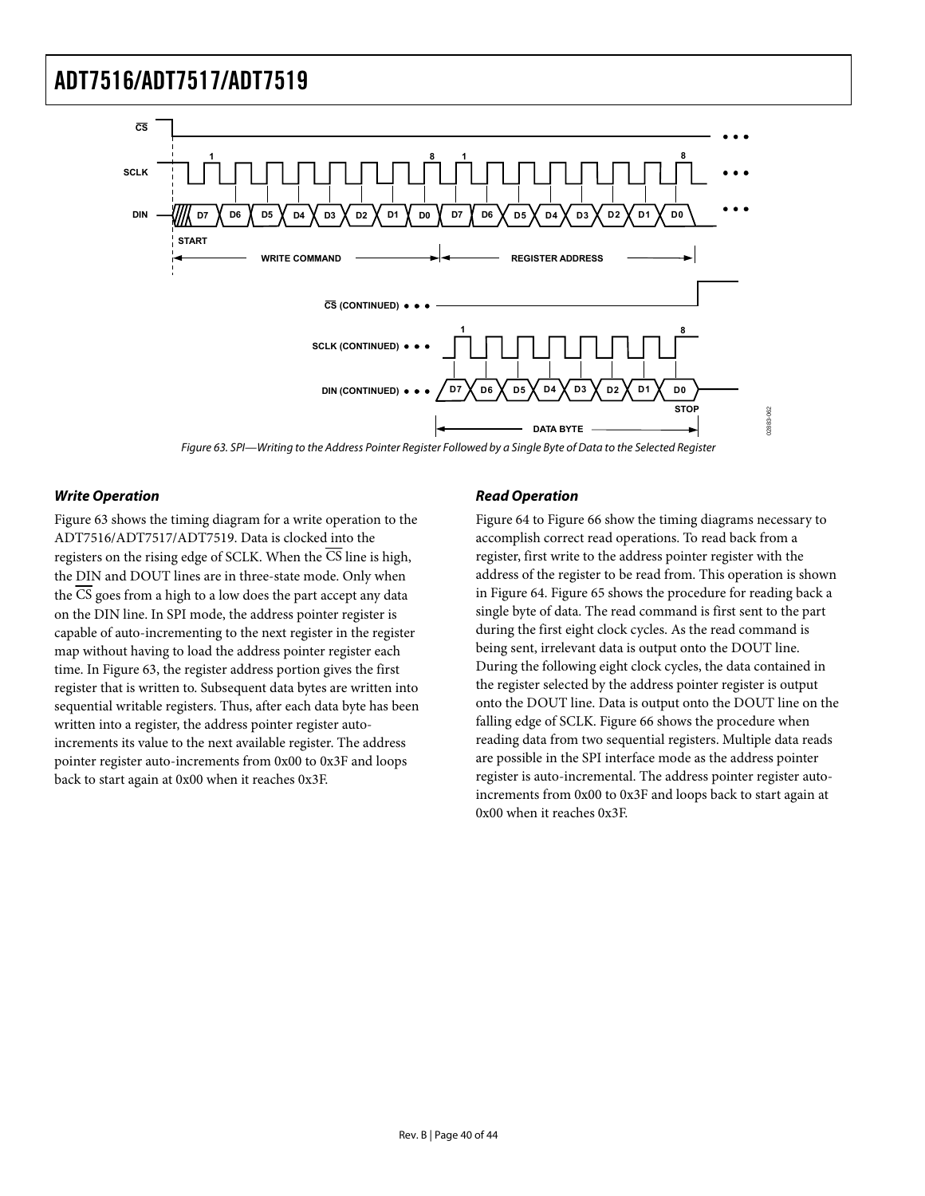Figure 63. SPI—Writing to the Address Pointer Register Followed by a Single Byte of Data to the Selected Register

### *Write Operation*

Figure 63 shows the timing diagram for a write operation to the ADT7516/ADT7517/ADT7519. Data is clocked into the registers on the rising edge of SCLK. When the $\overline{CS}$ line is high, the DIN and DOUT lines are in three-state mode. Only when the $\overline{CS}$ goes from a high to a low does the part accept any data on the DIN line. In SPI mode, the address pointer register is capable of auto-incrementing to the next register in the register map without having to load the address pointer register each time. In Figure 63, the register address portion gives the first register that is written to. Subsequent data bytes are written into sequential writable registers. Thus, after each data byte has been written into a register, the address pointer register auto-increments its value to the next available register. The address pointer register auto-increments from 0x00 to 0x3F and loops back to start again at 0x00 when it reaches 0x3F.

### *Read Operation*

Figure 64 to Figure 66 show the timing diagrams necessary to accomplish correct read operations. To read back from a register, first write to the address pointer register with the address of the register to be read from. This operation is shown in Figure 64. Figure 65 shows the procedure for reading back a single byte of data. The read command is first sent to the part during the first eight clock cycles. As the read command is being sent, irrelevant data is output onto the DOUT line. During the following eight clock cycles, the data contained in the register selected by the address pointer register is output onto the DOUT line. Data is output onto the DOUT line on the falling edge of SCLK. Figure 66 shows the procedure when reading data from two sequential registers. Multiple data reads are possible in the SPI interface mode as the address pointer register is auto-incremental. The address pointer register auto-increments from 0x00 to 0x3F and loops back to start again at 0x00 when it reaches 0x3F.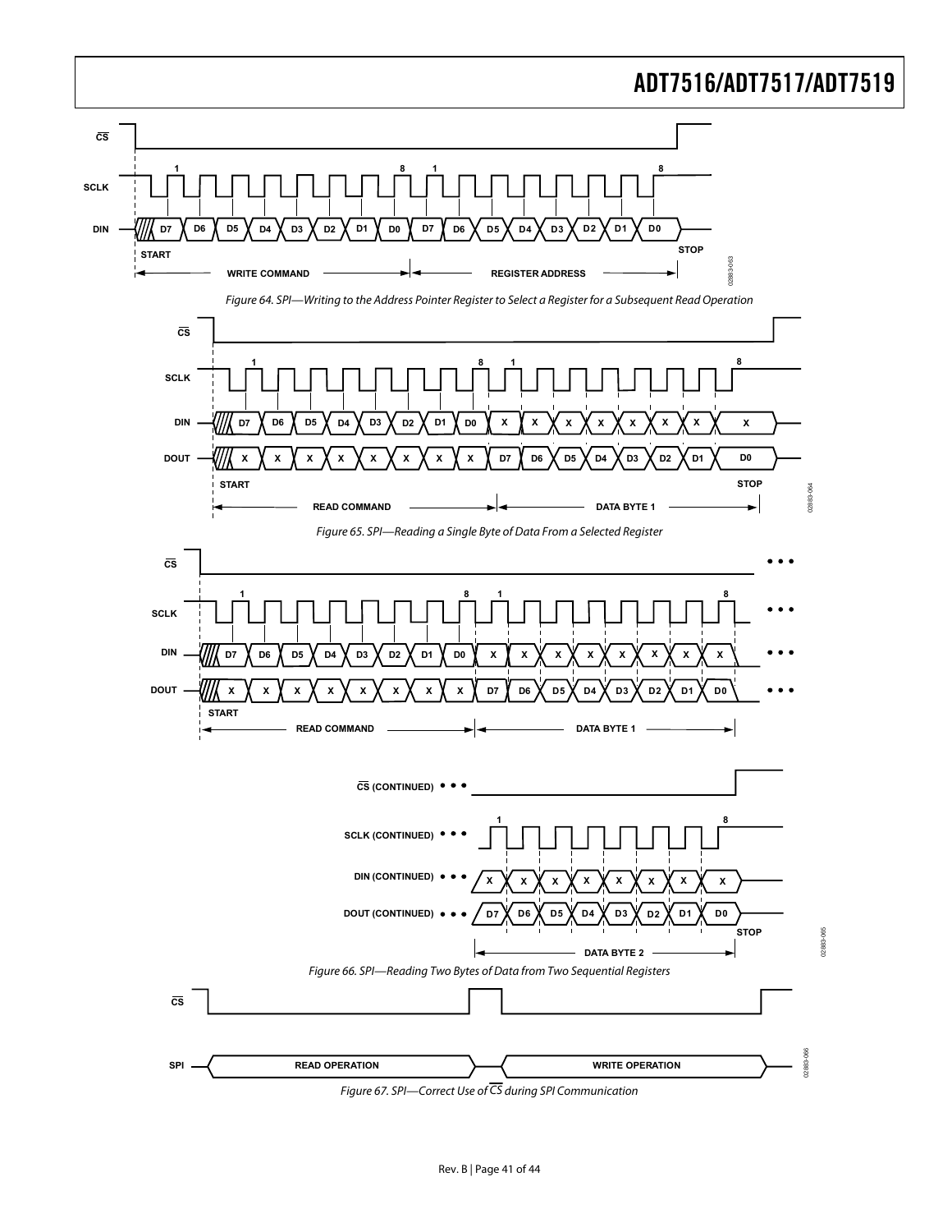Figure 64. SPI—Writing to the Address Pointer Register to Select a Register for a Subsequent Read Operation

Figure 65. SPI—Reading a Single Byte of Data From a Selected Register

Figure 66. SPI—Reading Two Bytes of Data from Two Sequential Registers

Figure 67. SPI—Correct Use of $\overline{CS}$ during SPI Communication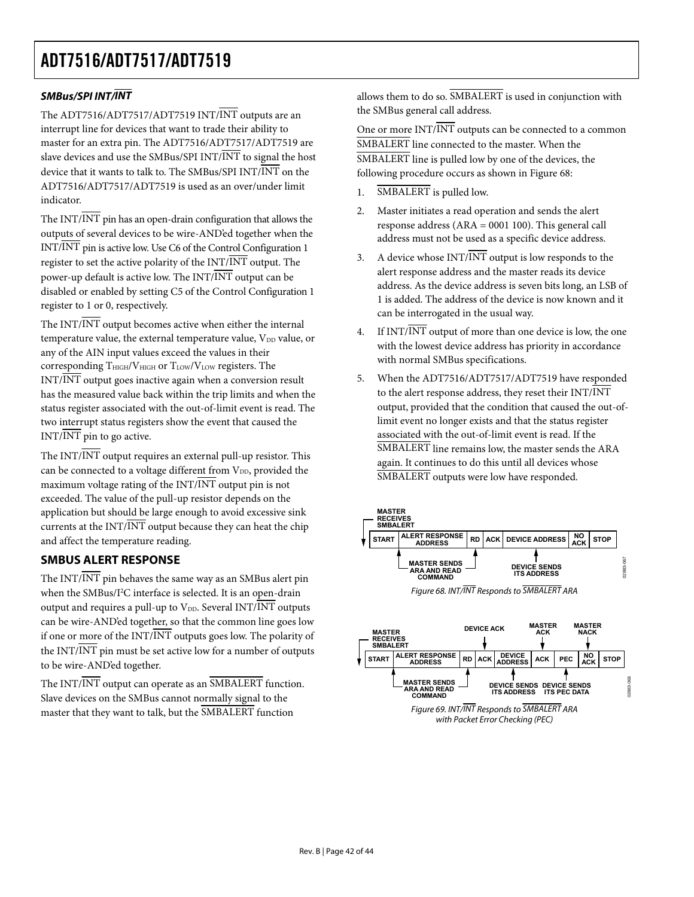### SMBus/SPI INT/$\overline{\text{INT}}$

The ADT7516/ADT7517/ADT7519 INT/$\overline{\text{INT}}$ outputs are an interrupt line for devices that want to trade their ability to master for an extra pin. The ADT7516/ADT7517/ADT7519 are slave devices and use the SMBus/SPI INT/$\overline{\text{INT}}$ to signal the host device that it wants to talk to. The SMBus/SPI INT/$\overline{\text{INT}}$ on the ADT7516/ADT7517/ADT7519 is used as an over/under limit indicator.

The INT/$\overline{\text{INT}}$ pin has an open-drain configuration that allows the outputs of several devices to be wire-AND'ed together when the INT/$\overline{\text{INT}}$ pin is active low. Use C6 of the Control Configuration 1 register to set the active polarity of the INT/$\overline{\text{INT}}$ output. The power-up default is active low. The INT/$\overline{\text{INT}}$ output can be disabled or enabled by setting C5 of the Control Configuration 1 register to 1 or 0, respectively.

The INT/$\overline{\text{INT}}$ output becomes active when either the internal temperature value, the external temperature value, $V_{DD}$ value, or any of the AIN input values exceed the values in their corresponding $T_{HIGH}$/$V_{HIGH}$ or $T_{LOW}$/$V_{LOW}$ registers. The INT/$\overline{\text{INT}}$ output goes inactive again when a conversion result has the measured value back within the trip limits and when the status register associated with the out-of-limit event is read. The two interrupt status registers show the event that caused the INT/$\overline{\text{INT}}$ pin to go active.

The INT/$\overline{\text{INT}}$ output requires an external pull-up resistor. This can be connected to a voltage different from $V_{DD}$, provided the maximum voltage rating of the INT/$\overline{\text{INT}}$ output pin is not exceeded. The value of the pull-up resistor depends on the application but should be large enough to avoid excessive sink currents at the INT/$\overline{\text{INT}}$ output because they can heat the chip and affect the temperature reading.

## SMBUS ALERT RESPONSE

The INT/$\overline{\text{INT}}$ pin behaves the same way as an SMBus alert pin when the SMBus/I²C interface is selected. It is an open-drain output and requires a pull-up to $V_{DD}$. Several INT/$\overline{\text{INT}}$ outputs can be wire-AND'ed together, so that the common line goes low if one or more of the INT/$\overline{\text{INT}}$ outputs goes low. The polarity of the INT/$\overline{\text{INT}}$ pin must be set active low for a number of outputs to be wire-AND'ed together.

The INT/$\overline{\text{INT}}$ output can operate as an $\overline{\text{SMBALERT}}$ function. Slave devices on the SMBus cannot normally signal to the master that they want to talk, but the $\overline{\text{SMBALERT}}$ function allows them to do so. $\overline{\text{SMBALERT}}$ is used in conjunction with the SMBus general call address.

One or more INT/$\overline{\text{INT}}$ outputs can be connected to a common $\overline{\text{SMBALERT}}$ line connected to the master. When the $\overline{\text{SMBALERT}}$ line is pulled low by one of the devices, the following procedure occurs as shown in Figure 68:

1. $\overline{\text{SMBALERT}}$ is pulled low.
2. Master initiates a read operation and sends the alert response address (ARA = 0001 100). This general call address must not be used as a specific device address.
3. A device whose INT/$\overline{\text{INT}}$ output is low responds to the alert response address and the master reads its device address. As the device address is seven bits long, an LSB of 1 is added. The address of the device is now known and it can be interrogated in the usual way.
4. If INT/$\overline{\text{INT}}$ output of more than one device is low, the one with the lowest device address has priority in accordance with normal SMBus specifications.
5. When the ADT7516/ADT7517/ADT7519 have responded to the alert response address, they reset their INT/$\overline{\text{INT}}$ output, provided that the condition that caused the out-of-limit event no longer exists and that the status register associated with the out-of-limit event is read. If the $\overline{\text{SMBALERT}}$ line remains low, the master sends the ARA again. It continues to do this until all devices whose $\overline{\text{SMBALERT}}$ outputs were low have responded.

| MASTER RECEIVES SMBALERT → START | ALERT RESPONSE ADDRESS | RD | ACK | DEVICE ADDRESS | NO ACK | STOP |
|---|---|---|---|---|---|---|
| | MASTER SENDS ARA AND READ COMMAND | | | DEVICE SENDS ITS ADDRESS | | |

*Figure 68. INT/$\overline{\text{INT}}$ Responds to $\overline{\text{SMBALERT}}$ ARA*

| MASTER RECEIVES SMBALERT → START | ALERT RESPONSE ADDRESS | RD | ACK (DEVICE ACK) | DEVICE ADDRESS | ACK (MASTER ACK) | PEC | NO ACK (MASTER NACK) | STOP |
|---|---|---|---|---|---|---|---|---|
| | MASTER SENDS ARA AND READ COMMAND | | | DEVICE SENDS ITS ADDRESS | | DEVICE SENDS ITS PEC DATA | | |

*Figure 69. INT/$\overline{\text{INT}}$ Responds to $\overline{\text{SMBALERT}}$ ARA with Packet Error Checking (PEC)*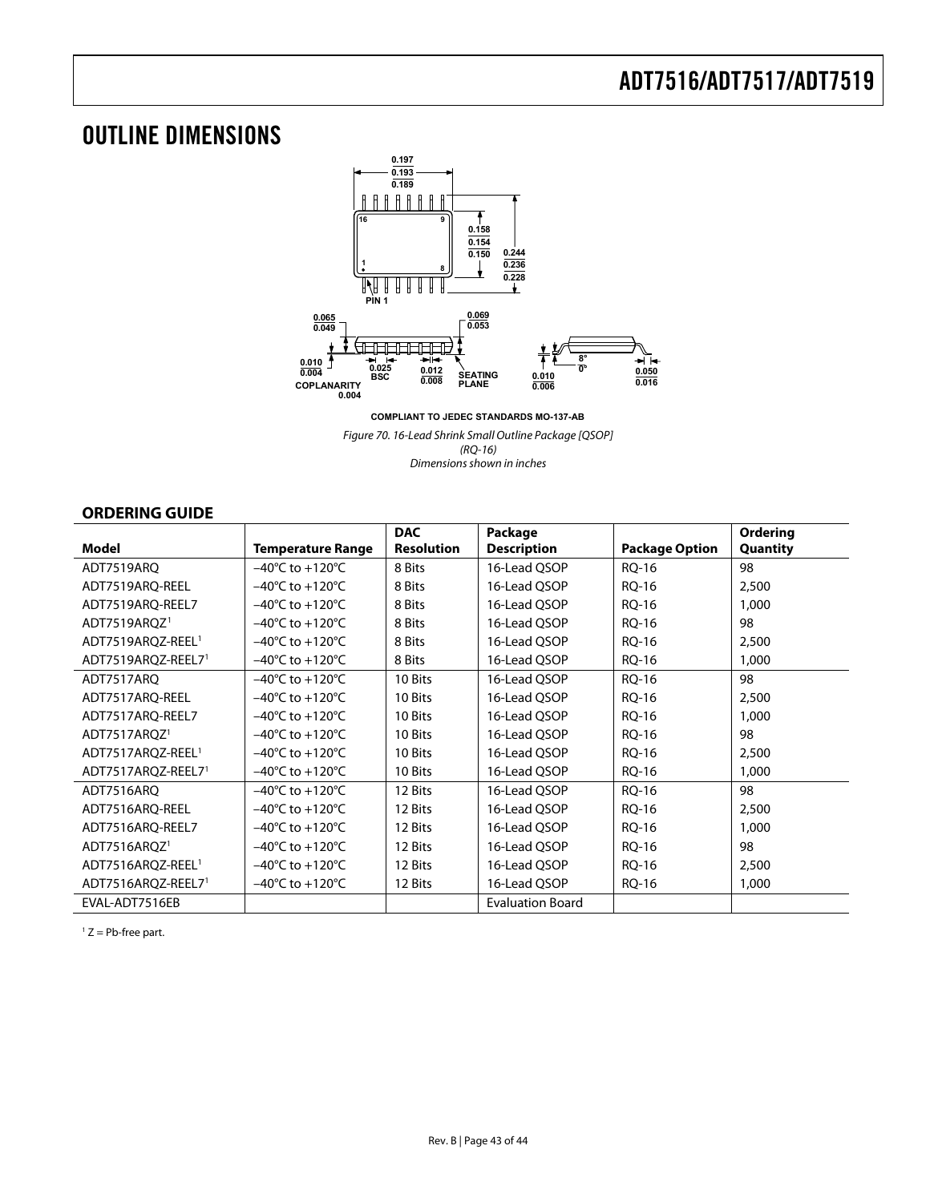# OUTLINE DIMENSIONS

COMPLIANT TO JEDEC STANDARDS MO-137-AB

*Figure 70. 16-Lead Shrink Small Outline Package [QSOP] (RQ-16) Dimensions shown in inches*

## ORDERING GUIDE

| Model | Temperature Range | DAC Resolution | Package Description | Package Option | Ordering Quantity |
|---|---|---|---|---|---|
| ADT7519ARQ | –40°C to +120°C | 8 Bits | 16-Lead QSOP | RQ-16 | 98 |
| ADT7519ARQ-REEL | –40°C to +120°C | 8 Bits | 16-Lead QSOP | RQ-16 | 2,500 |
| ADT7519ARQ-REEL7 | –40°C to +120°C | 8 Bits | 16-Lead QSOP | RQ-16 | 1,000 |
| ADT7519ARQZ[1] | –40°C to +120°C | 8 Bits | 16-Lead QSOP | RQ-16 | 98 |
| ADT7519ARQZ-REEL[1] | –40°C to +120°C | 8 Bits | 16-Lead QSOP | RQ-16 | 2,500 |
| ADT7519ARQZ-REEL7[1] | –40°C to +120°C | 8 Bits | 16-Lead QSOP | RQ-16 | 1,000 |
| ADT7517ARQ | –40°C to +120°C | 10 Bits | 16-Lead QSOP | RQ-16 | 98 |
| ADT7517ARQ-REEL | –40°C to +120°C | 10 Bits | 16-Lead QSOP | RQ-16 | 2,500 |
| ADT7517ARQ-REEL7 | –40°C to +120°C | 10 Bits | 16-Lead QSOP | RQ-16 | 1,000 |
| ADT7517ARQZ[1] | –40°C to +120°C | 10 Bits | 16-Lead QSOP | RQ-16 | 98 |
| ADT7517ARQZ-REEL[1] | –40°C to +120°C | 10 Bits | 16-Lead QSOP | RQ-16 | 2,500 |
| ADT7517ARQZ-REEL7[1] | –40°C to +120°C | 10 Bits | 16-Lead QSOP | RQ-16 | 1,000 |
| ADT7516ARQ | –40°C to +120°C | 12 Bits | 16-Lead QSOP | RQ-16 | 98 |
| ADT7516ARQ-REEL | –40°C to +120°C | 12 Bits | 16-Lead QSOP | RQ-16 | 2,500 |
| ADT7516ARQ-REEL7 | –40°C to +120°C | 12 Bits | 16-Lead QSOP | RQ-16 | 1,000 |
| ADT7516ARQZ[1] | –40°C to +120°C | 12 Bits | 16-Lead QSOP | RQ-16 | 98 |
| ADT7516ARQZ-REEL[1] | –40°C to +120°C | 12 Bits | 16-Lead QSOP | RQ-16 | 2,500 |
| ADT7516ARQZ-REEL7[1] | –40°C to +120°C | 12 Bits | 16-Lead QSOP | RQ-16 | 1,000 |
| EVAL-ADT7516EB | | | Evaluation Board | | |

[1] Z = Pb-free part.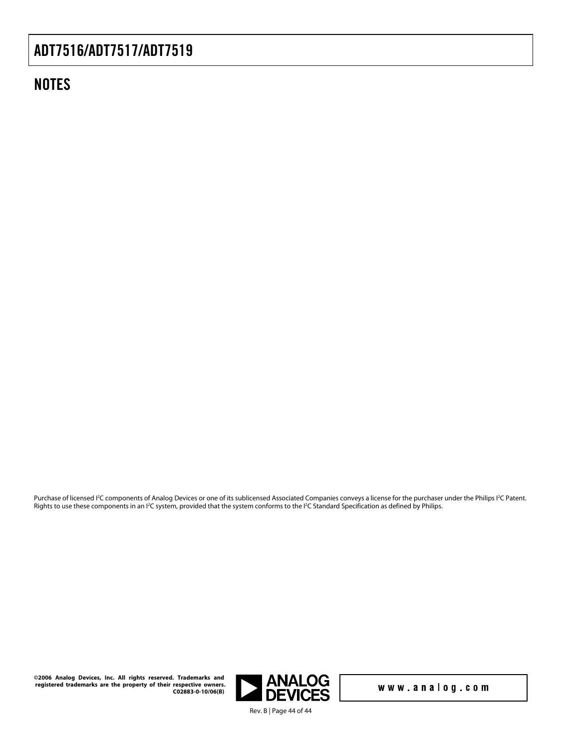## NOTES

Purchase of licensed I$^2$C components of Analog Devices or one of its sublicensed Associated Companies conveys a license for the purchaser under the Philips I$^2$C Patent. Rights to use these components in an I$^2$C system, provided that the system conforms to the I$^2$C Standard Specification as defined by Philips.

**©2006 Analog Devices, Inc. All rights reserved. Trademarks and registered trademarks are the property of their respective owners. C02883-0-10/06(B)**

ANALOG DEVICES

www.analog.com